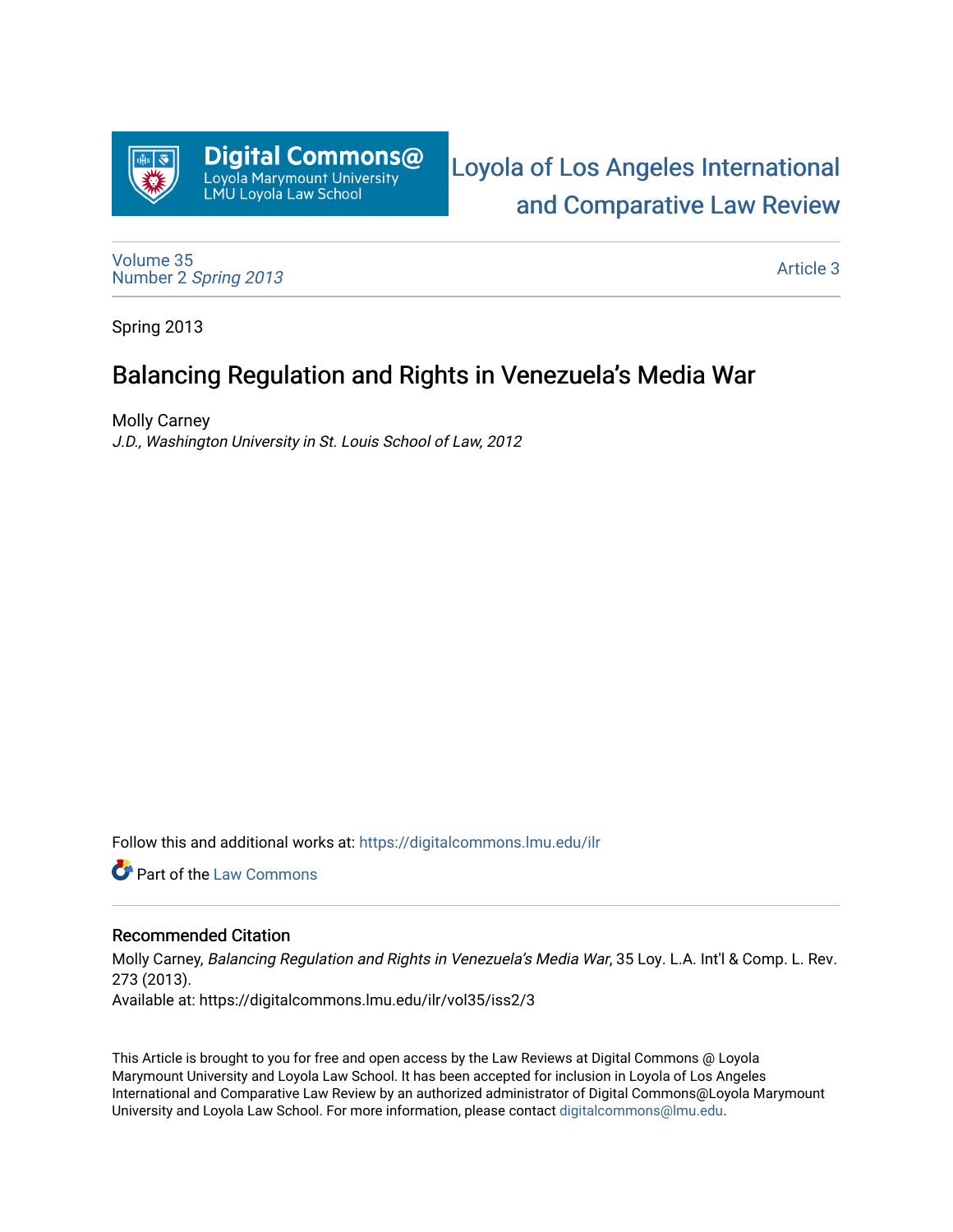Digital Commons@
Loyola Marymount University
LMU Loyola Law School

Loyola of Los Angeles International and Comparative Law Review

Volume 35
Number 2 *Spring 2013*

Article 3

Spring 2013

# Balancing Regulation and Rights in Venezuela's Media War

Molly Carney
*J.D., Washington University in St. Louis School of Law, 2012*

Follow this and additional works at: https://digitalcommons.lmu.edu/ilr

Part of the Law Commons

## Recommended Citation

Molly Carney, *Balancing Regulation and Rights in Venezuela's Media War*, 35 Loy. L.A. Int'l & Comp. L. Rev. 273 (2013).
Available at: https://digitalcommons.lmu.edu/ilr/vol35/iss2/3

This Article is brought to you for free and open access by the Law Reviews at Digital Commons @ Loyola Marymount University and Loyola Law School. It has been accepted for inclusion in Loyola of Los Angeles International and Comparative Law Review by an authorized administrator of Digital Commons@Loyola Marymount University and Loyola Law School. For more information, please contact digitalcommons@lmu.edu.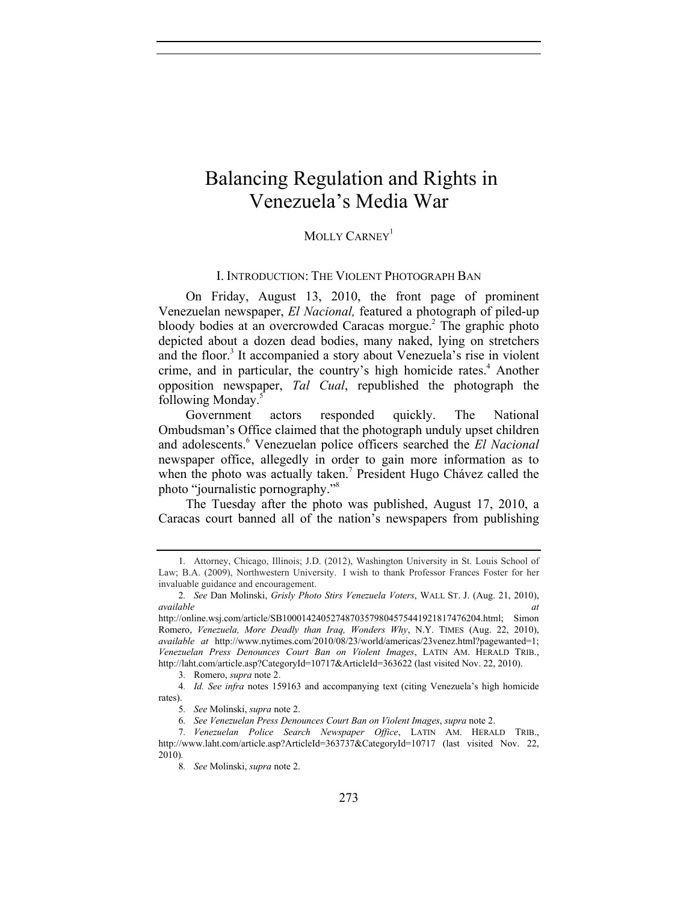# Balancing Regulation and Rights in Venezuela's Media War

MOLLY CARNEY[1]

## I. INTRODUCTION: THE VIOLENT PHOTOGRAPH BAN

On Friday, August 13, 2010, the front page of prominent Venezuelan newspaper, *El Nacional,* featured a photograph of piled-up bloody bodies at an overcrowded Caracas morgue.[2] The graphic photo depicted about a dozen dead bodies, many naked, lying on stretchers and the floor.[3] It accompanied a story about Venezuela's rise in violent crime, and in particular, the country's high homicide rates.[4] Another opposition newspaper, *Tal Cual*, republished the photograph the following Monday.[5]

Government actors responded quickly. The National Ombudsman's Office claimed that the photograph unduly upset children and adolescents.[6] Venezuelan police officers searched the *El Nacional* newspaper office, allegedly in order to gain more information as to when the photo was actually taken.[7] President Hugo Chávez called the photo "journalistic pornography."[8]

The Tuesday after the photo was published, August 17, 2010, a Caracas court banned all of the nation's newspapers from publishing

---

1. Attorney, Chicago, Illinois; J.D. (2012), Washington University in St. Louis School of Law; B.A. (2009), Northwestern University. I wish to thank Professor Frances Foster for her invaluable guidance and encouragement.

2. *See* Dan Molinski, *Grisly Photo Stirs Venezuela Voters*, WALL ST. J. (Aug. 21, 2010), *available at* http://online.wsj.com/article/SB10001424052748703579804575441921817476204.html; Simon Romero, *Venezuela, More Deadly than Iraq, Wonders Why*, N.Y. TIMES (Aug. 22, 2010), *available at* http://www.nytimes.com/2010/08/23/world/americas/23venez.html?pagewanted=1; *Venezuelan Press Denounces Court Ban on Violent Images*, LATIN AM. HERALD TRIB., http://laht.com/article.asp?CategoryId=10717&ArticleId=363622 (last visited Nov. 22, 2010).

3. Romero, *supra* note 2.

4. *Id. See infra* notes 159163 and accompanying text (citing Venezuela's high homicide rates).

5. *See* Molinski, *supra* note 2.

6. *See Venezuelan Press Denounces Court Ban on Violent Images*, *supra* note 2.

7. *Venezuelan Police Search Newspaper Office*, LATIN AM. HERALD TRIB., http://www.laht.com/article.asp?ArticleId=363737&CategoryId=10717 (last visited Nov. 22, 2010).

8. *See* Molinski, *supra* note 2.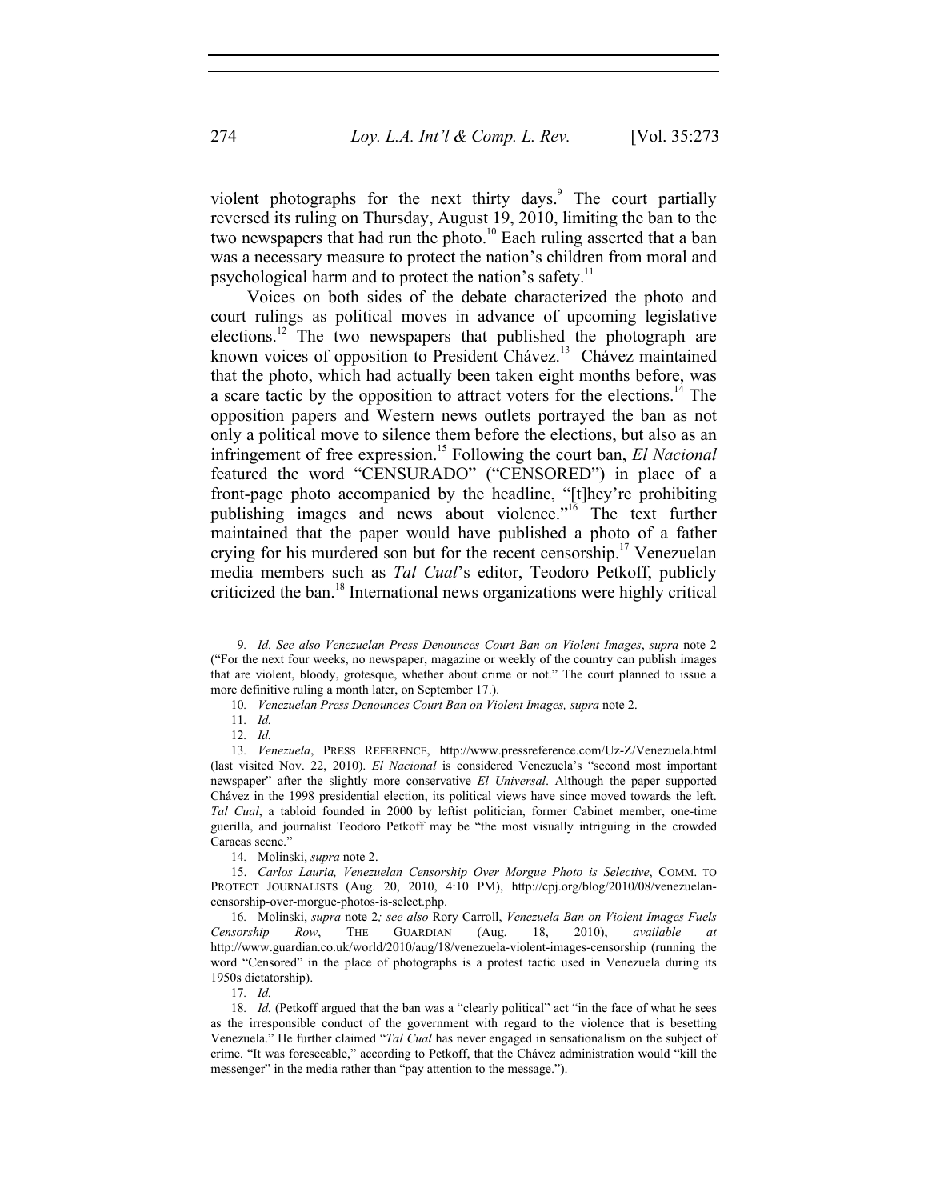violent photographs for the next thirty days.[9] The court partially reversed its ruling on Thursday, August 19, 2010, limiting the ban to the two newspapers that had run the photo.[10] Each ruling asserted that a ban was a necessary measure to protect the nation's children from moral and psychological harm and to protect the nation's safety.[11]

Voices on both sides of the debate characterized the photo and court rulings as political moves in advance of upcoming legislative elections.[12] The two newspapers that published the photograph are known voices of opposition to President Chávez.[13] Chávez maintained that the photo, which had actually been taken eight months before, was a scare tactic by the opposition to attract voters for the elections.[14] The opposition papers and Western news outlets portrayed the ban as not only a political move to silence them before the elections, but also as an infringement of free expression.[15] Following the court ban, *El Nacional* featured the word "CENSURADO" ("CENSORED") in place of a front-page photo accompanied by the headline, "[t]hey're prohibiting publishing images and news about violence."[16] The text further maintained that the paper would have published a photo of a father crying for his murdered son but for the recent censorship.[17] Venezuelan media members such as *Tal Cual*'s editor, Teodoro Petkoff, publicly criticized the ban.[18] International news organizations were highly critical

---

9. *Id. See also Venezuelan Press Denounces Court Ban on Violent Images*, *supra* note 2 ("For the next four weeks, no newspaper, magazine or weekly of the country can publish images that are violent, bloody, grotesque, whether about crime or not." The court planned to issue a more definitive ruling a month later, on September 17.).

10. *Venezuelan Press Denounces Court Ban on Violent Images, supra* note 2.

11. *Id.*

12. *Id.*

13. *Venezuela*, PRESS REFERENCE, http://www.pressreference.com/Uz-Z/Venezuela.html (last visited Nov. 22, 2010). *El Nacional* is considered Venezuela's "second most important newspaper" after the slightly more conservative *El Universal*. Although the paper supported Chávez in the 1998 presidential election, its political views have since moved towards the left. *Tal Cual*, a tabloid founded in 2000 by leftist politician, former Cabinet member, one-time guerilla, and journalist Teodoro Petkoff may be "the most visually intriguing in the crowded Caracas scene."

14. Molinski, *supra* note 2.

15. *Carlos Lauria, Venezuelan Censorship Over Morgue Photo is Selective*, COMM. TO PROTECT JOURNALISTS (Aug. 20, 2010, 4:10 PM), http://cpj.org/blog/2010/08/venezuelan-censorship-over-morgue-photos-is-select.php.

16. Molinski, *supra* note 2*; see also* Rory Carroll, *Venezuela Ban on Violent Images Fuels Censorship Row*, THE GUARDIAN (Aug. 18, 2010), *available at* http://www.guardian.co.uk/world/2010/aug/18/venezuela-violent-images-censorship (running the word "Censored" in the place of photographs is a protest tactic used in Venezuela during its 1950s dictatorship).

17. *Id.*

18. *Id.* (Petkoff argued that the ban was a "clearly political" act "in the face of what he sees as the irresponsible conduct of the government with regard to the violence that is besetting Venezuela." He further claimed "*Tal Cual* has never engaged in sensationalism on the subject of crime. "It was foreseeable," according to Petkoff, that the Chávez administration would "kill the messenger" in the media rather than "pay attention to the message.").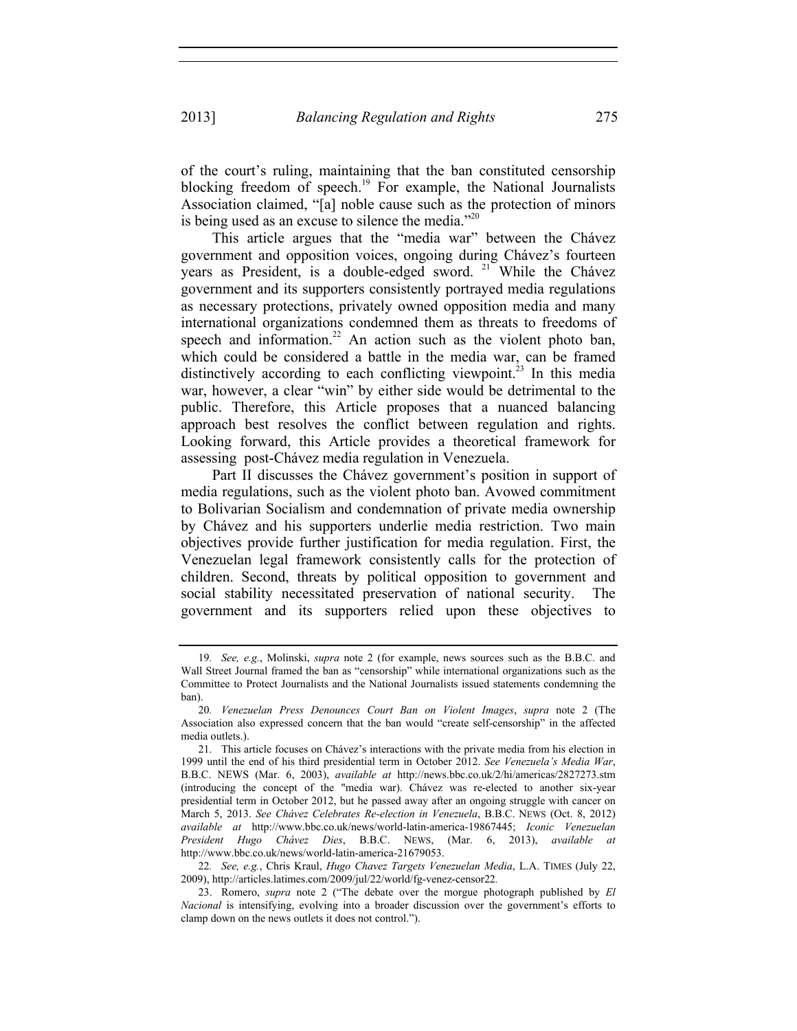of the court's ruling, maintaining that the ban constituted censorship blocking freedom of speech.[19] For example, the National Journalists Association claimed, "[a] noble cause such as the protection of minors is being used as an excuse to silence the media."[20]

This article argues that the "media war" between the Chávez government and opposition voices, ongoing during Chávez's fourteen years as President, is a double-edged sword.[21] While the Chávez government and its supporters consistently portrayed media regulations as necessary protections, privately owned opposition media and many international organizations condemned them as threats to freedoms of speech and information.[22] An action such as the violent photo ban, which could be considered a battle in the media war, can be framed distinctively according to each conflicting viewpoint.[23] In this media war, however, a clear "win" by either side would be detrimental to the public. Therefore, this Article proposes that a nuanced balancing approach best resolves the conflict between regulation and rights. Looking forward, this Article provides a theoretical framework for assessing post-Chávez media regulation in Venezuela.

Part II discusses the Chávez government's position in support of media regulations, such as the violent photo ban. Avowed commitment to Bolivarian Socialism and condemnation of private media ownership by Chávez and his supporters underlie media restriction. Two main objectives provide further justification for media regulation. First, the Venezuelan legal framework consistently calls for the protection of children. Second, threats by political opposition to government and social stability necessitated preservation of national security. The government and its supporters relied upon these objectives to

---

19. *See, e.g.*, Molinski, *supra* note 2 (for example, news sources such as the B.B.C. and Wall Street Journal framed the ban as "censorship" while international organizations such as the Committee to Protect Journalists and the National Journalists issued statements condemning the ban).

20. *Venezuelan Press Denounces Court Ban on Violent Images*, *supra* note 2 (The Association also expressed concern that the ban would "create self-censorship" in the affected media outlets.).

21. This article focuses on Chávez's interactions with the private media from his election in 1999 until the end of his third presidential term in October 2012. *See Venezuela's Media War*, B.B.C. NEWS (Mar. 6, 2003), *available at* http://news.bbc.co.uk/2/hi/americas/2827273.stm (introducing the concept of the "media war). Chávez was re-elected to another six-year presidential term in October 2012, but he passed away after an ongoing struggle with cancer on March 5, 2013. *See Chávez Celebrates Re-election in Venezuela*, B.B.C. NEWS (Oct. 8, 2012) *available at* http://www.bbc.co.uk/news/world-latin-america-19867445; *Iconic Venezuelan President Hugo Chávez Dies*, B.B.C. NEWS, (Mar. 6, 2013), *available at* http://www.bbc.co.uk/news/world-latin-america-21679053.

22. *See, e.g.*, Chris Kraul, *Hugo Chavez Targets Venezuelan Media*, L.A. TIMES (July 22, 2009), http://articles.latimes.com/2009/jul/22/world/fg-venez-censor22.

23. Romero, *supra* note 2 ("The debate over the morgue photograph published by *El Nacional* is intensifying, evolving into a broader discussion over the government's efforts to clamp down on the news outlets it does not control.").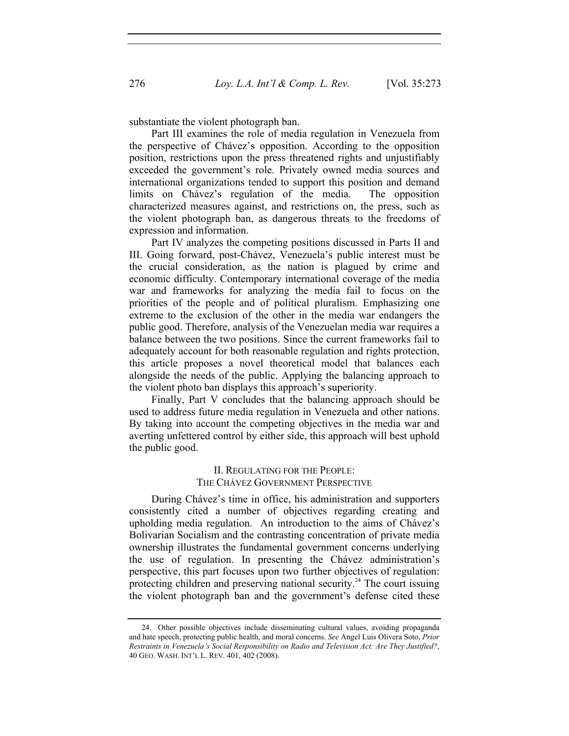substantiate the violent photograph ban.

Part III examines the role of media regulation in Venezuela from the perspective of Chávez's opposition. According to the opposition position, restrictions upon the press threatened rights and unjustifiably exceeded the government's role. Privately owned media sources and international organizations tended to support this position and demand limits on Chávez's regulation of the media. The opposition characterized measures against, and restrictions on, the press, such as the violent photograph ban, as dangerous threats to the freedoms of expression and information.

Part IV analyzes the competing positions discussed in Parts II and III. Going forward, post-Chávez, Venezuela's public interest must be the crucial consideration, as the nation is plagued by crime and economic difficulty. Contemporary international coverage of the media war and frameworks for analyzing the media fail to focus on the priorities of the people and of political pluralism. Emphasizing one extreme to the exclusion of the other in the media war endangers the public good. Therefore, analysis of the Venezuelan media war requires a balance between the two positions. Since the current frameworks fail to adequately account for both reasonable regulation and rights protection, this article proposes a novel theoretical model that balances each alongside the needs of the public. Applying the balancing approach to the violent photo ban displays this approach's superiority.

Finally, Part V concludes that the balancing approach should be used to address future media regulation in Venezuela and other nations. By taking into account the competing objectives in the media war and averting unfettered control by either side, this approach will best uphold the public good.

## II. Regulating for the People: The Chávez Government Perspective

During Chávez's time in office, his administration and supporters consistently cited a number of objectives regarding creating and upholding media regulation. An introduction to the aims of Chávez's Bolivarian Socialism and the contrasting concentration of private media ownership illustrates the fundamental government concerns underlying the use of regulation. In presenting the Chávez administration's perspective, this part focuses upon two further objectives of regulation: protecting children and preserving national security.[24] The court issuing the violent photograph ban and the government's defense cited these

---

24. Other possible objectives include disseminating cultural values, avoiding propaganda and hate speech, protecting public health, and moral concerns. *See* Angel Luis Olivera Soto, *Prior Restraints in Venezuela's Social Responsibility on Radio and Television Act: Are They Justified?*, 40 Geo. Wash. Int'l L. Rev. 401, 402 (2008).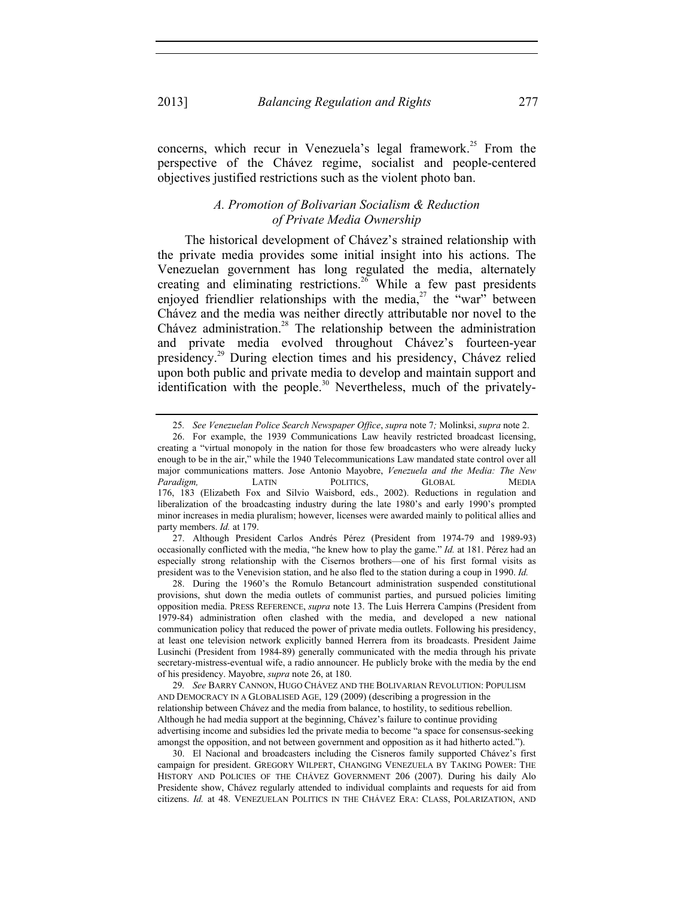concerns, which recur in Venezuela's legal framework.[25] From the perspective of the Chávez regime, socialist and people-centered objectives justified restrictions such as the violent photo ban.

### *A. Promotion of Bolivarian Socialism & Reduction of Private Media Ownership*

The historical development of Chávez's strained relationship with the private media provides some initial insight into his actions. The Venezuelan government has long regulated the media, alternately creating and eliminating restrictions.[26] While a few past presidents enjoyed friendlier relationships with the media,[27] the "war" between Chávez and the media was neither directly attributable nor novel to the Chávez administration.[28] The relationship between the administration and private media evolved throughout Chávez's fourteen-year presidency.[29] During election times and his presidency, Chávez relied upon both public and private media to develop and maintain support and identification with the people.[30] Nevertheless, much of the privately-

---

25. *See Venezuelan Police Search Newspaper Office*, *supra* note 7*;* Molinksi, *supra* note 2.

26. For example, the 1939 Communications Law heavily restricted broadcast licensing, creating a "virtual monopoly in the nation for those few broadcasters who were already lucky enough to be in the air," while the 1940 Telecommunications Law mandated state control over all major communications matters. Jose Antonio Mayobre, *Venezuela and the Media: The New Paradigm,* LATIN POLITICS, GLOBAL MEDIA 176, 183 (Elizabeth Fox and Silvio Waisbord, eds., 2002). Reductions in regulation and liberalization of the broadcasting industry during the late 1980's and early 1990's prompted minor increases in media pluralism; however, licenses were awarded mainly to political allies and party members. *Id.* at 179.

27. Although President Carlos Andrés Pérez (President from 1974-79 and 1989-93) occasionally conflicted with the media, "he knew how to play the game." *Id.* at 181. Pérez had an especially strong relationship with the Cisernos brothers—one of his first formal visits as president was to the Venevision station, and he also fled to the station during a coup in 1990. *Id.*

28. During the 1960's the Romulo Betancourt administration suspended constitutional provisions, shut down the media outlets of communist parties, and pursued policies limiting opposition media. PRESS REFERENCE, *supra* note 13. The Luis Herrera Campins (President from 1979-84) administration often clashed with the media, and developed a new national communication policy that reduced the power of private media outlets. Following his presidency, at least one television network explicitly banned Herrera from its broadcasts. President Jaime Lusinchi (President from 1984-89) generally communicated with the media through his private secretary-mistress-eventual wife, a radio announcer. He publicly broke with the media by the end of his presidency. Mayobre, *supra* note 26, at 180.

29. *See* BARRY CANNON, HUGO CHÁVEZ AND THE BOLIVARIAN REVOLUTION: POPULISM AND DEMOCRACY IN A GLOBALISED AGE, 129 (2009) (describing a progression in the relationship between Chávez and the media from balance, to hostility, to seditious rebellion. Although he had media support at the beginning, Chávez's failure to continue providing advertising income and subsidies led the private media to become "a space for consensus-seeking amongst the opposition, and not between government and opposition as it had hitherto acted.").

30. El Nacional and broadcasters including the Cisneros family supported Chávez's first campaign for president. GREGORY WILPERT, CHANGING VENEZUELA BY TAKING POWER: THE HISTORY AND POLICIES OF THE CHÁVEZ GOVERNMENT 206 (2007). During his daily Alo Presidente show, Chávez regularly attended to individual complaints and requests for aid from citizens. *Id.* at 48. VENEZUELAN POLITICS IN THE CHÁVEZ ERA: CLASS, POLARIZATION, AND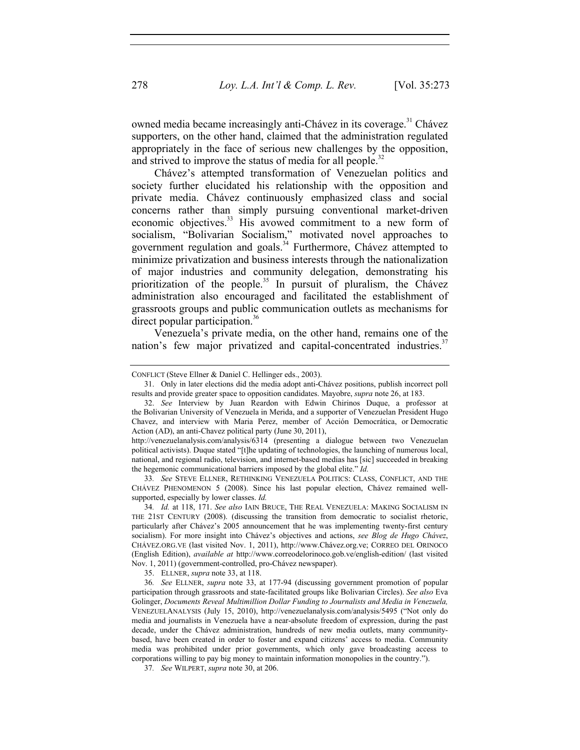owned media became increasingly anti-Chávez in its coverage.[31] Chávez supporters, on the other hand, claimed that the administration regulated appropriately in the face of serious new challenges by the opposition, and strived to improve the status of media for all people.[32]

Chávez's attempted transformation of Venezuelan politics and society further elucidated his relationship with the opposition and private media. Chávez continuously emphasized class and social concerns rather than simply pursuing conventional market-driven economic objectives.[33] His avowed commitment to a new form of socialism, "Bolivarian Socialism," motivated novel approaches to government regulation and goals.[34] Furthermore, Chávez attempted to minimize privatization and business interests through the nationalization of major industries and community delegation, demonstrating his prioritization of the people.[35] In pursuit of pluralism, the Chávez administration also encouraged and facilitated the establishment of grassroots groups and public communication outlets as mechanisms for direct popular participation.[36]

Venezuela's private media, on the other hand, remains one of the nation's few major privatized and capital-concentrated industries.[37]

---

CONFLICT (Steve Ellner & Daniel C. Hellinger eds., 2003).

31. Only in later elections did the media adopt anti-Chávez positions, publish incorrect poll results and provide greater space to opposition candidates. Mayobre, *supra* note 26, at 183.

32. *See* Interview by Juan Reardon with Edwin Chirinos Duque, a professor at the Bolivarian University of Venezuela in Merida, and a supporter of Venezuelan President Hugo Chavez, and interview with Maria Perez, member of Acción Democrática, or Democratic Action (AD), an anti-Chavez political party (June 30, 2011), http://venezuelanalysis.com/analysis/6314 (presenting a dialogue between two Venezuelan political activists). Duque stated "[t]he updating of technologies, the launching of numerous local, national, and regional radio, television, and internet-based medias has [sic] succeeded in breaking the hegemonic communicational barriers imposed by the global elite." *Id.*

33. *See* STEVE ELLNER, RETHINKING VENEZUELA POLITICS: CLASS, CONFLICT, AND THE CHÁVEZ PHENOMENON 5 (2008). Since his last popular election, Chávez remained well-supported, especially by lower classes. *Id.*

34. *Id.* at 118, 171. *See also* IAIN BRUCE, THE REAL VENEZUELA: MAKING SOCIALISM IN THE 21ST CENTURY (2008). (discussing the transition from democratic to socialist rhetoric, particularly after Chávez's 2005 announcement that he was implementing twenty-first century socialism). For more insight into Chávez's objectives and actions, *see Blog de Hugo Chávez*, CHÁVEZ.ORG.VE (last visited Nov. 1, 2011), http://www.Chávez.org.ve; CORREO DEL ORINOCO (English Edition), *available at* http://www.correodelorinoco.gob.ve/english-edition/ (last visited Nov. 1, 2011) (government-controlled, pro-Chávez newspaper).

35. ELLNER, *supra* note 33, at 118.

36. *See* ELLNER, *supra* note 33, at 177-94 (discussing government promotion of popular participation through grassroots and state-facilitated groups like Bolivarian Circles). *See also* Eva Golinger, *Documents Reveal Multimillion Dollar Funding to Journalists and Media in Venezuela,* VENEZUELANALYSIS (July 15, 2010), http://venezuelanalysis.com/analysis/5495 ("Not only do media and journalists in Venezuela have a near-absolute freedom of expression, during the past decade, under the Chávez administration, hundreds of new media outlets, many community-based, have been created in order to foster and expand citizens' access to media. Community media was prohibited under prior governments, which only gave broadcasting access to corporations willing to pay big money to maintain information monopolies in the country.").

37. *See* WILPERT, *supra* note 30, at 206.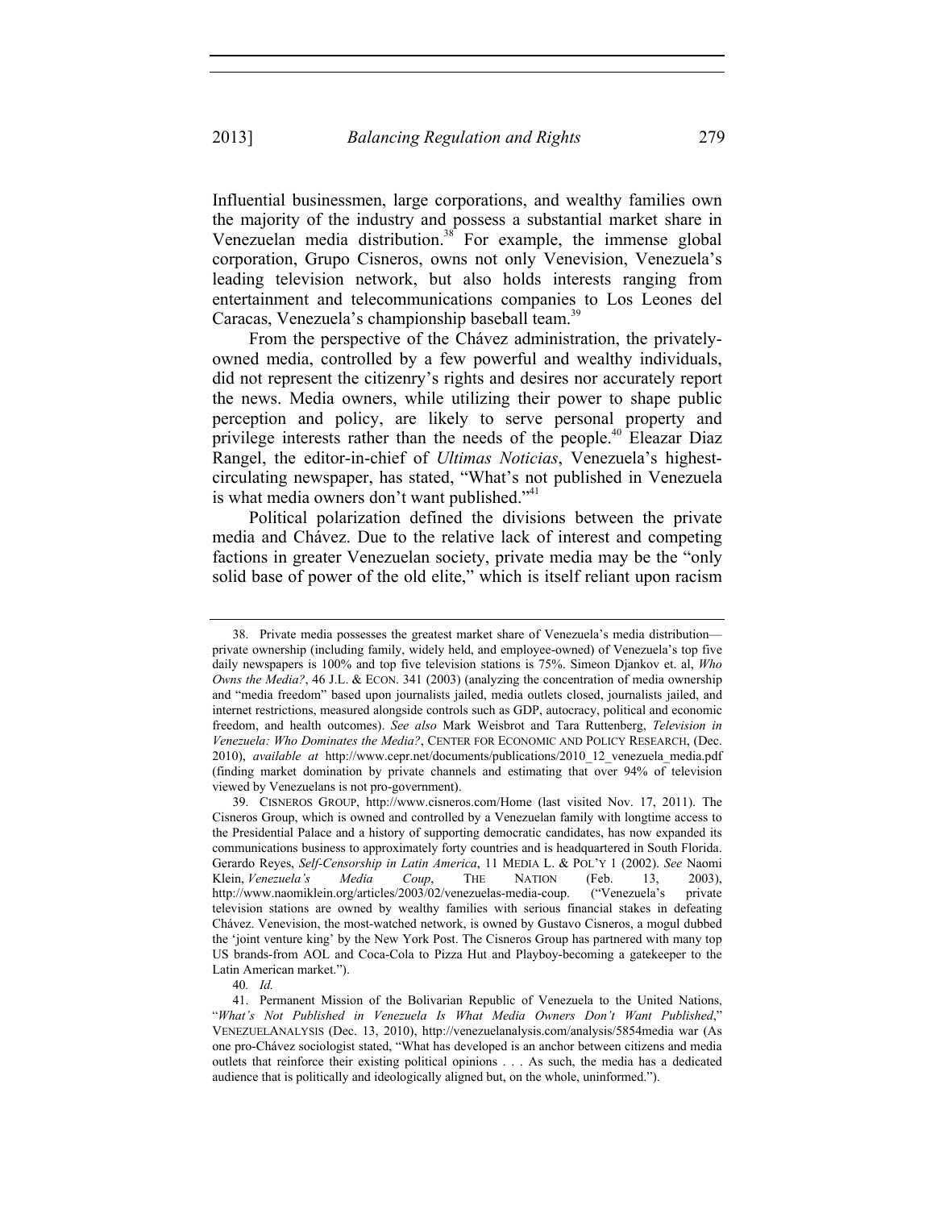Influential businessmen, large corporations, and wealthy families own the majority of the industry and possess a substantial market share in Venezuelan media distribution.[38] For example, the immense global corporation, Grupo Cisneros, owns not only Venevision, Venezuela's leading television network, but also holds interests ranging from entertainment and telecommunications companies to Los Leones del Caracas, Venezuela's championship baseball team.[39]

From the perspective of the Chávez administration, the privately-owned media, controlled by a few powerful and wealthy individuals, did not represent the citizenry's rights and desires nor accurately report the news. Media owners, while utilizing their power to shape public perception and policy, are likely to serve personal property and privilege interests rather than the needs of the people.[40] Eleazar Diaz Rangel, the editor-in-chief of *Ultimas Noticias*, Venezuela's highest-circulating newspaper, has stated, "What's not published in Venezuela is what media owners don't want published."[41]

Political polarization defined the divisions between the private media and Chávez. Due to the relative lack of interest and competing factions in greater Venezuelan society, private media may be the "only solid base of power of the old elite," which is itself reliant upon racism

---

38. Private media possesses the greatest market share of Venezuela's media distribution—private ownership (including family, widely held, and employee-owned) of Venezuela's top five daily newspapers is 100% and top five television stations is 75%. Simeon Djankov et. al, *Who Owns the Media?*, 46 J.L. & ECON. 341 (2003) (analyzing the concentration of media ownership and "media freedom" based upon journalists jailed, media outlets closed, journalists jailed, and internet restrictions, measured alongside controls such as GDP, autocracy, political and economic freedom, and health outcomes). *See also* Mark Weisbrot and Tara Ruttenberg, *Television in Venezuela: Who Dominates the Media?*, CENTER FOR ECONOMIC AND POLICY RESEARCH, (Dec. 2010), *available at* http://www.cepr.net/documents/publications/2010_12_venezuela_media.pdf (finding market domination by private channels and estimating that over 94% of television viewed by Venezuelans is not pro-government).

39. CISNEROS GROUP, http://www.cisneros.com/Home (last visited Nov. 17, 2011). The Cisneros Group, which is owned and controlled by a Venezuelan family with longtime access to the Presidential Palace and a history of supporting democratic candidates, has now expanded its communications business to approximately forty countries and is headquartered in South Florida. Gerardo Reyes, *Self-Censorship in Latin America*, 11 MEDIA L. & POL'Y 1 (2002). *See* Naomi Klein, *Venezuela's Media Coup*, THE NATION (Feb. 13, 2003), http://www.naomiklein.org/articles/2003/02/venezuelas-media-coup. ("Venezuela's private television stations are owned by wealthy families with serious financial stakes in defeating Chávez. Venevision, the most-watched network, is owned by Gustavo Cisneros, a mogul dubbed the 'joint venture king' by the New York Post. The Cisneros Group has partnered with many top US brands-from AOL and Coca-Cola to Pizza Hut and Playboy-becoming a gatekeeper to the Latin American market.").

40. *Id.*

41. Permanent Mission of the Bolivarian Republic of Venezuela to the United Nations, "*What's Not Published in Venezuela Is What Media Owners Don't Want Published*," VENEZUELANALYSIS (Dec. 13, 2010), http://venezuelanalysis.com/analysis/5854media war (As one pro-Chávez sociologist stated, "What has developed is an anchor between citizens and media outlets that reinforce their existing political opinions . . . As such, the media has a dedicated audience that is politically and ideologically aligned but, on the whole, uninformed.").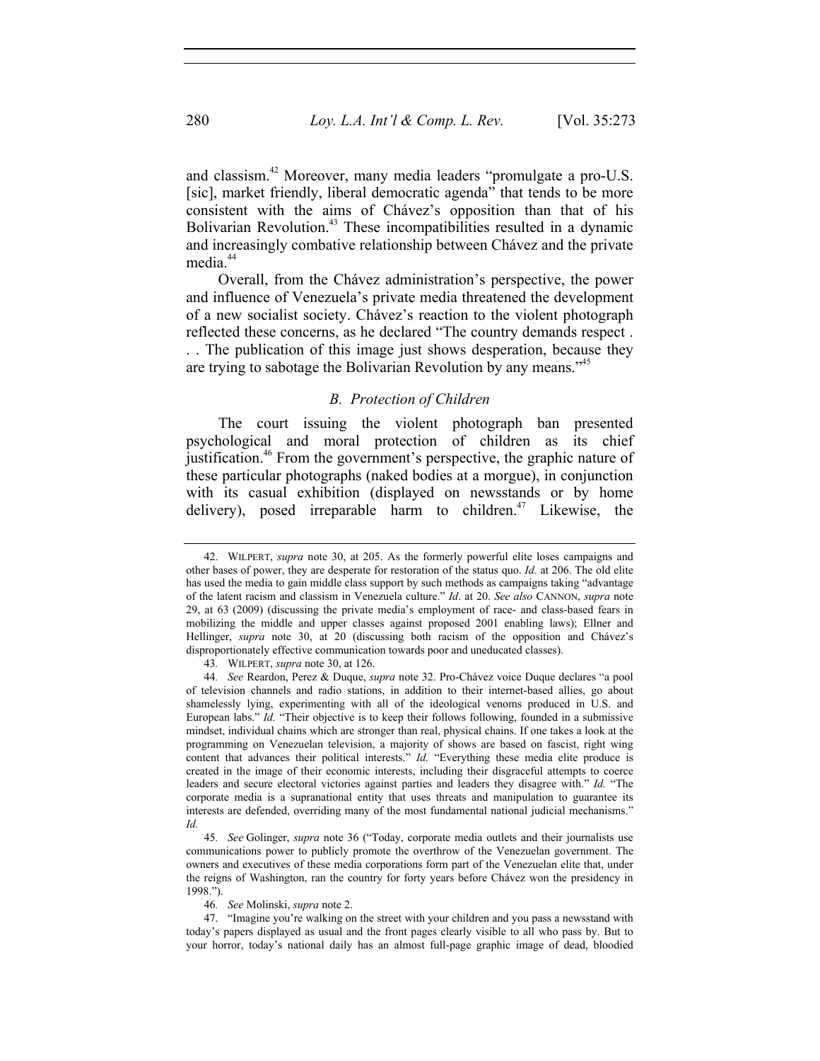and classism.[42] Moreover, many media leaders "promulgate a pro-U.S. [sic], market friendly, liberal democratic agenda" that tends to be more consistent with the aims of Chávez's opposition than that of his Bolivarian Revolution.[43] These incompatibilities resulted in a dynamic and increasingly combative relationship between Chávez and the private media.[44]

Overall, from the Chávez administration's perspective, the power and influence of Venezuela's private media threatened the development of a new socialist society. Chávez's reaction to the violent photograph reflected these concerns, as he declared "The country demands respect . . . The publication of this image just shows desperation, because they are trying to sabotage the Bolivarian Revolution by any means."[45]

### *B. Protection of Children*

The court issuing the violent photograph ban presented psychological and moral protection of children as its chief justification.[46] From the government's perspective, the graphic nature of these particular photographs (naked bodies at a morgue), in conjunction with its casual exhibition (displayed on newsstands or by home delivery), posed irreparable harm to children.[47] Likewise, the

---

42. WILPERT, *supra* note 30, at 205. As the formerly powerful elite loses campaigns and other bases of power, they are desperate for restoration of the status quo. *Id.* at 206. The old elite has used the media to gain middle class support by such methods as campaigns taking "advantage of the latent racism and classism in Venezuela culture." *Id*. at 20. *See also* CANNON, *supra* note 29, at 63 (2009) (discussing the private media's employment of race- and class-based fears in mobilizing the middle and upper classes against proposed 2001 enabling laws); Ellner and Hellinger, *supra* note 30, at 20 (discussing both racism of the opposition and Chávez's disproportionately effective communication towards poor and uneducated classes).

43. WILPERT, *supra* note 30, at 126.

44. *See* Reardon, Perez & Duque, *supra* note 32. Pro-Chávez voice Duque declares "a pool of television channels and radio stations, in addition to their internet-based allies, go about shamelessly lying, experimenting with all of the ideological venoms produced in U.S. and European labs." *Id.* "Their objective is to keep their follows following, founded in a submissive mindset, individual chains which are stronger than real, physical chains. If one takes a look at the programming on Venezuelan television, a majority of shows are based on fascist, right wing content that advances their political interests." *Id.* "Everything these media elite produce is created in the image of their economic interests, including their disgraceful attempts to coerce leaders and secure electoral victories against parties and leaders they disagree with." *Id.* "The corporate media is a supranational entity that uses threats and manipulation to guarantee its interests are defended, overriding many of the most fundamental national judicial mechanisms." *Id.*

45. *See* Golinger, *supra* note 36 ("Today, corporate media outlets and their journalists use communications power to publicly promote the overthrow of the Venezuelan government. The owners and executives of these media corporations form part of the Venezuelan elite that, under the reigns of Washington, ran the country for forty years before Chávez won the presidency in 1998.").

46. *See* Molinski, *supra* note 2.

47. "Imagine you're walking on the street with your children and you pass a newsstand with today's papers displayed as usual and the front pages clearly visible to all who pass by. But to your horror, today's national daily has an almost full-page graphic image of dead, bloodied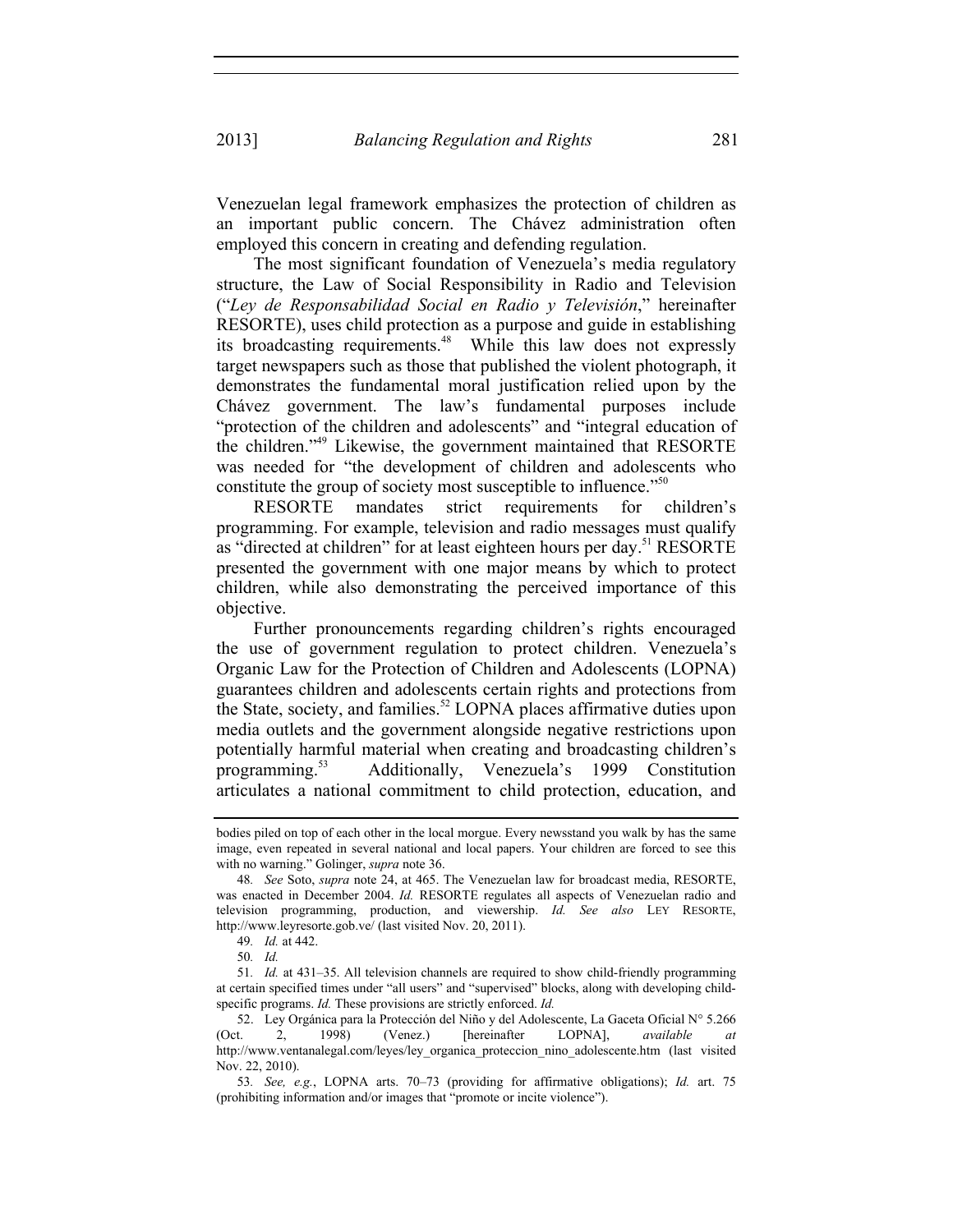Venezuelan legal framework emphasizes the protection of children as an important public concern. The Chávez administration often employed this concern in creating and defending regulation.

The most significant foundation of Venezuela's media regulatory structure, the Law of Social Responsibility in Radio and Television ("*Ley de Responsabilidad Social en Radio y Televisión*," hereinafter RESORTE), uses child protection as a purpose and guide in establishing its broadcasting requirements.[48] While this law does not expressly target newspapers such as those that published the violent photograph, it demonstrates the fundamental moral justification relied upon by the Chávez government. The law's fundamental purposes include "protection of the children and adolescents" and "integral education of the children."[49] Likewise, the government maintained that RESORTE was needed for "the development of children and adolescents who constitute the group of society most susceptible to influence."[50]

RESORTE mandates strict requirements for children's programming. For example, television and radio messages must qualify as "directed at children" for at least eighteen hours per day.[51] RESORTE presented the government with one major means by which to protect children, while also demonstrating the perceived importance of this objective.

Further pronouncements regarding children's rights encouraged the use of government regulation to protect children. Venezuela's Organic Law for the Protection of Children and Adolescents (LOPNA) guarantees children and adolescents certain rights and protections from the State, society, and families.[52] LOPNA places affirmative duties upon media outlets and the government alongside negative restrictions upon potentially harmful material when creating and broadcasting children's programming.[53] Additionally, Venezuela's 1999 Constitution articulates a national commitment to child protection, education, and

---

bodies piled on top of each other in the local morgue. Every newsstand you walk by has the same image, even repeated in several national and local papers. Your children are forced to see this with no warning." Golinger, *supra* note 36.

48. *See* Soto, *supra* note 24, at 465. The Venezuelan law for broadcast media, RESORTE, was enacted in December 2004. *Id.* RESORTE regulates all aspects of Venezuelan radio and television programming, production, and viewership. *Id. See also* LEY RESORTE, http://www.leyresorte.gob.ve/ (last visited Nov. 20, 2011).

49. *Id.* at 442.

50. *Id.*

51. *Id.* at 431–35. All television channels are required to show child-friendly programming at certain specified times under "all users" and "supervised" blocks, along with developing child-specific programs. *Id.* These provisions are strictly enforced. *Id.*

52. Ley Orgánica para la Protección del Niño y del Adolescente, La Gaceta Oficial N° 5.266 (Oct. 2, 1998) (Venez.) [hereinafter LOPNA], *available at* http://www.ventanalegal.com/leyes/ley_organica_proteccion_nino_adolescente.htm (last visited Nov. 22, 2010).

53. *See, e.g.*, LOPNA arts. 70–73 (providing for affirmative obligations); *Id.* art. 75 (prohibiting information and/or images that "promote or incite violence").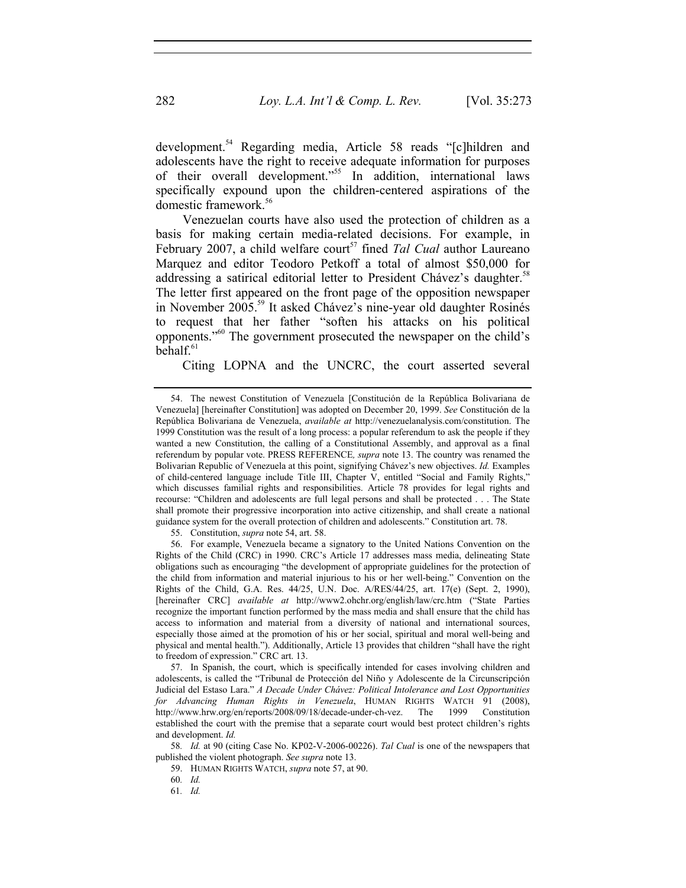development.[54] Regarding media, Article 58 reads "[c]hildren and adolescents have the right to receive adequate information for purposes of their overall development."[55] In addition, international laws specifically expound upon the children-centered aspirations of the domestic framework.[56]

Venezuelan courts have also used the protection of children as a basis for making certain media-related decisions. For example, in February 2007, a child welfare court[57] fined *Tal Cual* author Laureano Marquez and editor Teodoro Petkoff a total of almost $50,000 for addressing a satirical editorial letter to President Chávez's daughter.[58] The letter first appeared on the front page of the opposition newspaper in November 2005.[59] It asked Chávez's nine-year old daughter Rosinés to request that her father "soften his attacks on his political opponents."[60] The government prosecuted the newspaper on the child's behalf.[61]

Citing LOPNA and the UNCRC, the court asserted several

---

54. The newest Constitution of Venezuela [Constitución de la República Bolivariana de Venezuela] [hereinafter Constitution] was adopted on December 20, 1999. *See* Constitución de la República Bolivariana de Venezuela, *available at* http://venezuelanalysis.com/constitution. The 1999 Constitution was the result of a long process: a popular referendum to ask the people if they wanted a new Constitution, the calling of a Constitutional Assembly, and approval as a final referendum by popular vote. PRESS REFERENCE*, supra* note 13. The country was renamed the Bolivarian Republic of Venezuela at this point, signifying Chávez's new objectives. *Id.* Examples of child-centered language include Title III, Chapter V, entitled "Social and Family Rights," which discusses familial rights and responsibilities. Article 78 provides for legal rights and recourse: "Children and adolescents are full legal persons and shall be protected . . . The State shall promote their progressive incorporation into active citizenship, and shall create a national guidance system for the overall protection of children and adolescents." Constitution art. 78.

55. Constitution, *supra* note 54, art. 58.

56. For example, Venezuela became a signatory to the United Nations Convention on the Rights of the Child (CRC) in 1990. CRC's Article 17 addresses mass media, delineating State obligations such as encouraging "the development of appropriate guidelines for the protection of the child from information and material injurious to his or her well-being." Convention on the Rights of the Child, G.A. Res. 44/25, U.N. Doc. A/RES/44/25, art. 17(e) (Sept. 2, 1990), [hereinafter CRC] *available at* http://www2.ohchr.org/english/law/crc.htm ("State Parties recognize the important function performed by the mass media and shall ensure that the child has access to information and material from a diversity of national and international sources, especially those aimed at the promotion of his or her social, spiritual and moral well-being and physical and mental health."). Additionally, Article 13 provides that children "shall have the right to freedom of expression." CRC art. 13.

57. In Spanish, the court, which is specifically intended for cases involving children and adolescents, is called the "Tribunal de Protección del Niño y Adolescente de la Circunscripción Judicial del Estaso Lara." *A Decade Under Chávez: Political Intolerance and Lost Opportunities for Advancing Human Rights in Venezuela*, HUMAN RIGHTS WATCH 91 (2008), http://www.hrw.org/en/reports/2008/09/18/decade-under-ch-vez. The 1999 Constitution established the court with the premise that a separate court would best protect children's rights and development. *Id.*

58. *Id.* at 90 (citing Case No. KP02-V-2006-00226). *Tal Cual* is one of the newspapers that published the violent photograph. *See supra* note 13.

59. HUMAN RIGHTS WATCH, *supra* note 57, at 90.

60. *Id.*

61. *Id.*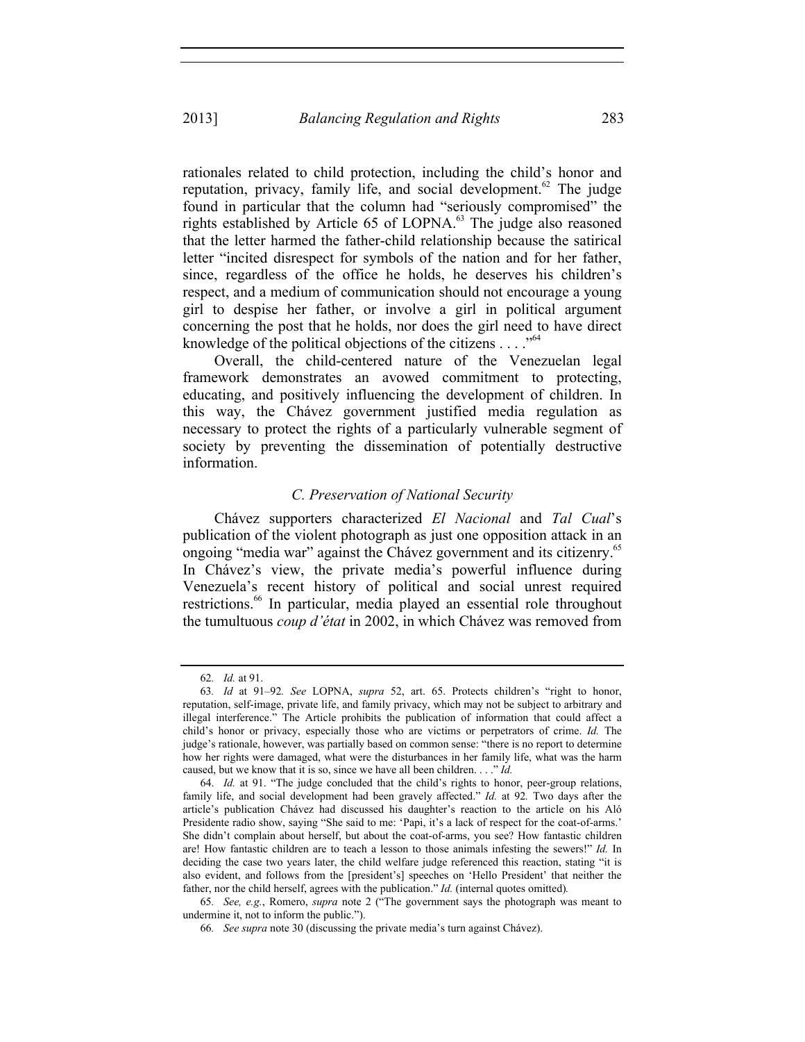rationales related to child protection, including the child's honor and reputation, privacy, family life, and social development.[62] The judge found in particular that the column had "seriously compromised" the rights established by Article 65 of LOPNA.[63] The judge also reasoned that the letter harmed the father-child relationship because the satirical letter "incited disrespect for symbols of the nation and for her father, since, regardless of the office he holds, he deserves his children's respect, and a medium of communication should not encourage a young girl to despise her father, or involve a girl in political argument concerning the post that he holds, nor does the girl need to have direct knowledge of the political objections of the citizens . . . ."[64]

Overall, the child-centered nature of the Venezuelan legal framework demonstrates an avowed commitment to protecting, educating, and positively influencing the development of children. In this way, the Chávez government justified media regulation as necessary to protect the rights of a particularly vulnerable segment of society by preventing the dissemination of potentially destructive information.

### *C. Preservation of National Security*

Chávez supporters characterized *El Nacional* and *Tal Cual*'s publication of the violent photograph as just one opposition attack in an ongoing "media war" against the Chávez government and its citizenry.[65] In Chávez's view, the private media's powerful influence during Venezuela's recent history of political and social unrest required restrictions.[66] In particular, media played an essential role throughout the tumultuous *coup d'état* in 2002, in which Chávez was removed from

---

62. *Id.* at 91.

63. *Id* at 91–92. *See* LOPNA, *supra* 52, art. 65. Protects children's "right to honor, reputation, self-image, private life, and family privacy, which may not be subject to arbitrary and illegal interference." The Article prohibits the publication of information that could affect a child's honor or privacy, especially those who are victims or perpetrators of crime. *Id.* The judge's rationale, however, was partially based on common sense: "there is no report to determine how her rights were damaged, what were the disturbances in her family life, what was the harm caused, but we know that it is so, since we have all been children. . . ." *Id.*

64. *Id.* at 91. "The judge concluded that the child's rights to honor, peer-group relations, family life, and social development had been gravely affected." *Id.* at 92. Two days after the article's publication Chávez had discussed his daughter's reaction to the article on his Aló Presidente radio show, saying "She said to me: 'Papi, it's a lack of respect for the coat-of-arms.' She didn't complain about herself, but about the coat-of-arms, you see? How fantastic children are! How fantastic children are to teach a lesson to those animals infesting the sewers!" *Id.* In deciding the case two years later, the child welfare judge referenced this reaction, stating "it is also evident, and follows from the [president's] speeches on 'Hello President' that neither the father, nor the child herself, agrees with the publication." *Id.* (internal quotes omitted).

65. *See, e.g.*, Romero, *supra* note 2 ("The government says the photograph was meant to undermine it, not to inform the public.").

66. *See supra* note 30 (discussing the private media's turn against Chávez).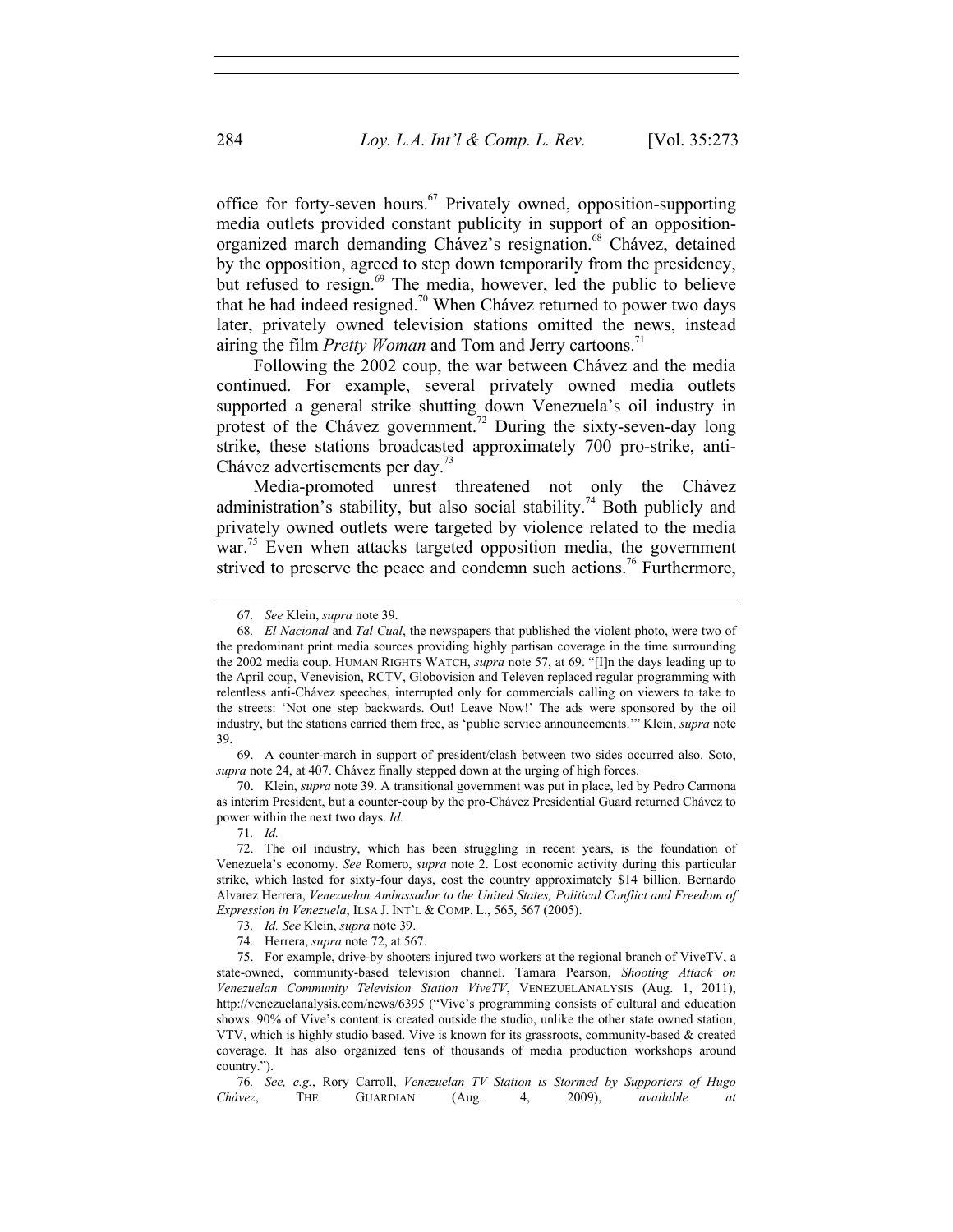office for forty-seven hours.[67] Privately owned, opposition-supporting media outlets provided constant publicity in support of an opposition-organized march demanding Chávez's resignation.[68] Chávez, detained by the opposition, agreed to step down temporarily from the presidency, but refused to resign.[69] The media, however, led the public to believe that he had indeed resigned.[70] When Chávez returned to power two days later, privately owned television stations omitted the news, instead airing the film *Pretty Woman* and Tom and Jerry cartoons.[71]

Following the 2002 coup, the war between Chávez and the media continued. For example, several privately owned media outlets supported a general strike shutting down Venezuela's oil industry in protest of the Chávez government.[72] During the sixty-seven-day long strike, these stations broadcasted approximately 700 pro-strike, anti-Chávez advertisements per day.[73]

Media-promoted unrest threatened not only the Chávez administration's stability, but also social stability.[74] Both publicly and privately owned outlets were targeted by violence related to the media war.[75] Even when attacks targeted opposition media, the government strived to preserve the peace and condemn such actions.[76] Furthermore,

---

67. *See* Klein, *supra* note 39.

68. *El Nacional* and *Tal Cual*, the newspapers that published the violent photo, were two of the predominant print media sources providing highly partisan coverage in the time surrounding the 2002 media coup. HUMAN RIGHTS WATCH, *supra* note 57, at 69. "[I]n the days leading up to the April coup, Venevision, RCTV, Globovision and Televen replaced regular programming with relentless anti-Chávez speeches, interrupted only for commercials calling on viewers to take to the streets: 'Not one step backwards. Out! Leave Now!' The ads were sponsored by the oil industry, but the stations carried them free, as 'public service announcements.'" Klein, *supra* note 39.

69. A counter-march in support of president/clash between two sides occurred also. Soto, *supra* note 24, at 407. Chávez finally stepped down at the urging of high forces.

70. Klein, *supra* note 39. A transitional government was put in place, led by Pedro Carmona as interim President, but a counter-coup by the pro-Chávez Presidential Guard returned Chávez to power within the next two days. *Id.*

71. *Id.*

72. The oil industry, which has been struggling in recent years, is the foundation of Venezuela's economy. *See* Romero, *supra* note 2. Lost economic activity during this particular strike, which lasted for sixty-four days, cost the country approximately $14 billion. Bernardo Alvarez Herrera, *Venezuelan Ambassador to the United States, Political Conflict and Freedom of Expression in Venezuela*, ILSA J. INT'L & COMP. L., 565, 567 (2005).

73. *Id. See* Klein, *supra* note 39.

74. Herrera, *supra* note 72, at 567.

75. For example, drive-by shooters injured two workers at the regional branch of ViveTV, a state-owned, community-based television channel. Tamara Pearson, *Shooting Attack on Venezuelan Community Television Station ViveTV*, VENEZUELANALYSIS (Aug. 1, 2011), http://venezuelanalysis.com/news/6395 ("Vive's programming consists of cultural and education shows. 90% of Vive's content is created outside the studio, unlike the other state owned station, VTV, which is highly studio based. Vive is known for its grassroots, community-based & created coverage. It has also organized tens of thousands of media production workshops around country.").

76. *See, e.g.*, Rory Carroll, *Venezuelan TV Station is Stormed by Supporters of Hugo Chávez*, THE GUARDIAN (Aug. 4, 2009), *available at*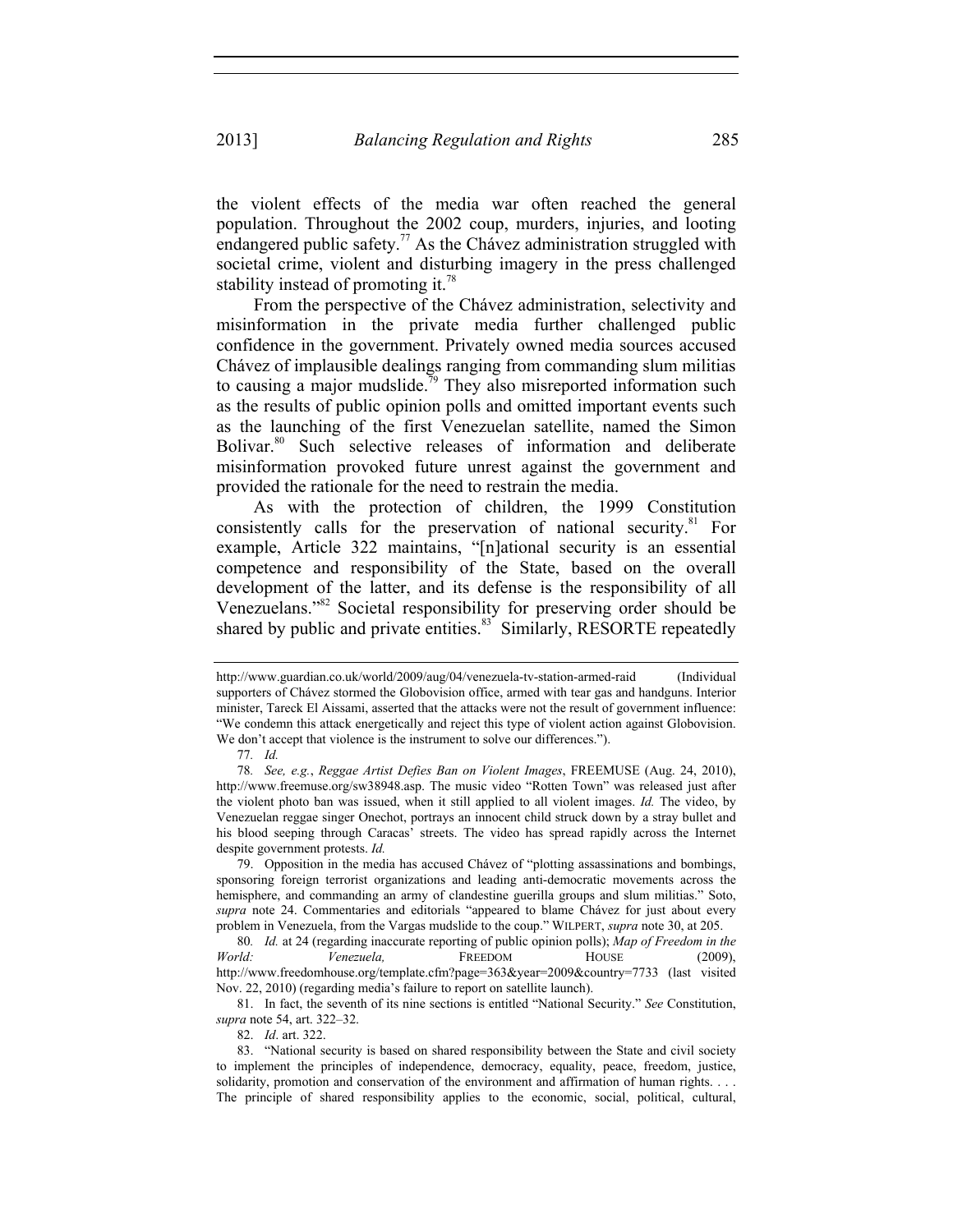the violent effects of the media war often reached the general population. Throughout the 2002 coup, murders, injuries, and looting endangered public safety.[77] As the Chávez administration struggled with societal crime, violent and disturbing imagery in the press challenged stability instead of promoting it.[78]

From the perspective of the Chávez administration, selectivity and misinformation in the private media further challenged public confidence in the government. Privately owned media sources accused Chávez of implausible dealings ranging from commanding slum militias to causing a major mudslide.[79] They also misreported information such as the results of public opinion polls and omitted important events such as the launching of the first Venezuelan satellite, named the Simon Bolivar.[80] Such selective releases of information and deliberate misinformation provoked future unrest against the government and provided the rationale for the need to restrain the media.

As with the protection of children, the 1999 Constitution consistently calls for the preservation of national security.[81] For example, Article 322 maintains, "[n]ational security is an essential competence and responsibility of the State, based on the overall development of the latter, and its defense is the responsibility of all Venezuelans."[82] Societal responsibility for preserving order should be shared by public and private entities.[83] Similarly, RESORTE repeatedly

---

http://www.guardian.co.uk/world/2009/aug/04/venezuela-tv-station-armed-raid (Individual supporters of Chávez stormed the Globovision office, armed with tear gas and handguns. Interior minister, Tareck El Aissami, asserted that the attacks were not the result of government influence: "We condemn this attack energetically and reject this type of violent action against Globovision. We don't accept that violence is the instrument to solve our differences.").

77. *Id.*

78. *See, e.g.*, *Reggae Artist Defies Ban on Violent Images*, FREEMUSE (Aug. 24, 2010), http://www.freemuse.org/sw38948.asp. The music video "Rotten Town" was released just after the violent photo ban was issued, when it still applied to all violent images. *Id.* The video, by Venezuelan reggae singer Onechot, portrays an innocent child struck down by a stray bullet and his blood seeping through Caracas' streets. The video has spread rapidly across the Internet despite government protests. *Id.*

79. Opposition in the media has accused Chávez of "plotting assassinations and bombings, sponsoring foreign terrorist organizations and leading anti-democratic movements across the hemisphere, and commanding an army of clandestine guerilla groups and slum militias." Soto, *supra* note 24. Commentaries and editorials "appeared to blame Chávez for just about every problem in Venezuela, from the Vargas mudslide to the coup." WILPERT, *supra* note 30, at 205.

80. *Id.* at 24 (regarding inaccurate reporting of public opinion polls); *Map of Freedom in the World: Venezuela,* FREEDOM HOUSE (2009), http://www.freedomhouse.org/template.cfm?page=363&year=2009&country=7733 (last visited Nov. 22, 2010) (regarding media's failure to report on satellite launch).

81. In fact, the seventh of its nine sections is entitled "National Security." *See* Constitution, *supra* note 54, art. 322–32.

82. *Id*. art. 322.

83. "National security is based on shared responsibility between the State and civil society to implement the principles of independence, democracy, equality, peace, freedom, justice, solidarity, promotion and conservation of the environment and affirmation of human rights. . . . The principle of shared responsibility applies to the economic, social, political, cultural,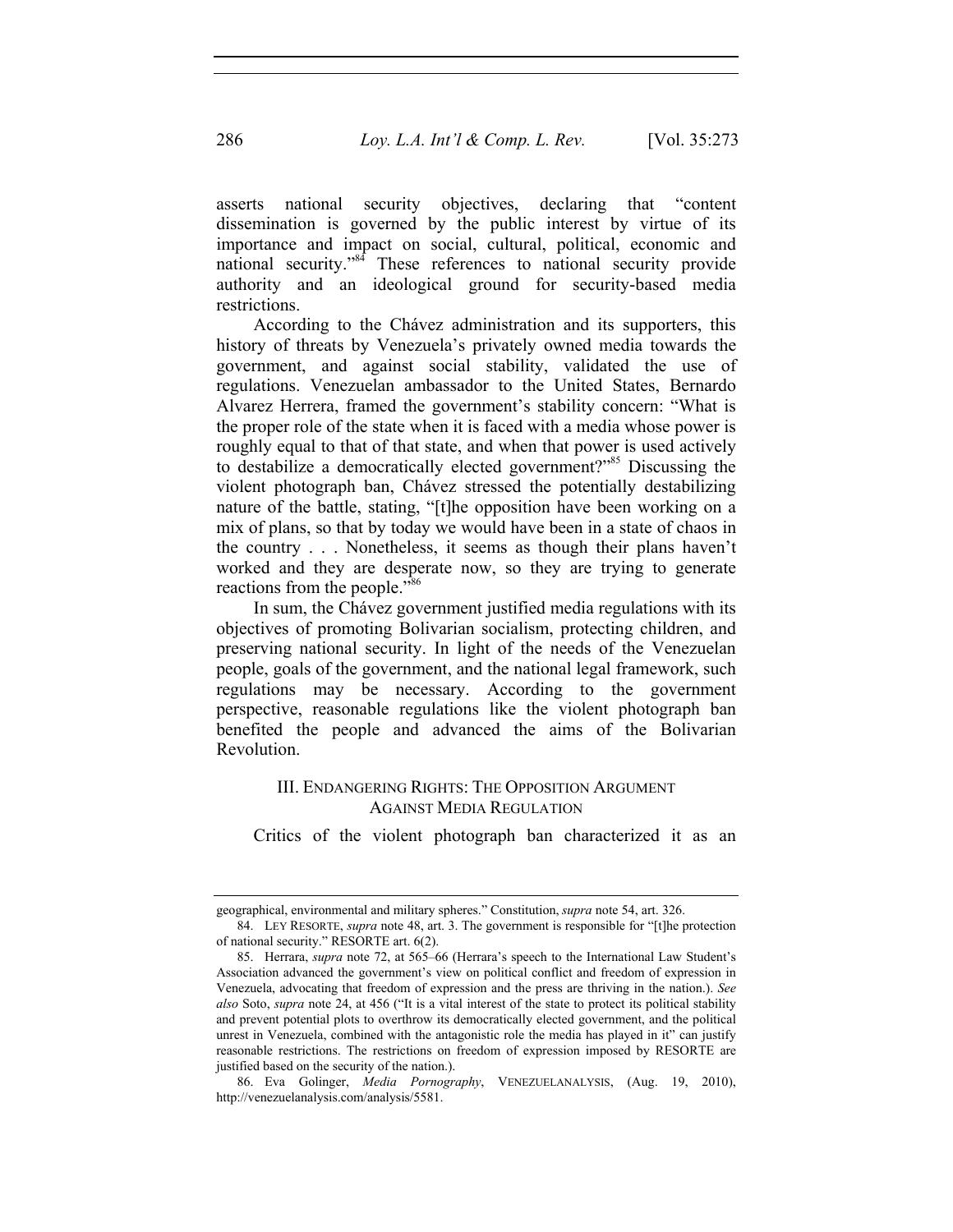asserts national security objectives, declaring that "content dissemination is governed by the public interest by virtue of its importance and impact on social, cultural, political, economic and national security."[84] These references to national security provide authority and an ideological ground for security-based media restrictions.

According to the Chávez administration and its supporters, this history of threats by Venezuela's privately owned media towards the government, and against social stability, validated the use of regulations. Venezuelan ambassador to the United States, Bernardo Alvarez Herrera, framed the government's stability concern: "What is the proper role of the state when it is faced with a media whose power is roughly equal to that of that state, and when that power is used actively to destabilize a democratically elected government?"[85] Discussing the violent photograph ban, Chávez stressed the potentially destabilizing nature of the battle, stating, "[t]he opposition have been working on a mix of plans, so that by today we would have been in a state of chaos in the country . . . Nonetheless, it seems as though their plans haven't worked and they are desperate now, so they are trying to generate reactions from the people."[86]

In sum, the Chávez government justified media regulations with its objectives of promoting Bolivarian socialism, protecting children, and preserving national security. In light of the needs of the Venezuelan people, goals of the government, and the national legal framework, such regulations may be necessary. According to the government perspective, reasonable regulations like the violent photograph ban benefited the people and advanced the aims of the Bolivarian Revolution.

## III. Endangering Rights: The Opposition Argument Against Media Regulation

Critics of the violent photograph ban characterized it as an

---

geographical, environmental and military spheres." Constitution, *supra* note 54, art. 326.

84. Ley Resorte, *supra* note 48, art. 3. The government is responsible for "[t]he protection of national security." RESORTE art. 6(2).

85. Herrara, *supra* note 72, at 565–66 (Herrara's speech to the International Law Student's Association advanced the government's view on political conflict and freedom of expression in Venezuela, advocating that freedom of expression and the press are thriving in the nation.). *See also* Soto, *supra* note 24, at 456 ("It is a vital interest of the state to protect its political stability and prevent potential plots to overthrow its democratically elected government, and the political unrest in Venezuela, combined with the antagonistic role the media has played in it" can justify reasonable restrictions. The restrictions on freedom of expression imposed by RESORTE are justified based on the security of the nation.).

86. Eva Golinger, *Media Pornography*, Venezuelanalysis, (Aug. 19, 2010), http://venezuelanalysis.com/analysis/5581.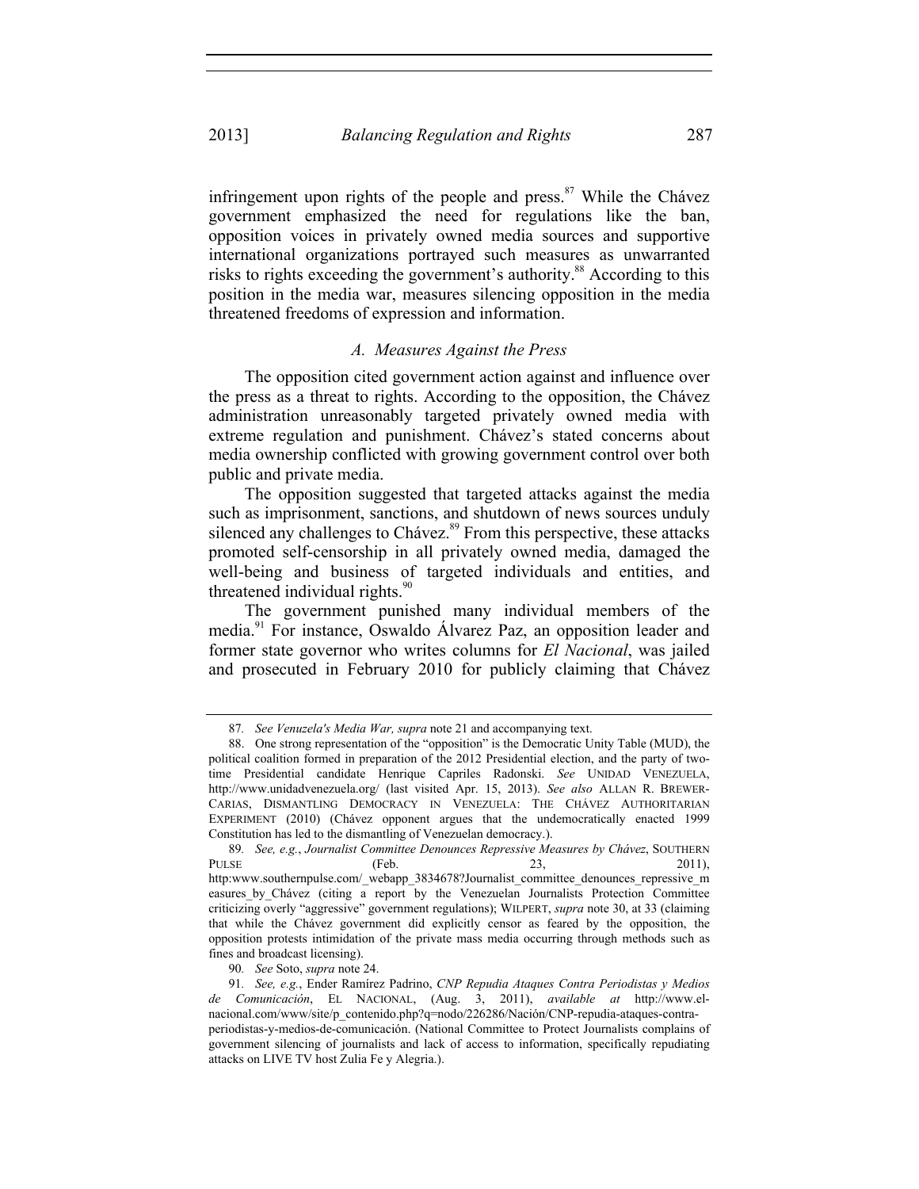infringement upon rights of the people and press.[87] While the Chávez government emphasized the need for regulations like the ban, opposition voices in privately owned media sources and supportive international organizations portrayed such measures as unwarranted risks to rights exceeding the government's authority.[88] According to this position in the media war, measures silencing opposition in the media threatened freedoms of expression and information.

### *A. Measures Against the Press*

The opposition cited government action against and influence over the press as a threat to rights. According to the opposition, the Chávez administration unreasonably targeted privately owned media with extreme regulation and punishment. Chávez's stated concerns about media ownership conflicted with growing government control over both public and private media.

The opposition suggested that targeted attacks against the media such as imprisonment, sanctions, and shutdown of news sources unduly silenced any challenges to Chávez.[89] From this perspective, these attacks promoted self-censorship in all privately owned media, damaged the well-being and business of targeted individuals and entities, and threatened individual rights.[90]

The government punished many individual members of the media.[91] For instance, Oswaldo Álvarez Paz, an opposition leader and former state governor who writes columns for *El Nacional*, was jailed and prosecuted in February 2010 for publicly claiming that Chávez

---

87. *See Venuzela's Media War, supra* note 21 and accompanying text.

88. One strong representation of the "opposition" is the Democratic Unity Table (MUD), the political coalition formed in preparation of the 2012 Presidential election, and the party of two-time Presidential candidate Henrique Capriles Radonski. *See* UNIDAD VENEZUELA, http://www.unidadvenezuela.org/ (last visited Apr. 15, 2013). *See also* ALLAN R. BREWER-CARIAS, DISMANTLING DEMOCRACY IN VENEZUELA: THE CHÁVEZ AUTHORITARIAN EXPERIMENT (2010) (Chávez opponent argues that the undemocratically enacted 1999 Constitution has led to the dismantling of Venezuelan democracy.).

89. *See, e.g.*, *Journalist Committee Denounces Repressive Measures by Chávez*, SOUTHERN PULSE (Feb. 23, 2011), http:www.southernpulse.com/_webapp_3834678?Journalist_committee_denounces_repressive_measures_by_Chávez (citing a report by the Venezuelan Journalists Protection Committee criticizing overly "aggressive" government regulations); WILPERT, *supra* note 30, at 33 (claiming that while the Chávez government did explicitly censor as feared by the opposition, the opposition protests intimidation of the private mass media occurring through methods such as fines and broadcast licensing).

90. *See* Soto, *supra* note 24.

91. *See, e.g.*, Ender Ramírez Padrino, *CNP Repudia Ataques Contra Periodistas y Medios de Comunicación*, EL NACIONAL, (Aug. 3, 2011), *available at* http://www.el-nacional.com/www/site/p_contenido.php?q=nodo/226286/Nación/CNP-repudia-ataques-contra-periodistas-y-medios-de-comunicación. (National Committee to Protect Journalists complains of government silencing of journalists and lack of access to information, specifically repudiating attacks on LIVE TV host Zulia Fe y Alegria.).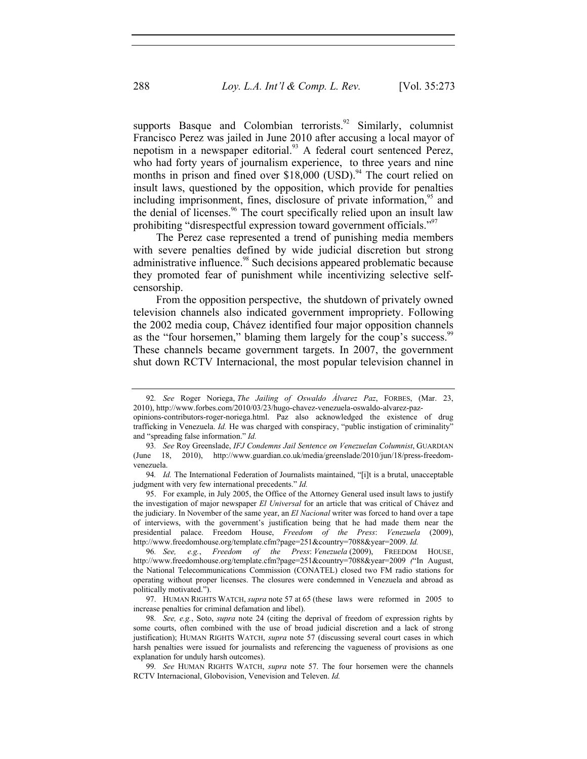supports Basque and Colombian terrorists.[92] Similarly, columnist Francisco Perez was jailed in June 2010 after accusing a local mayor of nepotism in a newspaper editorial.[93] A federal court sentenced Perez, who had forty years of journalism experience, to three years and nine months in prison and fined over $18,000 (USD).[94] The court relied on insult laws, questioned by the opposition, which provide for penalties including imprisonment, fines, disclosure of private information,[95] and the denial of licenses.[96] The court specifically relied upon an insult law prohibiting "disrespectful expression toward government officials."[97]

The Perez case represented a trend of punishing media members with severe penalties defined by wide judicial discretion but strong administrative influence.[98] Such decisions appeared problematic because they promoted fear of punishment while incentivizing selective self-censorship.

From the opposition perspective, the shutdown of privately owned television channels also indicated government impropriety. Following the 2002 media coup, Chávez identified four major opposition channels as the "four horsemen," blaming them largely for the coup's success.[99] These channels became government targets. In 2007, the government shut down RCTV Internacional, the most popular television channel in

---

92. *See* Roger Noriega, *The Jailing of Oswaldo Álvarez Paz*, FORBES, (Mar. 23, 2010), http://www.forbes.com/2010/03/23/hugo-chavez-venezuela-oswaldo-alvarez-paz-opinions-contributors-roger-noriega.html. Paz also acknowledged the existence of drug trafficking in Venezuela. *Id.* He was charged with conspiracy, "public instigation of criminality" and "spreading false information." *Id.*

93. *See* Roy Greenslade, *IFJ Condemns Jail Sentence on Venezuelan Columnist*, GUARDIAN (June 18, 2010), http://www.guardian.co.uk/media/greenslade/2010/jun/18/press-freedom-venezuela.

94. *Id.* The International Federation of Journalists maintained, "[i]t is a brutal, unacceptable judgment with very few international precedents." *Id.*

95. For example, in July 2005, the Office of the Attorney General used insult laws to justify the investigation of major newspaper *El Universal* for an article that was critical of Chávez and the judiciary. In November of the same year, an *El Nacional* writer was forced to hand over a tape of interviews, with the government's justification being that he had made them near the presidential palace. Freedom House, *Freedom of the Press*: *Venezuela* (2009), http://www.freedomhouse.org/template.cfm?page=251&country=7088&year=2009. *Id.*

96. *See, e.g.*, *Freedom of the Press*: *Venezuela* (2009), FREEDOM HOUSE, http://www.freedomhouse.org/template.cfm?page=251&country=7088&year=2009 ("In August, the National Telecommunications Commission (CONATEL) closed two FM radio stations for operating without proper licenses. The closures were condemned in Venezuela and abroad as politically motivated.").

97. HUMAN RIGHTS WATCH, *supra* note 57 at 65 (these laws were reformed in 2005 to increase penalties for criminal defamation and libel).

98. *See, e.g.*, Soto, *supra* note 24 (citing the deprival of freedom of expression rights by some courts, often combined with the use of broad judicial discretion and a lack of strong justification); HUMAN RIGHTS WATCH, *supra* note 57 (discussing several court cases in which harsh penalties were issued for journalists and referencing the vagueness of provisions as one explanation for unduly harsh outcomes).

99. *See* HUMAN RIGHTS WATCH, *supra* note 57. The four horsemen were the channels RCTV Internacional, Globovision, Venevision and Televen. *Id.*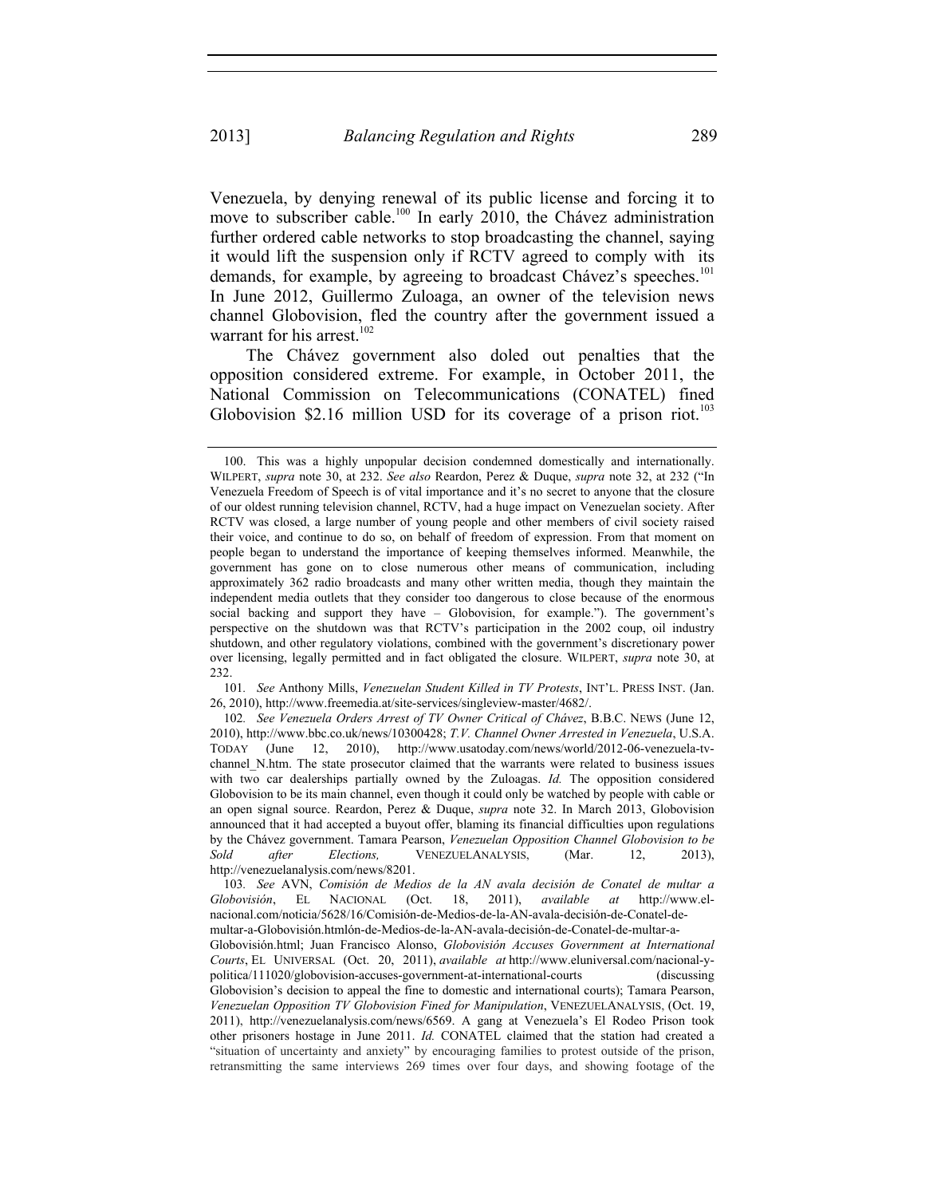Venezuela, by denying renewal of its public license and forcing it to move to subscriber cable.[100] In early 2010, the Chávez administration further ordered cable networks to stop broadcasting the channel, saying it would lift the suspension only if RCTV agreed to comply with its demands, for example, by agreeing to broadcast Chávez's speeches.[101] In June 2012, Guillermo Zuloaga, an owner of the television news channel Globovision, fled the country after the government issued a warrant for his arrest.[102]

The Chávez government also doled out penalties that the opposition considered extreme. For example, in October 2011, the National Commission on Telecommunications (CONATEL) fined Globovision $2.16 million USD for its coverage of a prison riot.[103]

---

100. This was a highly unpopular decision condemned domestically and internationally. WILPERT, *supra* note 30, at 232. *See also* Reardon, Perez & Duque, *supra* note 32, at 232 ("In Venezuela Freedom of Speech is of vital importance and it's no secret to anyone that the closure of our oldest running television channel, RCTV, had a huge impact on Venezuelan society. After RCTV was closed, a large number of young people and other members of civil society raised their voice, and continue to do so, on behalf of freedom of expression. From that moment on people began to understand the importance of keeping themselves informed. Meanwhile, the government has gone on to close numerous other means of communication, including approximately 362 radio broadcasts and many other written media, though they maintain the independent media outlets that they consider too dangerous to close because of the enormous social backing and support they have – Globovision, for example."). The government's perspective on the shutdown was that RCTV's participation in the 2002 coup, oil industry shutdown, and other regulatory violations, combined with the government's discretionary power over licensing, legally permitted and in fact obligated the closure. WILPERT, *supra* note 30, at 232.

101. *See* Anthony Mills, *Venezuelan Student Killed in TV Protests*, INT'L. PRESS INST. (Jan. 26, 2010), http://www.freemedia.at/site-services/singleview-master/4682/.

102. *See Venezuela Orders Arrest of TV Owner Critical of Chávez*, B.B.C. NEWS (June 12, 2010), http://www.bbc.co.uk/news/10300428; *T.V. Channel Owner Arrested in Venezuela*, U.S.A. TODAY (June 12, 2010), http://www.usatoday.com/news/world/2012-06-venezuela-tv-channel_N.htm. The state prosecutor claimed that the warrants were related to business issues with two car dealerships partially owned by the Zuloagas. *Id.* The opposition considered Globovision to be its main channel, even though it could only be watched by people with cable or an open signal source. Reardon, Perez & Duque, *supra* note 32. In March 2013, Globovision announced that it had accepted a buyout offer, blaming its financial difficulties upon regulations by the Chávez government. Tamara Pearson, *Venezuelan Opposition Channel Globovision to be Sold after Elections,* VENEZUELANALYSIS, (Mar. 12, 2013), http://venezuelanalysis.com/news/8201.

103. *See* AVN, *Comisión de Medios de la AN avala decisión de Conatel de multar a Globovisión*, EL NACIONAL (Oct. 18, 2011), *available at* http://www.el-nacional.com/noticia/5628/16/Comisión-de-Medios-de-la-AN-avala-decisión-de-Conatel-de-multar-a-Globovisión.htmlón-de-Medios-de-la-AN-avala-decisión-de-Conatel-de-multar-a-Globovisión.html; Juan Francisco Alonso, *Globovisión Accuses Government at International Courts*, EL UNIVERSAL (Oct. 20, 2011), *available at* http://www.eluniversal.com/nacional-y-politica/111020/globovision-accuses-government-at-international-courts (discussing Globovision's decision to appeal the fine to domestic and international courts); Tamara Pearson, *Venezuelan Opposition TV Globovision Fined for Manipulation*, VENEZUELANALYSIS, (Oct. 19, 2011), http://venezuelanalysis.com/news/6569. A gang at Venezuela's El Rodeo Prison took other prisoners hostage in June 2011. *Id.* CONATEL claimed that the station had created a "situation of uncertainty and anxiety" by encouraging families to protest outside of the prison, retransmitting the same interviews 269 times over four days, and showing footage of the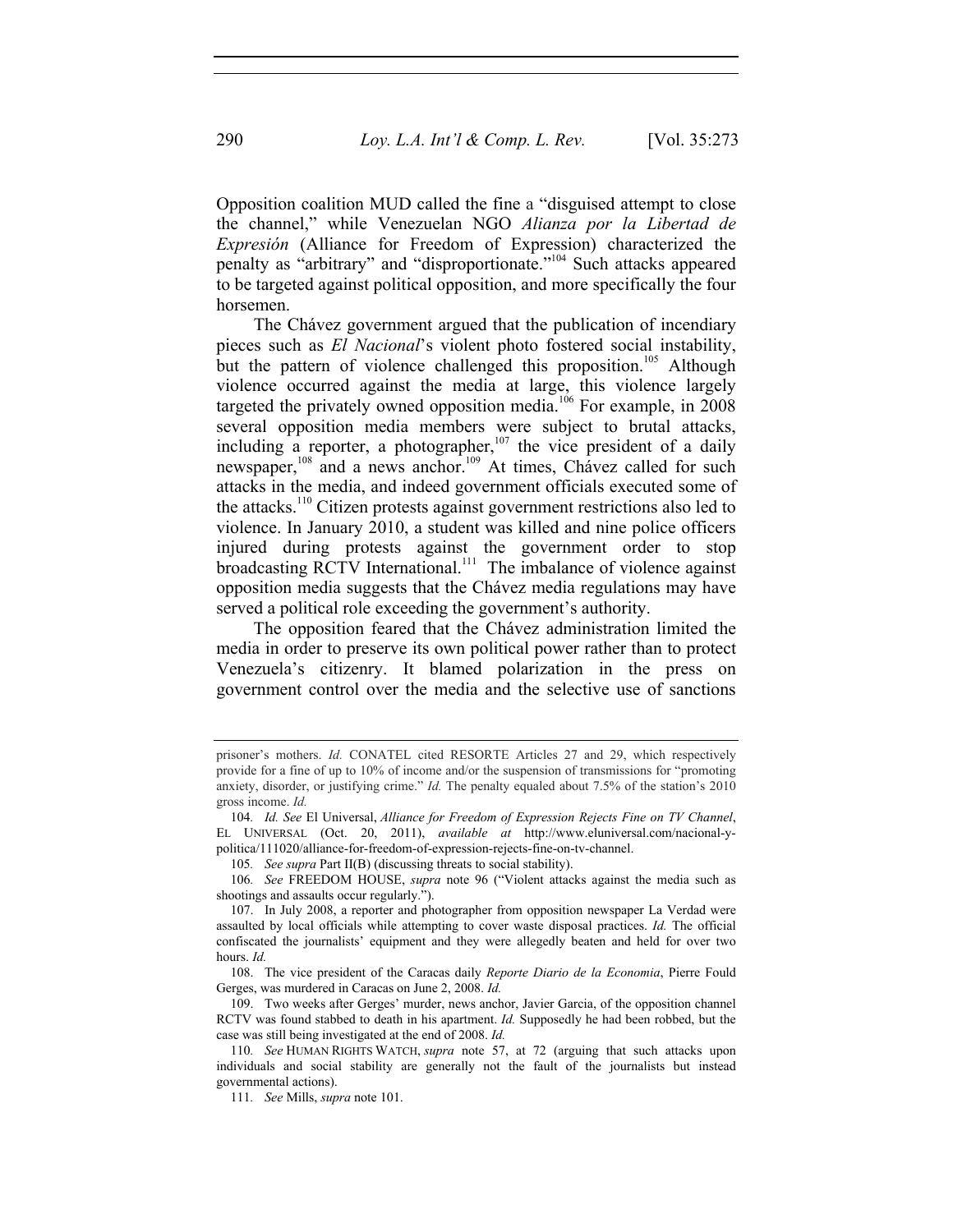Opposition coalition MUD called the fine a "disguised attempt to close the channel," while Venezuelan NGO *Alianza por la Libertad de Expresión* (Alliance for Freedom of Expression) characterized the penalty as "arbitrary" and "disproportionate."[104] Such attacks appeared to be targeted against political opposition, and more specifically the four horsemen.

The Chávez government argued that the publication of incendiary pieces such as *El Nacional*'s violent photo fostered social instability, but the pattern of violence challenged this proposition.[105] Although violence occurred against the media at large, this violence largely targeted the privately owned opposition media.[106] For example, in 2008 several opposition media members were subject to brutal attacks, including a reporter, a photographer,[107] the vice president of a daily newspaper,[108] and a news anchor.[109] At times, Chávez called for such attacks in the media, and indeed government officials executed some of the attacks.[110] Citizen protests against government restrictions also led to violence. In January 2010, a student was killed and nine police officers injured during protests against the government order to stop broadcasting RCTV International.[111] The imbalance of violence against opposition media suggests that the Chávez media regulations may have served a political role exceeding the government's authority.

The opposition feared that the Chávez administration limited the media in order to preserve its own political power rather than to protect Venezuela's citizenry. It blamed polarization in the press on government control over the media and the selective use of sanctions

---

prisoner's mothers. *Id.* CONATEL cited RESORTE Articles 27 and 29, which respectively provide for a fine of up to 10% of income and/or the suspension of transmissions for "promoting anxiety, disorder, or justifying crime." *Id.* The penalty equaled about 7.5% of the station's 2010 gross income. *Id.*

104. *Id. See* El Universal, *Alliance for Freedom of Expression Rejects Fine on TV Channel*, EL UNIVERSAL (Oct. 20, 2011), *available at* http://www.eluniversal.com/nacional-y-politica/111020/alliance-for-freedom-of-expression-rejects-fine-on-tv-channel.

105. *See supra* Part II(B) (discussing threats to social stability).

106. *See* FREEDOM HOUSE, *supra* note 96 ("Violent attacks against the media such as shootings and assaults occur regularly.").

107. In July 2008, a reporter and photographer from opposition newspaper La Verdad were assaulted by local officials while attempting to cover waste disposal practices. *Id.* The official confiscated the journalists' equipment and they were allegedly beaten and held for over two hours. *Id.*

108. The vice president of the Caracas daily *Reporte Diario de la Economia*, Pierre Fould Gerges, was murdered in Caracas on June 2, 2008. *Id.*

109. Two weeks after Gerges' murder, news anchor, Javier Garcia, of the opposition channel RCTV was found stabbed to death in his apartment. *Id.* Supposedly he had been robbed, but the case was still being investigated at the end of 2008. *Id.*

110. *See* HUMAN RIGHTS WATCH, *supra* note 57, at 72 (arguing that such attacks upon individuals and social stability are generally not the fault of the journalists but instead governmental actions).

111. *See* Mills, *supra* note 101.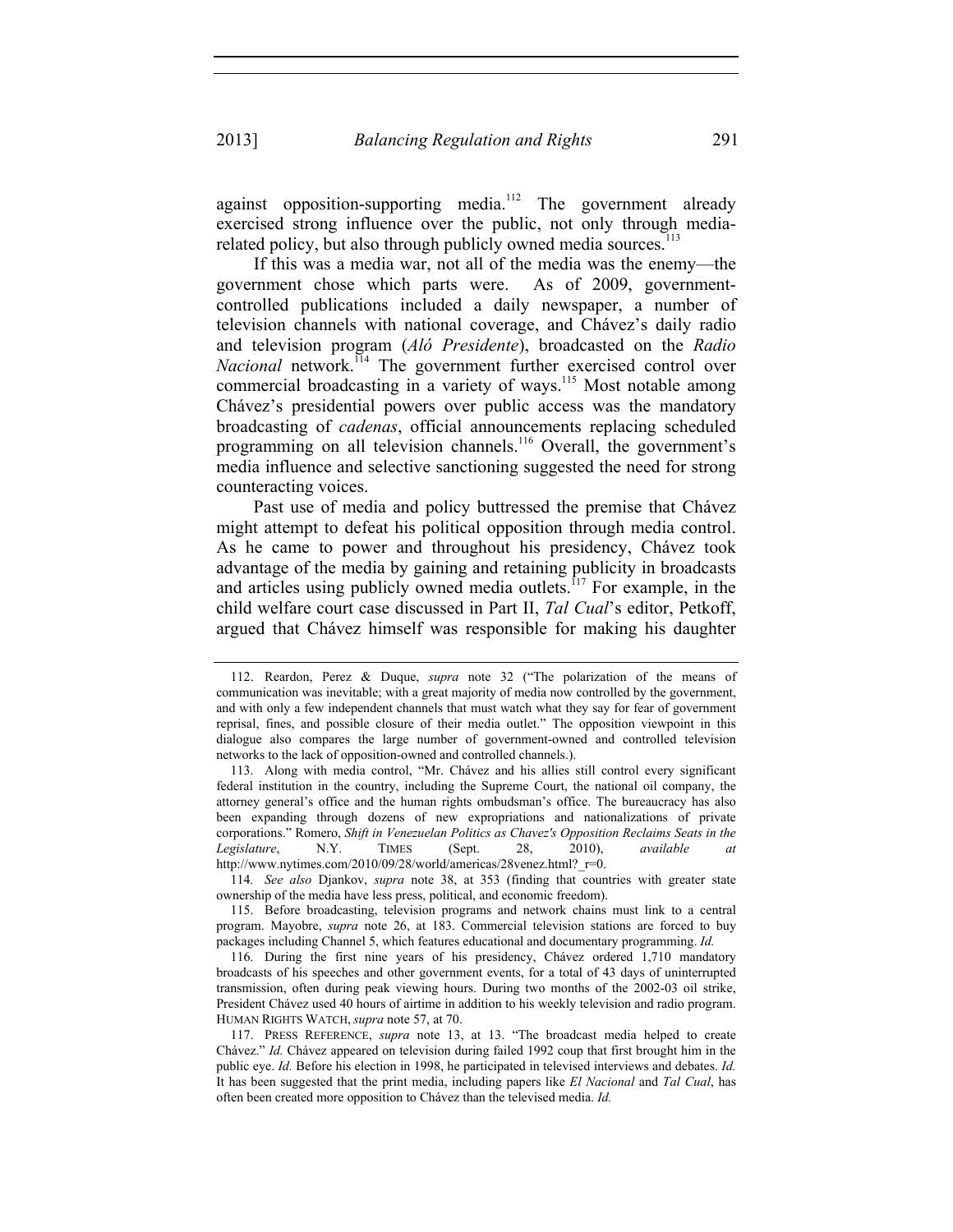against opposition-supporting media.[112] The government already exercised strong influence over the public, not only through media-related policy, but also through publicly owned media sources.[113]

If this was a media war, not all of the media was the enemy—the government chose which parts were. As of 2009, government-controlled publications included a daily newspaper, a number of television channels with national coverage, and Chávez's daily radio and television program (*Aló Presidente*), broadcasted on the *Radio Nacional* network.[114] The government further exercised control over commercial broadcasting in a variety of ways.[115] Most notable among Chávez's presidential powers over public access was the mandatory broadcasting of *cadenas*, official announcements replacing scheduled programming on all television channels.[116] Overall, the government's media influence and selective sanctioning suggested the need for strong counteracting voices.

Past use of media and policy buttressed the premise that Chávez might attempt to defeat his political opposition through media control. As he came to power and throughout his presidency, Chávez took advantage of the media by gaining and retaining publicity in broadcasts and articles using publicly owned media outlets.[117] For example, in the child welfare court case discussed in Part II, *Tal Cual*'s editor, Petkoff, argued that Chávez himself was responsible for making his daughter

---

112. Reardon, Perez & Duque, *supra* note 32 ("The polarization of the means of communication was inevitable; with a great majority of media now controlled by the government, and with only a few independent channels that must watch what they say for fear of government reprisal, fines, and possible closure of their media outlet." The opposition viewpoint in this dialogue also compares the large number of government-owned and controlled television networks to the lack of opposition-owned and controlled channels.).

113. Along with media control, "Mr. Chávez and his allies still control every significant federal institution in the country, including the Supreme Court, the national oil company, the attorney general's office and the human rights ombudsman's office. The bureaucracy has also been expanding through dozens of new expropriations and nationalizations of private corporations." Romero, *Shift in Venezuelan Politics as Chavez's Opposition Reclaims Seats in the Legislature*, N.Y. TIMES (Sept. 28, 2010), *available at* http://www.nytimes.com/2010/09/28/world/americas/28venez.html?_r=0.

114. *See also* Djankov, *supra* note 38, at 353 (finding that countries with greater state ownership of the media have less press, political, and economic freedom).

115. Before broadcasting, television programs and network chains must link to a central program. Mayobre, *supra* note 26, at 183. Commercial television stations are forced to buy packages including Channel 5, which features educational and documentary programming. *Id.*

116. During the first nine years of his presidency, Chávez ordered 1,710 mandatory broadcasts of his speeches and other government events, for a total of 43 days of uninterrupted transmission, often during peak viewing hours. During two months of the 2002-03 oil strike, President Chávez used 40 hours of airtime in addition to his weekly television and radio program. HUMAN RIGHTS WATCH, *supra* note 57, at 70.

117. PRESS REFERENCE, *supra* note 13, at 13. "The broadcast media helped to create Chávez." *Id.* Chávez appeared on television during failed 1992 coup that first brought him in the public eye. *Id.* Before his election in 1998, he participated in televised interviews and debates. *Id.* It has been suggested that the print media, including papers like *El Nacional* and *Tal Cual*, has often been created more opposition to Chávez than the televised media. *Id.*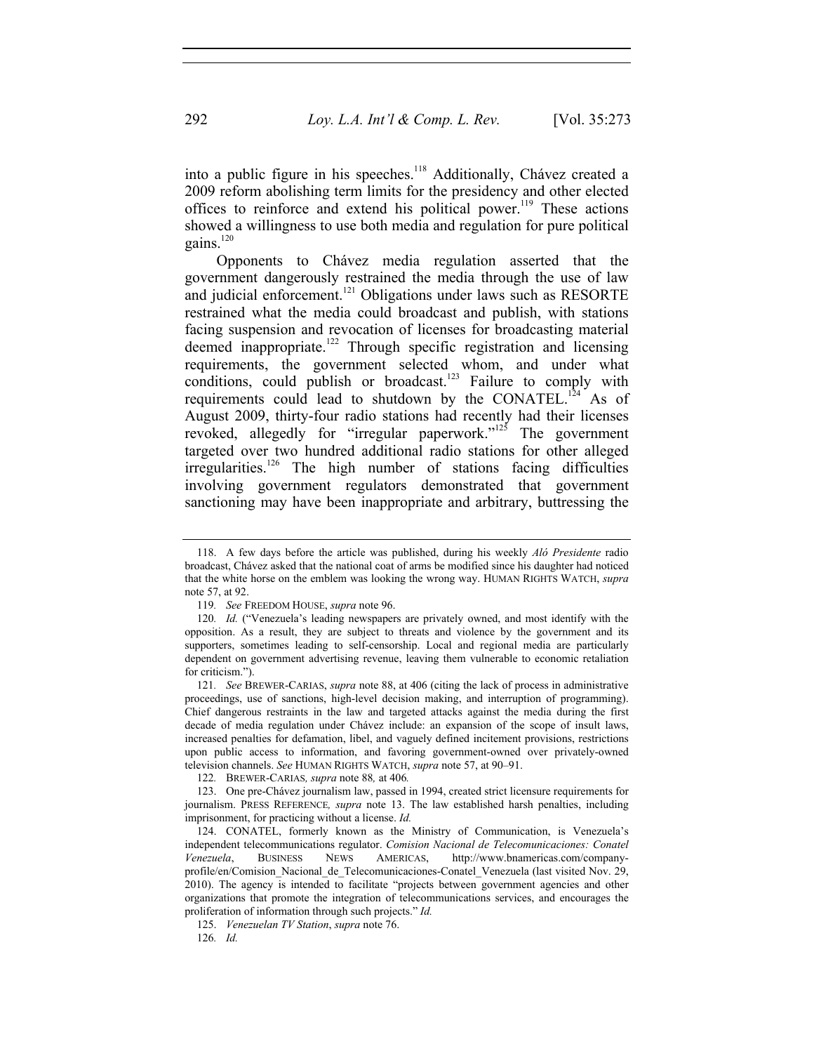into a public figure in his speeches.[118] Additionally, Chávez created a 2009 reform abolishing term limits for the presidency and other elected offices to reinforce and extend his political power.[119] These actions showed a willingness to use both media and regulation for pure political gains.[120]

Opponents to Chávez media regulation asserted that the government dangerously restrained the media through the use of law and judicial enforcement.[121] Obligations under laws such as RESORTE restrained what the media could broadcast and publish, with stations facing suspension and revocation of licenses for broadcasting material deemed inappropriate.[122] Through specific registration and licensing requirements, the government selected whom, and under what conditions, could publish or broadcast.[123] Failure to comply with requirements could lead to shutdown by the CONATEL.[124] As of August 2009, thirty-four radio stations had recently had their licenses revoked, allegedly for "irregular paperwork."[125] The government targeted over two hundred additional radio stations for other alleged irregularities.[126] The high number of stations facing difficulties involving government regulators demonstrated that government sanctioning may have been inappropriate and arbitrary, buttressing the

---

118. A few days before the article was published, during his weekly *Aló Presidente* radio broadcast, Chávez asked that the national coat of arms be modified since his daughter had noticed that the white horse on the emblem was looking the wrong way. HUMAN RIGHTS WATCH, *supra* note 57, at 92.

119. *See* FREEDOM HOUSE, *supra* note 96.

120. *Id.* ("Venezuela's leading newspapers are privately owned, and most identify with the opposition. As a result, they are subject to threats and violence by the government and its supporters, sometimes leading to self-censorship. Local and regional media are particularly dependent on government advertising revenue, leaving them vulnerable to economic retaliation for criticism.").

121. *See* BREWER-CARIAS, *supra* note 88, at 406 (citing the lack of process in administrative proceedings, use of sanctions, high-level decision making, and interruption of programming). Chief dangerous restraints in the law and targeted attacks against the media during the first decade of media regulation under Chávez include: an expansion of the scope of insult laws, increased penalties for defamation, libel, and vaguely defined incitement provisions, restrictions upon public access to information, and favoring government-owned over privately-owned television channels. *See* HUMAN RIGHTS WATCH, *supra* note 57, at 90–91.

122. BREWER-CARIAS*, supra* note 88*,* at 406*.*

123. One pre-Chávez journalism law, passed in 1994, created strict licensure requirements for journalism. PRESS REFERENCE*, supra* note 13. The law established harsh penalties, including imprisonment, for practicing without a license. *Id.*

124. CONATEL, formerly known as the Ministry of Communication, is Venezuela's independent telecommunications regulator. *Comision Nacional de Telecomunicaciones: Conatel Venezuela*, BUSINESS NEWS AMERICAS, http://www.bnamericas.com/company-profile/en/Comision_Nacional_de_Telecomunicaciones-Conatel_Venezuela (last visited Nov. 29, 2010). The agency is intended to facilitate "projects between government agencies and other organizations that promote the integration of telecommunications services, and encourages the proliferation of information through such projects." *Id.*

125. *Venezuelan TV Station*, *supra* note 76.

126. *Id.*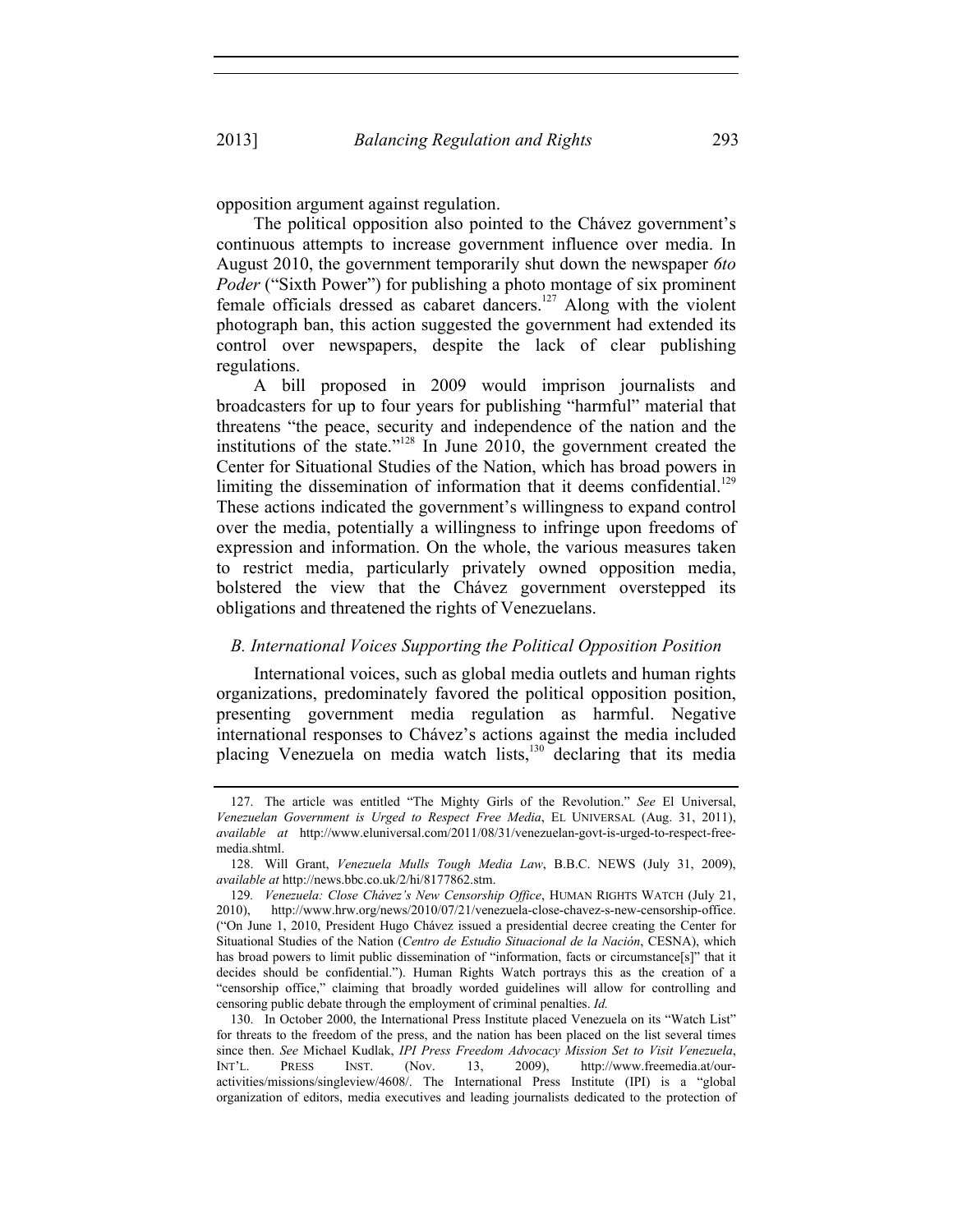opposition argument against regulation.

The political opposition also pointed to the Chávez government's continuous attempts to increase government influence over media. In August 2010, the government temporarily shut down the newspaper *6to Poder* ("Sixth Power") for publishing a photo montage of six prominent female officials dressed as cabaret dancers.[127] Along with the violent photograph ban, this action suggested the government had extended its control over newspapers, despite the lack of clear publishing regulations.

A bill proposed in 2009 would imprison journalists and broadcasters for up to four years for publishing "harmful" material that threatens "the peace, security and independence of the nation and the institutions of the state."[128] In June 2010, the government created the Center for Situational Studies of the Nation, which has broad powers in limiting the dissemination of information that it deems confidential.[129] These actions indicated the government's willingness to expand control over the media, potentially a willingness to infringe upon freedoms of expression and information. On the whole, the various measures taken to restrict media, particularly privately owned opposition media, bolstered the view that the Chávez government overstepped its obligations and threatened the rights of Venezuelans.

### *B. International Voices Supporting the Political Opposition Position*

International voices, such as global media outlets and human rights organizations, predominately favored the political opposition position, presenting government media regulation as harmful. Negative international responses to Chávez's actions against the media included placing Venezuela on media watch lists,[130] declaring that its media

---

127. The article was entitled "The Mighty Girls of the Revolution." *See* El Universal, *Venezuelan Government is Urged to Respect Free Media*, EL UNIVERSAL (Aug. 31, 2011), *available at* http://www.eluniversal.com/2011/08/31/venezuelan-govt-is-urged-to-respect-free-media.shtml.

128. Will Grant, *Venezuela Mulls Tough Media Law*, B.B.C. NEWS (July 31, 2009), *available at* http://news.bbc.co.uk/2/hi/8177862.stm.

129. *Venezuela: Close Chávez's New Censorship Office*, HUMAN RIGHTS WATCH (July 21, 2010), http://www.hrw.org/news/2010/07/21/venezuela-close-chavez-s-new-censorship-office. ("On June 1, 2010, President Hugo Chávez issued a presidential decree creating the Center for Situational Studies of the Nation (*Centro de Estudio Situacional de la Nación*, CESNA), which has broad powers to limit public dissemination of "information, facts or circumstance[s]" that it decides should be confidential."). Human Rights Watch portrays this as the creation of a "censorship office," claiming that broadly worded guidelines will allow for controlling and censoring public debate through the employment of criminal penalties. *Id.*

130. In October 2000, the International Press Institute placed Venezuela on its "Watch List" for threats to the freedom of the press, and the nation has been placed on the list several times since then. *See* Michael Kudlak, *IPI Press Freedom Advocacy Mission Set to Visit Venezuela*, INT'L. PRESS INST. (Nov. 13, 2009), http://www.freemedia.at/our-activities/missions/singleview/4608/. The International Press Institute (IPI) is a "global organization of editors, media executives and leading journalists dedicated to the protection of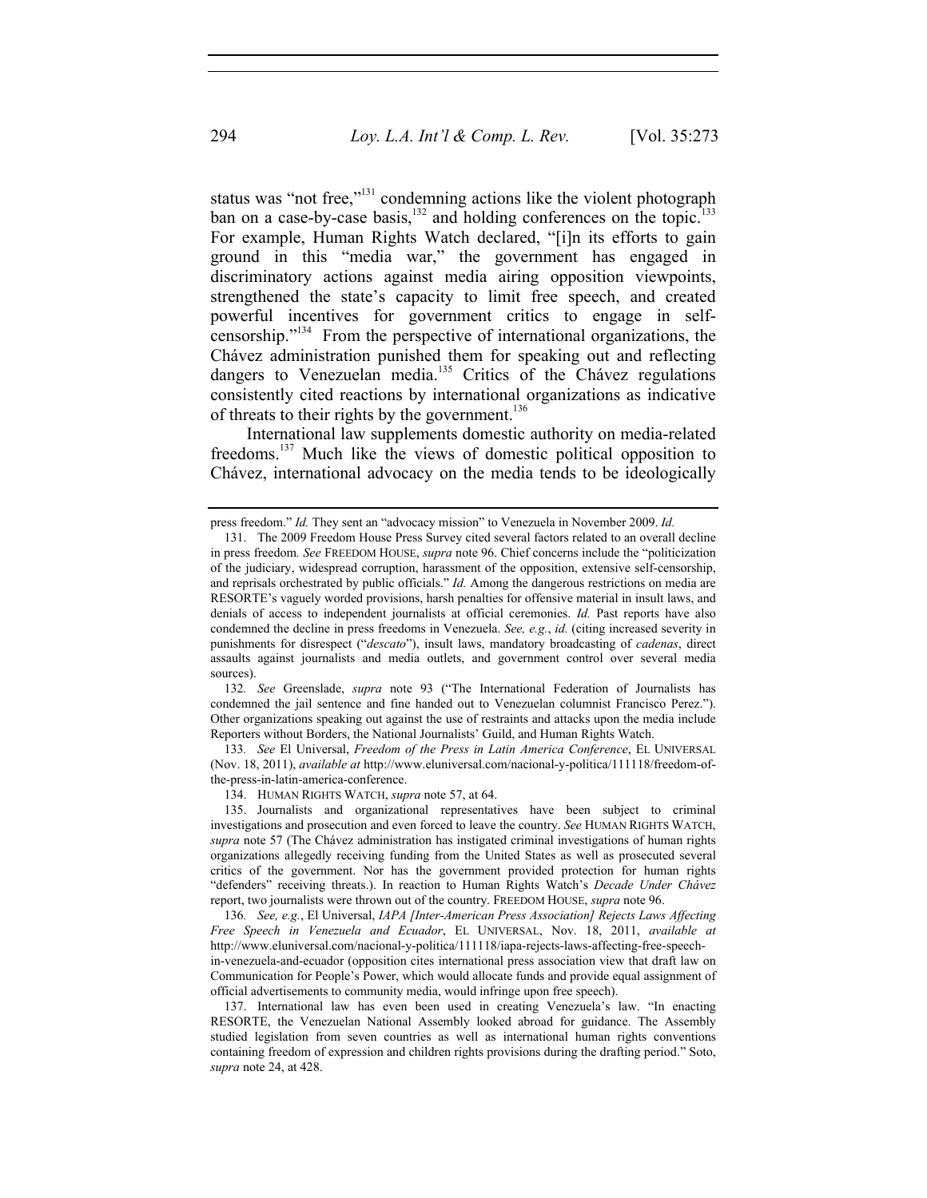status was "not free,"[131] condemning actions like the violent photograph ban on a case-by-case basis,[132] and holding conferences on the topic.[133] For example, Human Rights Watch declared, "[i]n its efforts to gain ground in this "media war," the government has engaged in discriminatory actions against media airing opposition viewpoints, strengthened the state's capacity to limit free speech, and created powerful incentives for government critics to engage in self-censorship."[134] From the perspective of international organizations, the Chávez administration punished them for speaking out and reflecting dangers to Venezuelan media.[135] Critics of the Chávez regulations consistently cited reactions by international organizations as indicative of threats to their rights by the government.[136]

International law supplements domestic authority on media-related freedoms.[137] Much like the views of domestic political opposition to Chávez, international advocacy on the media tends to be ideologically

---

press freedom." *Id.* They sent an "advocacy mission" to Venezuela in November 2009. *Id.*

131. The 2009 Freedom House Press Survey cited several factors related to an overall decline in press freedom. *See* FREEDOM HOUSE, *supra* note 96. Chief concerns include the "politicization of the judiciary, widespread corruption, harassment of the opposition, extensive self-censorship, and reprisals orchestrated by public officials." *Id.* Among the dangerous restrictions on media are RESORTE's vaguely worded provisions, harsh penalties for offensive material in insult laws, and denials of access to independent journalists at official ceremonies. *Id.* Past reports have also condemned the decline in press freedoms in Venezuela. *See, e.g.*, *id.* (citing increased severity in punishments for disrespect ("*descato*"), insult laws, mandatory broadcasting of *cadenas*, direct assaults against journalists and media outlets, and government control over several media sources).

132. *See* Greenslade, *supra* note 93 ("The International Federation of Journalists has condemned the jail sentence and fine handed out to Venezuelan columnist Francisco Perez."). Other organizations speaking out against the use of restraints and attacks upon the media include Reporters without Borders, the National Journalists' Guild, and Human Rights Watch.

133. *See* El Universal, *Freedom of the Press in Latin America Conference*, EL UNIVERSAL (Nov. 18, 2011), *available at* http://www.eluniversal.com/nacional-y-politica/111118/freedom-of-the-press-in-latin-america-conference.

134. HUMAN RIGHTS WATCH, *supra* note 57, at 64.

135. Journalists and organizational representatives have been subject to criminal investigations and prosecution and even forced to leave the country. *See* HUMAN RIGHTS WATCH, *supra* note 57 (The Chávez administration has instigated criminal investigations of human rights organizations allegedly receiving funding from the United States as well as prosecuted several critics of the government. Nor has the government provided protection for human rights "defenders" receiving threats.). In reaction to Human Rights Watch's *Decade Under Chávez* report, two journalists were thrown out of the country. FREEDOM HOUSE, *supra* note 96.

136. *See, e.g.*, El Universal, *IAPA [Inter-American Press Association] Rejects Laws Affecting Free Speech in Venezuela and Ecuador*, EL UNIVERSAL, Nov. 18, 2011, *available at* http://www.eluniversal.com/nacional-y-politica/111118/iapa-rejects-laws-affecting-free-speech-in-venezuela-and-ecuador (opposition cites international press association view that draft law on Communication for People's Power, which would allocate funds and provide equal assignment of official advertisements to community media, would infringe upon free speech).

137. International law has even been used in creating Venezuela's law. "In enacting RESORTE, the Venezuelan National Assembly looked abroad for guidance. The Assembly studied legislation from seven countries as well as international human rights conventions containing freedom of expression and children rights provisions during the drafting period." Soto, *supra* note 24, at 428.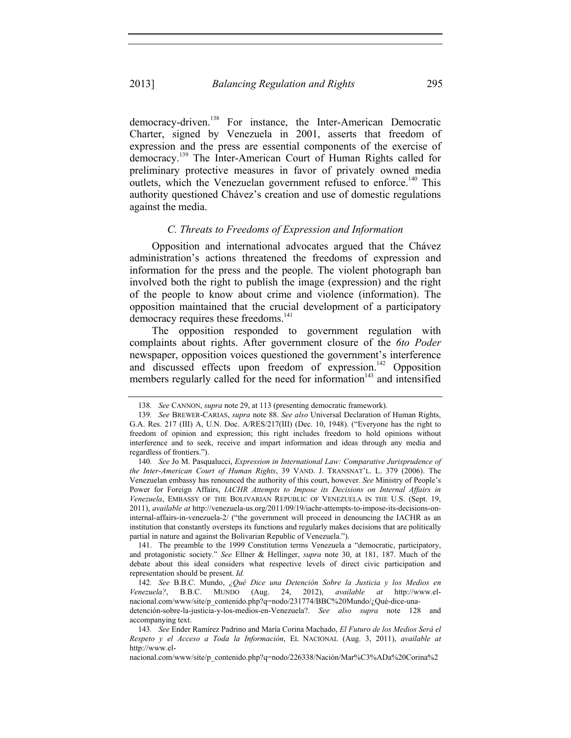democracy-driven.[138] For instance, the Inter-American Democratic Charter, signed by Venezuela in 2001, asserts that freedom of expression and the press are essential components of the exercise of democracy.[139] The Inter-American Court of Human Rights called for preliminary protective measures in favor of privately owned media outlets, which the Venezuelan government refused to enforce.[140] This authority questioned Chávez's creation and use of domestic regulations against the media.

### *C. Threats to Freedoms of Expression and Information*

Opposition and international advocates argued that the Chávez administration's actions threatened the freedoms of expression and information for the press and the people. The violent photograph ban involved both the right to publish the image (expression) and the right of the people to know about crime and violence (information). The opposition maintained that the crucial development of a participatory democracy requires these freedoms.[141]

The opposition responded to government regulation with complaints about rights. After government closure of the *6to Poder* newspaper, opposition voices questioned the government's interference and discussed effects upon freedom of expression.[142] Opposition members regularly called for the need for information[143] and intensified

---

138. *See* CANNON, *supra* note 29, at 113 (presenting democratic framework).

139. *See* BREWER-CARIAS, *supra* note 88. *See also* Universal Declaration of Human Rights, G.A. Res. 217 (III) A, U.N. Doc. A/RES/217(III) (Dec. 10, 1948). ("Everyone has the right to freedom of opinion and expression; this right includes freedom to hold opinions without interference and to seek, receive and impart information and ideas through any media and regardless of frontiers.").

140. *See* Jo M. Pasqualucci, *Expression in International Law: Comparative Jurisprudence of the Inter-American Court of Human Rights*, 39 VAND. J. TRANSNAT'L. L. 379 (2006). The Venezuelan embassy has renounced the authority of this court, however. *See* Ministry of People's Power for Foreign Affairs, *IACHR Attempts to Impose its Decisions on Internal Affairs in Venezuela*, EMBASSY OF THE BOLIVARIAN REPUBLIC OF VENEZUELA IN THE U.S. (Sept. 19, 2011), *available at* http://venezuela-us.org/2011/09/19/iachr-attempts-to-impose-its-decisions-on-internal-affairs-in-venezuela-2/ ("the government will proceed in denouncing the IACHR as an institution that constantly oversteps its functions and regularly makes decisions that are politically partial in nature and against the Bolivarian Republic of Venezuela.").

141. The preamble to the 1999 Constitution terms Venezuela a "democratic, participatory, and protagonistic society." *See* Ellner & Hellinger, *supra* note 30, at 181, 187. Much of the debate about this ideal considers what respective levels of direct civic participation and representation should be present. *Id.*

142. *See* B.B.C. Mundo, *¿Qué Dice una Detención Sobre la Justicia y los Medios en Venezuela?*, B.B.C. MUNDO (Aug. 24, 2012), *available at* http://www.el-nacional.com/www/site/p_contenido.php?q=nodo/231774/BBC%20Mundo/¿Qué-dice-una-detención-sobre-la-justicia-y-los-medios-en-Venezuela?. *See also supra* note 128 and accompanying text.

143. *See* Ender Ramírez Padrino and María Corina Machado, *El Futuro de los Medios Será el Respeto y el Acceso a Toda la Información*, EL NACIONAL (Aug. 3, 2011), *available at* http://www.el-nacional.com/www/site/p_contenido.php?q=nodo/226338/Nación/Mar%C3%ADa%20Corina%2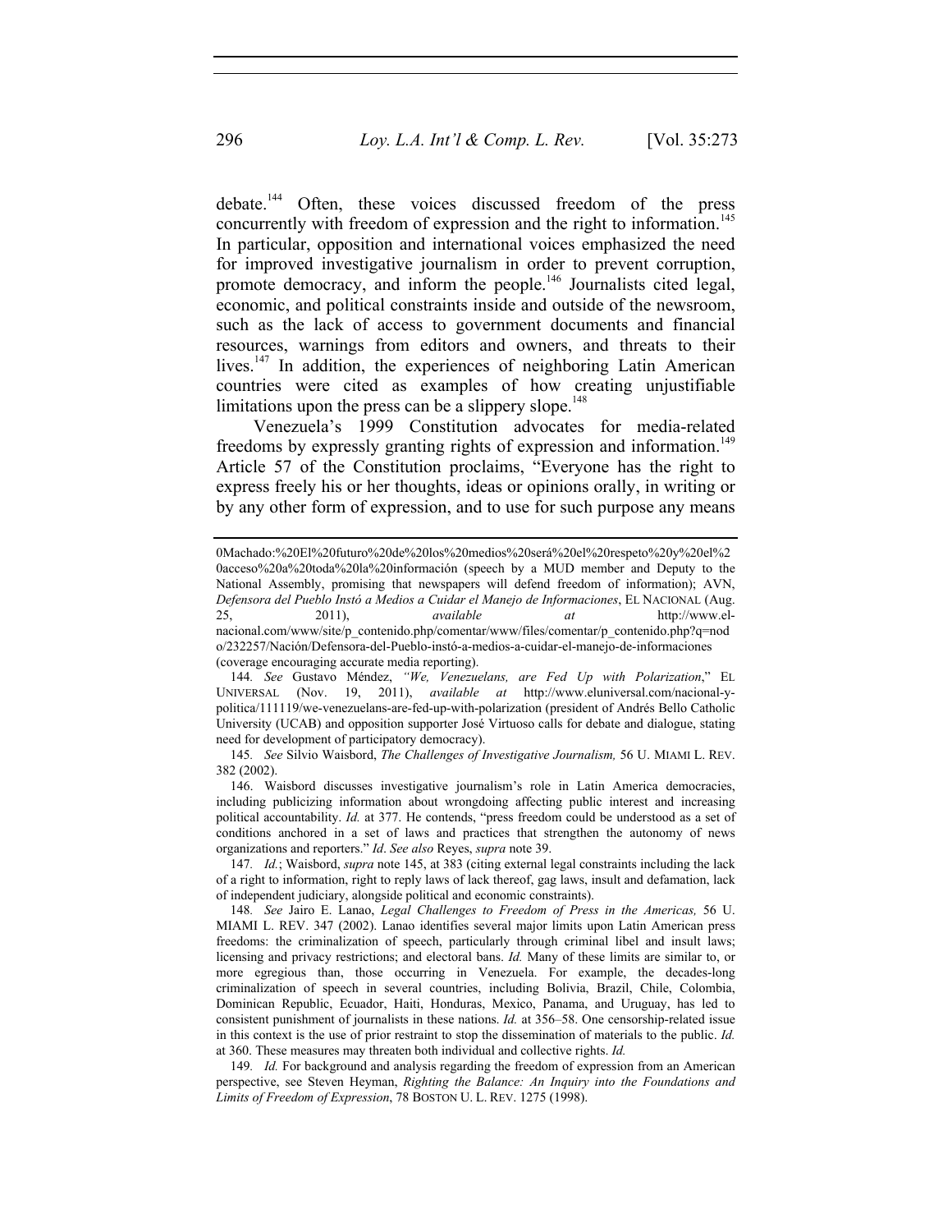debate.[144] Often, these voices discussed freedom of the press concurrently with freedom of expression and the right to information.[145] In particular, opposition and international voices emphasized the need for improved investigative journalism in order to prevent corruption, promote democracy, and inform the people.[146] Journalists cited legal, economic, and political constraints inside and outside of the newsroom, such as the lack of access to government documents and financial resources, warnings from editors and owners, and threats to their lives.[147] In addition, the experiences of neighboring Latin American countries were cited as examples of how creating unjustifiable limitations upon the press can be a slippery slope.[148]

Venezuela's 1999 Constitution advocates for media-related freedoms by expressly granting rights of expression and information.[149] Article 57 of the Constitution proclaims, "Everyone has the right to express freely his or her thoughts, ideas or opinions orally, in writing or by any other form of expression, and to use for such purpose any means

---

0Machado:%20El%20futuro%20de%20los%20medios%20será%20el%20respeto%20y%20el%20acceso%20a%20toda%20la%20información (speech by a MUD member and Deputy to the National Assembly, promising that newspapers will defend freedom of information); AVN, *Defensora del Pueblo Instó a Medios a Cuidar el Manejo de Informaciones*, EL NACIONAL (Aug. 25, 2011), *available at* http://www.el-nacional.com/www/site/p_contenido.php/comentar/www/files/comentar/p_contenido.php?q=nodo/232257/Nación/Defensora-del-Pueblo-instó-a-medios-a-cuidar-el-manejo-de-informaciones (coverage encouraging accurate media reporting).

144. *See* Gustavo Méndez, *"We, Venezuelans, are Fed Up with Polarization*," EL UNIVERSAL (Nov. 19, 2011), *available at* http://www.eluniversal.com/nacional-y-politica/111119/we-venezuelans-are-fed-up-with-polarization (president of Andrés Bello Catholic University (UCAB) and opposition supporter José Virtuoso calls for debate and dialogue, stating need for development of participatory democracy).

145. *See* Silvio Waisbord, *The Challenges of Investigative Journalism,* 56 U. MIAMI L. REV. 382 (2002).

146. Waisbord discusses investigative journalism's role in Latin America democracies, including publicizing information about wrongdoing affecting public interest and increasing political accountability. *Id.* at 377. He contends, "press freedom could be understood as a set of conditions anchored in a set of laws and practices that strengthen the autonomy of news organizations and reporters." *Id*. *See also* Reyes, *supra* note 39.

147. *Id.*; Waisbord, *supra* note 145, at 383 (citing external legal constraints including the lack of a right to information, right to reply laws of lack thereof, gag laws, insult and defamation, lack of independent judiciary, alongside political and economic constraints).

148. *See* Jairo E. Lanao, *Legal Challenges to Freedom of Press in the Americas,* 56 U. MIAMI L. REV. 347 (2002). Lanao identifies several major limits upon Latin American press freedoms: the criminalization of speech, particularly through criminal libel and insult laws; licensing and privacy restrictions; and electoral bans. *Id.* Many of these limits are similar to, or more egregious than, those occurring in Venezuela. For example, the decades-long criminalization of speech in several countries, including Bolivia, Brazil, Chile, Colombia, Dominican Republic, Ecuador, Haiti, Honduras, Mexico, Panama, and Uruguay, has led to consistent punishment of journalists in these nations. *Id.* at 356–58. One censorship-related issue in this context is the use of prior restraint to stop the dissemination of materials to the public. *Id.* at 360. These measures may threaten both individual and collective rights. *Id.*

149. *Id.* For background and analysis regarding the freedom of expression from an American perspective, see Steven Heyman, *Righting the Balance: An Inquiry into the Foundations and Limits of Freedom of Expression*, 78 BOSTON U. L. REV. 1275 (1998).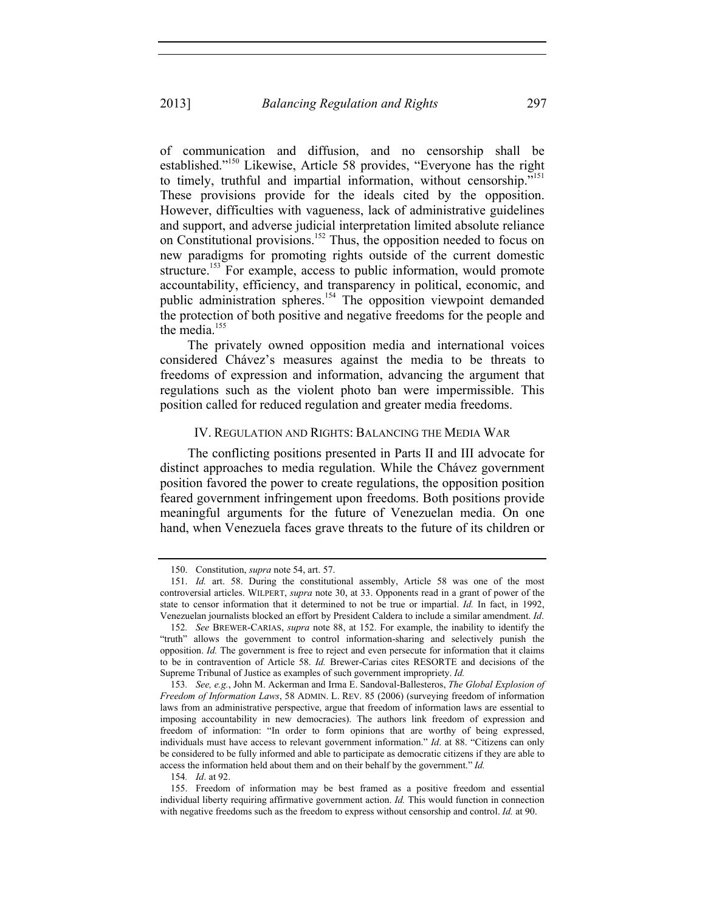of communication and diffusion, and no censorship shall be established."[150] Likewise, Article 58 provides, "Everyone has the right to timely, truthful and impartial information, without censorship."[151] These provisions provide for the ideals cited by the opposition. However, difficulties with vagueness, lack of administrative guidelines and support, and adverse judicial interpretation limited absolute reliance on Constitutional provisions.[152] Thus, the opposition needed to focus on new paradigms for promoting rights outside of the current domestic structure.[153] For example, access to public information, would promote accountability, efficiency, and transparency in political, economic, and public administration spheres.[154] The opposition viewpoint demanded the protection of both positive and negative freedoms for the people and the media.[155]

The privately owned opposition media and international voices considered Chávez's measures against the media to be threats to freedoms of expression and information, advancing the argument that regulations such as the violent photo ban were impermissible. This position called for reduced regulation and greater media freedoms.

## IV. Regulation and Rights: Balancing the Media War

The conflicting positions presented in Parts II and III advocate for distinct approaches to media regulation. While the Chávez government position favored the power to create regulations, the opposition position feared government infringement upon freedoms. Both positions provide meaningful arguments for the future of Venezuelan media. On one hand, when Venezuela faces grave threats to the future of its children or

---

150. Constitution, *supra* note 54, art. 57.

151. *Id.* art. 58. During the constitutional assembly, Article 58 was one of the most controversial articles. WILPERT, *supra* note 30, at 33. Opponents read in a grant of power of the state to censor information that it determined to not be true or impartial. *Id.* In fact, in 1992, Venezuelan journalists blocked an effort by President Caldera to include a similar amendment. *Id*.

152. *See* BREWER-CARIAS, *supra* note 88, at 152. For example, the inability to identify the "truth" allows the government to control information-sharing and selectively punish the opposition. *Id.* The government is free to reject and even persecute for information that it claims to be in contravention of Article 58. *Id.* Brewer-Carias cites RESORTE and decisions of the Supreme Tribunal of Justice as examples of such government impropriety. *Id.*

153. *See, e.g.*, John M. Ackerman and Irma E. Sandoval-Ballesteros, *The Global Explosion of Freedom of Information Laws*, 58 ADMIN. L. REV. 85 (2006) (surveying freedom of information laws from an administrative perspective, argue that freedom of information laws are essential to imposing accountability in new democracies). The authors link freedom of expression and freedom of information: "In order to form opinions that are worthy of being expressed, individuals must have access to relevant government information." *Id*. at 88. "Citizens can only be considered to be fully informed and able to participate as democratic citizens if they are able to access the information held about them and on their behalf by the government." *Id.*

154. *Id*. at 92.

155. Freedom of information may be best framed as a positive freedom and essential individual liberty requiring affirmative government action. *Id.* This would function in connection with negative freedoms such as the freedom to express without censorship and control. *Id.* at 90.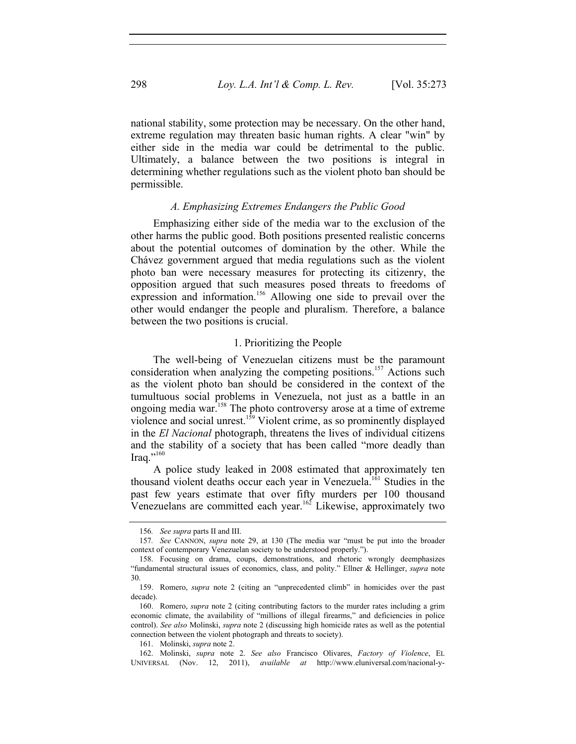national stability, some protection may be necessary. On the other hand, extreme regulation may threaten basic human rights. A clear "win" by either side in the media war could be detrimental to the public. Ultimately, a balance between the two positions is integral in determining whether regulations such as the violent photo ban should be permissible.

### *A. Emphasizing Extremes Endangers the Public Good*

Emphasizing either side of the media war to the exclusion of the other harms the public good. Both positions presented realistic concerns about the potential outcomes of domination by the other. While the Chávez government argued that media regulations such as the violent photo ban were necessary measures for protecting its citizenry, the opposition argued that such measures posed threats to freedoms of expression and information.[156] Allowing one side to prevail over the other would endanger the people and pluralism. Therefore, a balance between the two positions is crucial.

#### 1. Prioritizing the People

The well-being of Venezuelan citizens must be the paramount consideration when analyzing the competing positions.[157] Actions such as the violent photo ban should be considered in the context of the tumultuous social problems in Venezuela, not just as a battle in an ongoing media war.[158] The photo controversy arose at a time of extreme violence and social unrest.[159] Violent crime, as so prominently displayed in the *El Nacional* photograph, threatens the lives of individual citizens and the stability of a society that has been called "more deadly than Iraq."[160]

A police study leaked in 2008 estimated that approximately ten thousand violent deaths occur each year in Venezuela.[161] Studies in the past few years estimate that over fifty murders per 100 thousand Venezuelans are committed each year.[162] Likewise, approximately two

---

156. *See supra* parts II and III.

157. *See* CANNON, *supra* note 29, at 130 (The media war "must be put into the broader context of contemporary Venezuelan society to be understood properly.").

158. Focusing on drama, coups, demonstrations, and rhetoric wrongly deemphasizes "fundamental structural issues of economics, class, and polity." Ellner & Hellinger, *supra* note 30.

159. Romero, *supra* note 2 (citing an "unprecedented climb" in homicides over the past decade).

160. Romero, *supra* note 2 (citing contributing factors to the murder rates including a grim economic climate, the availability of "millions of illegal firearms," and deficiencies in police control). *See also* Molinski, *supra* note 2 (discussing high homicide rates as well as the potential connection between the violent photograph and threats to society).

161. Molinski, *supra* note 2.

162. Molinski, *supra* note 2. *See also* Francisco Olivares, *Factory of Violence*, EL UNIVERSAL (Nov. 12, 2011), *available at* http://www.eluniversal.com/nacional-y-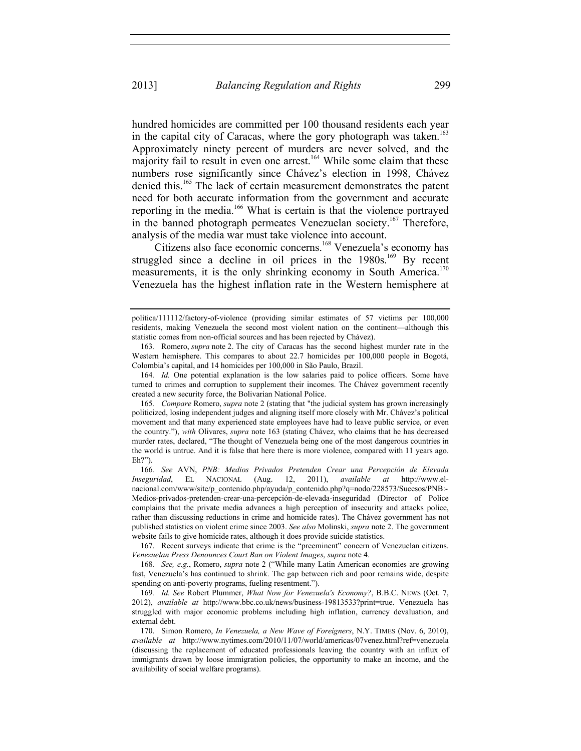hundred homicides are committed per 100 thousand residents each year in the capital city of Caracas, where the gory photograph was taken.[163] Approximately ninety percent of murders are never solved, and the majority fail to result in even one arrest.[164] While some claim that these numbers rose significantly since Chávez's election in 1998, Chávez denied this.[165] The lack of certain measurement demonstrates the patent need for both accurate information from the government and accurate reporting in the media.[166] What is certain is that the violence portrayed in the banned photograph permeates Venezuelan society.[167] Therefore, analysis of the media war must take violence into account.

Citizens also face economic concerns.[168] Venezuela's economy has struggled since a decline in oil prices in the 1980s.[169] By recent measurements, it is the only shrinking economy in South America.[170] Venezuela has the highest inflation rate in the Western hemisphere at

---

politica/111112/factory-of-violence (providing similar estimates of 57 victims per 100,000 residents, making Venezuela the second most violent nation on the continent—although this statistic comes from non-official sources and has been rejected by Chávez).

163. Romero, *supra* note 2. The city of Caracas has the second highest murder rate in the Western hemisphere. This compares to about 22.7 homicides per 100,000 people in Bogotá, Colombia's capital, and 14 homicides per 100,000 in São Paulo, Brazil.

164. *Id.* One potential explanation is the low salaries paid to police officers. Some have turned to crimes and corruption to supplement their incomes. The Chávez government recently created a new security force, the Bolivarian National Police.

165. *Compare* Romero, *supra* note 2 (stating that "the judicial system has grown increasingly politicized, losing independent judges and aligning itself more closely with Mr. Chávez's political movement and that many experienced state employees have had to leave public service, or even the country."), *with* Olivares, *supra* note 163 (stating Chávez, who claims that he has decreased murder rates, declared, "The thought of Venezuela being one of the most dangerous countries in the world is untrue. And it is false that here there is more violence, compared with 11 years ago. Eh?").

166. *See* AVN, *PNB: Medios Privados Pretenden Crear una Percepción de Elevada Inseguridad*, EL NACIONAL (Aug. 12, 2011), *available at* http://www.el-nacional.com/www/site/p_contenido.php/ayuda/p_contenido.php?q=nodo/228573/Sucesos/PNB:-Medios-privados-pretenden-crear-una-percepción-de-elevada-inseguridad (Director of Police complains that the private media advances a high perception of insecurity and attacks police, rather than discussing reductions in crime and homicide rates). The Chávez government has not published statistics on violent crime since 2003. *See also* Molinski, *supra* note 2. The government website fails to give homicide rates, although it does provide suicide statistics.

167. Recent surveys indicate that crime is the "preeminent" concern of Venezuelan citizens. *Venezuelan Press Denounces Court Ban on Violent Images*, *supra* note 4.

168. *See, e.g.*, Romero, *supra* note 2 ("While many Latin American economies are growing fast, Venezuela's has continued to shrink. The gap between rich and poor remains wide, despite spending on anti-poverty programs, fueling resentment.").

169. *Id. See* Robert Plummer, *What Now for Venezuela's Economy?*, B.B.C. NEWS (Oct. 7, 2012), *available at* http://www.bbc.co.uk/news/business-19813533?print=true. Venezuela has struggled with major economic problems including high inflation, currency devaluation, and external debt.

170. Simon Romero, *In Venezuela, a New Wave of Foreigners*, N.Y. TIMES (Nov. 6, 2010), *available at* http://www.nytimes.com/2010/11/07/world/americas/07venez.html?ref=venezuela (discussing the replacement of educated professionals leaving the country with an influx of immigrants drawn by loose immigration policies, the opportunity to make an income, and the availability of social welfare programs).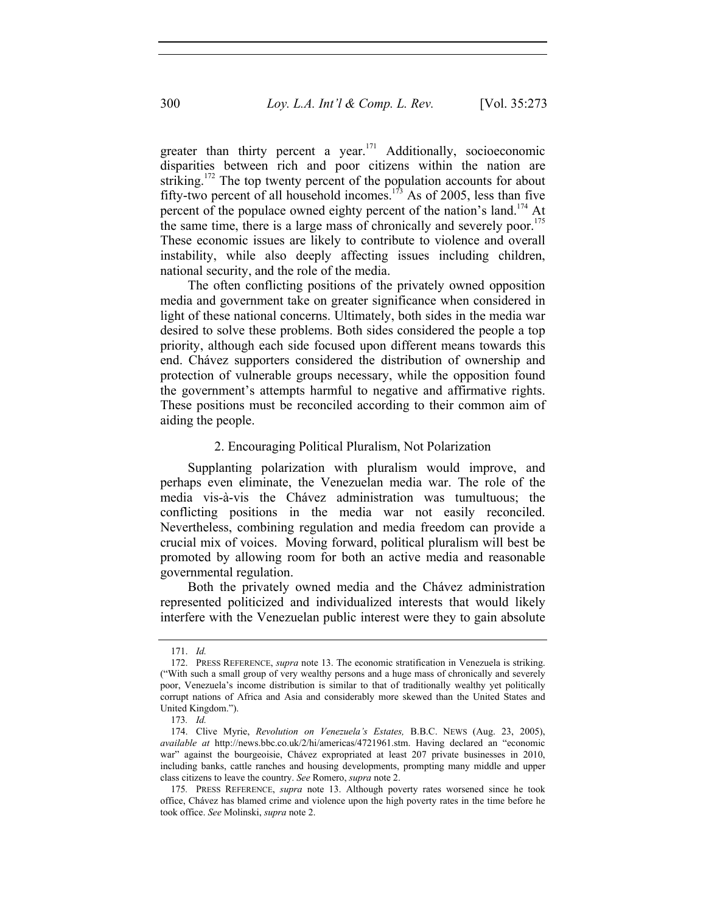greater than thirty percent a year.[171] Additionally, socioeconomic disparities between rich and poor citizens within the nation are striking.[172] The top twenty percent of the population accounts for about fifty-two percent of all household incomes.[173] As of 2005, less than five percent of the populace owned eighty percent of the nation's land.[174] At the same time, there is a large mass of chronically and severely poor.[175] These economic issues are likely to contribute to violence and overall instability, while also deeply affecting issues including children, national security, and the role of the media.

The often conflicting positions of the privately owned opposition media and government take on greater significance when considered in light of these national concerns. Ultimately, both sides in the media war desired to solve these problems. Both sides considered the people a top priority, although each side focused upon different means towards this end. Chávez supporters considered the distribution of ownership and protection of vulnerable groups necessary, while the opposition found the government's attempts harmful to negative and affirmative rights. These positions must be reconciled according to their common aim of aiding the people.

### 2. Encouraging Political Pluralism, Not Polarization

Supplanting polarization with pluralism would improve, and perhaps even eliminate, the Venezuelan media war. The role of the media vis-à-vis the Chávez administration was tumultuous; the conflicting positions in the media war not easily reconciled. Nevertheless, combining regulation and media freedom can provide a crucial mix of voices. Moving forward, political pluralism will best be promoted by allowing room for both an active media and reasonable governmental regulation.

Both the privately owned media and the Chávez administration represented politicized and individualized interests that would likely interfere with the Venezuelan public interest were they to gain absolute

---

171. *Id.*

172. PRESS REFERENCE, *supra* note 13. The economic stratification in Venezuela is striking. ("With such a small group of very wealthy persons and a huge mass of chronically and severely poor, Venezuela's income distribution is similar to that of traditionally wealthy yet politically corrupt nations of Africa and Asia and considerably more skewed than the United States and United Kingdom.").

173. *Id.*

174. Clive Myrie, *Revolution on Venezuela's Estates,* B.B.C. NEWS (Aug. 23, 2005), *available at* http://news.bbc.co.uk/2/hi/americas/4721961.stm. Having declared an "economic war" against the bourgeoisie, Chávez expropriated at least 207 private businesses in 2010, including banks, cattle ranches and housing developments, prompting many middle and upper class citizens to leave the country. *See* Romero, *supra* note 2.

175. PRESS REFERENCE, *supra* note 13. Although poverty rates worsened since he took office, Chávez has blamed crime and violence upon the high poverty rates in the time before he took office. *See* Molinski, *supra* note 2.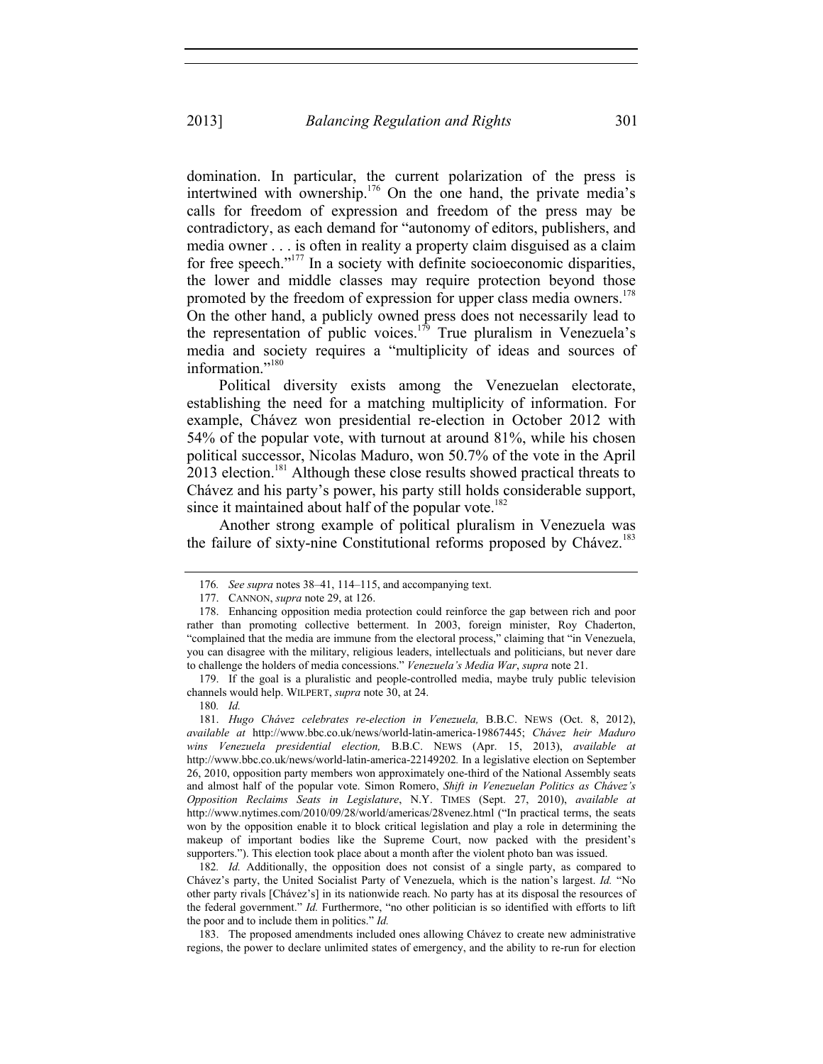domination. In particular, the current polarization of the press is intertwined with ownership.[176] On the one hand, the private media's calls for freedom of expression and freedom of the press may be contradictory, as each demand for "autonomy of editors, publishers, and media owner . . . is often in reality a property claim disguised as a claim for free speech."[177] In a society with definite socioeconomic disparities, the lower and middle classes may require protection beyond those promoted by the freedom of expression for upper class media owners.[178] On the other hand, a publicly owned press does not necessarily lead to the representation of public voices.[179] True pluralism in Venezuela's media and society requires a "multiplicity of ideas and sources of information."[180]

Political diversity exists among the Venezuelan electorate, establishing the need for a matching multiplicity of information. For example, Chávez won presidential re-election in October 2012 with 54% of the popular vote, with turnout at around 81%, while his chosen political successor, Nicolas Maduro, won 50.7% of the vote in the April 2013 election.[181] Although these close results showed practical threats to Chávez and his party's power, his party still holds considerable support, since it maintained about half of the popular vote.[182]

Another strong example of political pluralism in Venezuela was the failure of sixty-nine Constitutional reforms proposed by Chávez.[183]

---

176. *See supra* notes 38–41, 114–115, and accompanying text.

177. CANNON, *supra* note 29, at 126.

178. Enhancing opposition media protection could reinforce the gap between rich and poor rather than promoting collective betterment. In 2003, foreign minister, Roy Chaderton, "complained that the media are immune from the electoral process," claiming that "in Venezuela, you can disagree with the military, religious leaders, intellectuals and politicians, but never dare to challenge the holders of media concessions." *Venezuela's Media War*, *supra* note 21.

179. If the goal is a pluralistic and people-controlled media, maybe truly public television channels would help. WILPERT, *supra* note 30, at 24.

180. *Id.*

181. *Hugo Chávez celebrates re-election in Venezuela,* B.B.C. NEWS (Oct. 8, 2012), *available at* http://www.bbc.co.uk/news/world-latin-america-19867445; *Chávez heir Maduro wins Venezuela presidential election,* B.B.C. NEWS (Apr. 15, 2013), *available at* http://www.bbc.co.uk/news/world-latin-america-22149202. In a legislative election on September 26, 2010, opposition party members won approximately one-third of the National Assembly seats and almost half of the popular vote. Simon Romero, *Shift in Venezuelan Politics as Chávez's Opposition Reclaims Seats in Legislature*, N.Y. TIMES (Sept. 27, 2010), *available at* http://www.nytimes.com/2010/09/28/world/americas/28venez.html ("In practical terms, the seats won by the opposition enable it to block critical legislation and play a role in determining the makeup of important bodies like the Supreme Court, now packed with the president's supporters."). This election took place about a month after the violent photo ban was issued.

182. *Id.* Additionally, the opposition does not consist of a single party, as compared to Chávez's party, the United Socialist Party of Venezuela, which is the nation's largest. *Id.* "No other party rivals [Chávez's] in its nationwide reach. No party has at its disposal the resources of the federal government." *Id.* Furthermore, "no other politician is so identified with efforts to lift the poor and to include them in politics." *Id.*

183. The proposed amendments included ones allowing Chávez to create new administrative regions, the power to declare unlimited states of emergency, and the ability to re-run for election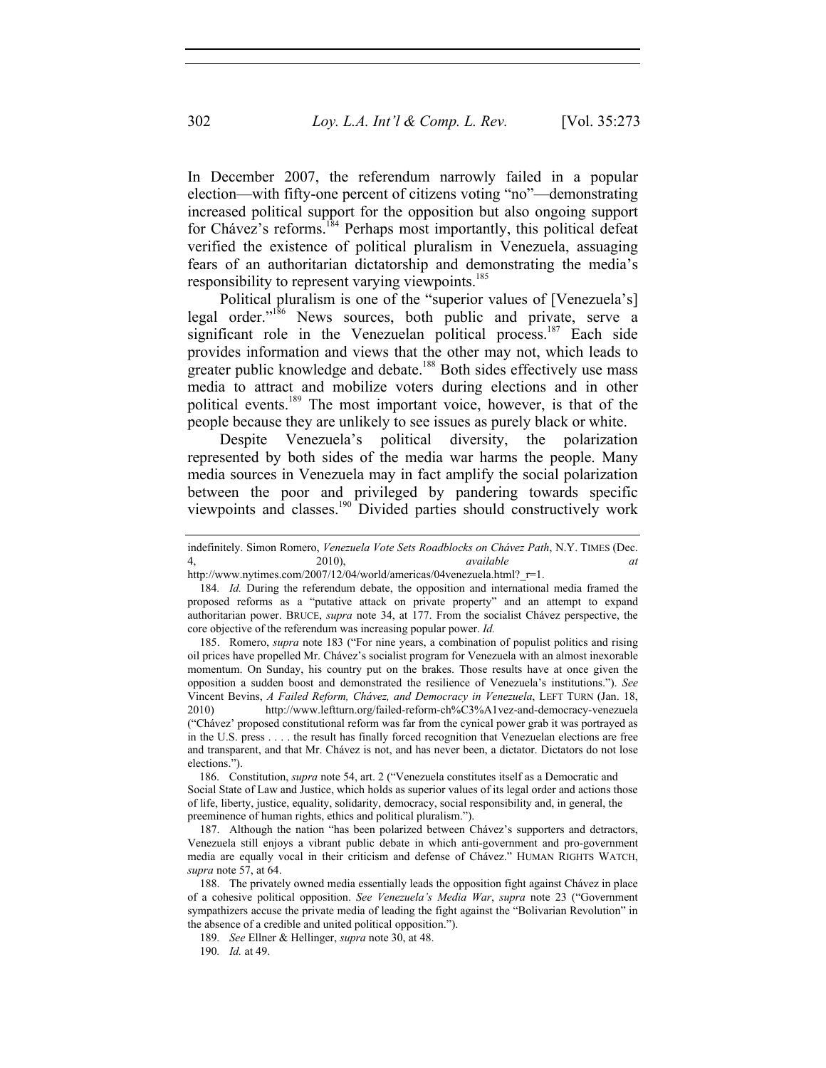In December 2007, the referendum narrowly failed in a popular election—with fifty-one percent of citizens voting "no"—demonstrating increased political support for the opposition but also ongoing support for Chávez's reforms.[184] Perhaps most importantly, this political defeat verified the existence of political pluralism in Venezuela, assuaging fears of an authoritarian dictatorship and demonstrating the media's responsibility to represent varying viewpoints.[185]

Political pluralism is one of the "superior values of [Venezuela's] legal order."[186] News sources, both public and private, serve a significant role in the Venezuelan political process.[187] Each side provides information and views that the other may not, which leads to greater public knowledge and debate.[188] Both sides effectively use mass media to attract and mobilize voters during elections and in other political events.[189] The most important voice, however, is that of the people because they are unlikely to see issues as purely black or white.

Despite Venezuela's political diversity, the polarization represented by both sides of the media war harms the people. Many media sources in Venezuela may in fact amplify the social polarization between the poor and privileged by pandering towards specific viewpoints and classes.[190] Divided parties should constructively work

---

indefinitely. Simon Romero, *Venezuela Vote Sets Roadblocks on Chávez Path*, N.Y. TIMES (Dec. 4, 2010), *available at* http://www.nytimes.com/2007/12/04/world/americas/04venezuela.html?_r=1.

184. *Id.* During the referendum debate, the opposition and international media framed the proposed reforms as a "putative attack on private property" and an attempt to expand authoritarian power. BRUCE, *supra* note 34, at 177. From the socialist Chávez perspective, the core objective of the referendum was increasing popular power. *Id.*

185. Romero, *supra* note 183 ("For nine years, a combination of populist politics and rising oil prices have propelled Mr. Chávez's socialist program for Venezuela with an almost inexorable momentum. On Sunday, his country put on the brakes. Those results have at once given the opposition a sudden boost and demonstrated the resilience of Venezuela's institutions."). *See* Vincent Bevins, *A Failed Reform, Chávez, and Democracy in Venezuela*, LEFT TURN (Jan. 18, 2010) http://www.leftturn.org/failed-reform-ch%C3%A1vez-and-democracy-venezuela ("Chávez' proposed constitutional reform was far from the cynical power grab it was portrayed as in the U.S. press . . . . the result has finally forced recognition that Venezuelan elections are free and transparent, and that Mr. Chávez is not, and has never been, a dictator. Dictators do not lose elections.").

186. Constitution, *supra* note 54, art. 2 ("Venezuela constitutes itself as a Democratic and Social State of Law and Justice, which holds as superior values of its legal order and actions those of life, liberty, justice, equality, solidarity, democracy, social responsibility and, in general, the preeminence of human rights, ethics and political pluralism.").

187. Although the nation "has been polarized between Chávez's supporters and detractors, Venezuela still enjoys a vibrant public debate in which anti-government and pro-government media are equally vocal in their criticism and defense of Chávez." HUMAN RIGHTS WATCH, *supra* note 57, at 64.

188. The privately owned media essentially leads the opposition fight against Chávez in place of a cohesive political opposition. *See Venezuela's Media War*, *supra* note 23 ("Government sympathizers accuse the private media of leading the fight against the "Bolivarian Revolution" in the absence of a credible and united political opposition.").

189. *See* Ellner & Hellinger, *supra* note 30, at 48.

190. *Id.* at 49.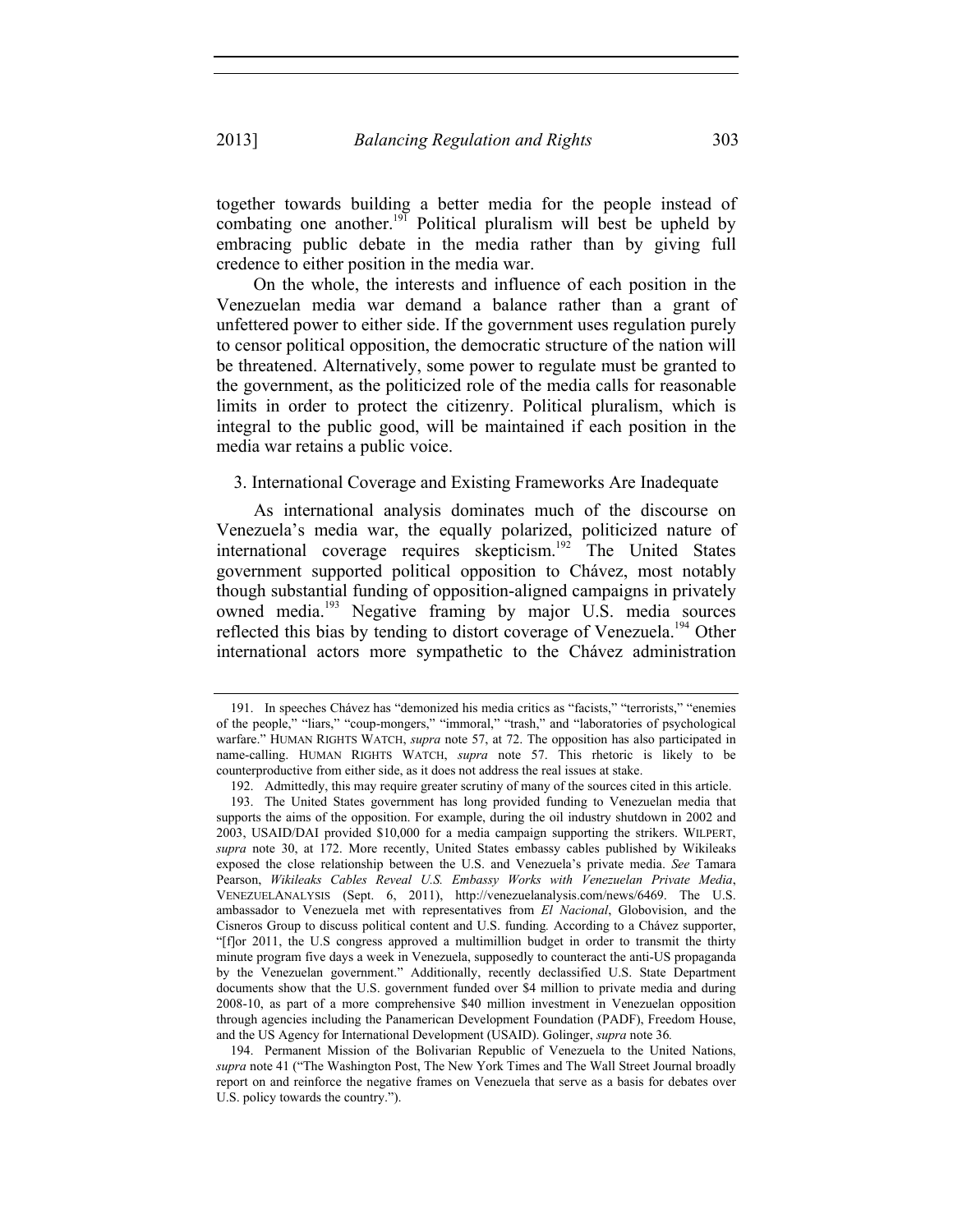together towards building a better media for the people instead of combating one another.[191] Political pluralism will best be upheld by embracing public debate in the media rather than by giving full credence to either position in the media war.

On the whole, the interests and influence of each position in the Venezuelan media war demand a balance rather than a grant of unfettered power to either side. If the government uses regulation purely to censor political opposition, the democratic structure of the nation will be threatened. Alternatively, some power to regulate must be granted to the government, as the politicized role of the media calls for reasonable limits in order to protect the citizenry. Political pluralism, which is integral to the public good, will be maintained if each position in the media war retains a public voice.

### 3. International Coverage and Existing Frameworks Are Inadequate

As international analysis dominates much of the discourse on Venezuela's media war, the equally polarized, politicized nature of international coverage requires skepticism.[192] The United States government supported political opposition to Chávez, most notably though substantial funding of opposition-aligned campaigns in privately owned media.[193] Negative framing by major U.S. media sources reflected this bias by tending to distort coverage of Venezuela.[194] Other international actors more sympathetic to the Chávez administration

---

191. In speeches Chávez has "demonized his media critics as "facists," "terrorists," "enemies of the people," "liars," "coup-mongers," "immoral," "trash," and "laboratories of psychological warfare." HUMAN RIGHTS WATCH, *supra* note 57, at 72. The opposition has also participated in name-calling. HUMAN RIGHTS WATCH, *supra* note 57. This rhetoric is likely to be counterproductive from either side, as it does not address the real issues at stake.

192. Admittedly, this may require greater scrutiny of many of the sources cited in this article.

193. The United States government has long provided funding to Venezuelan media that supports the aims of the opposition. For example, during the oil industry shutdown in 2002 and 2003, USAID/DAI provided $10,000 for a media campaign supporting the strikers. WILPERT, *supra* note 30, at 172. More recently, United States embassy cables published by Wikileaks exposed the close relationship between the U.S. and Venezuela's private media. *See* Tamara Pearson, *Wikileaks Cables Reveal U.S. Embassy Works with Venezuelan Private Media*, VENEZUELANALYSIS (Sept. 6, 2011), http://venezuelanalysis.com/news/6469. The U.S. ambassador to Venezuela met with representatives from *El Nacional*, Globovision, and the Cisneros Group to discuss political content and U.S. funding. According to a Chávez supporter, "[f]or 2011, the U.S congress approved a multimillion budget in order to transmit the thirty minute program five days a week in Venezuela, supposedly to counteract the anti-US propaganda by the Venezuelan government." Additionally, recently declassified U.S. State Department documents show that the U.S. government funded over $4 million to private media and during 2008-10, as part of a more comprehensive $40 million investment in Venezuelan opposition through agencies including the Panamerican Development Foundation (PADF), Freedom House, and the US Agency for International Development (USAID). Golinger, *supra* note 36.

194. Permanent Mission of the Bolivarian Republic of Venezuela to the United Nations, *supra* note 41 ("The Washington Post, The New York Times and The Wall Street Journal broadly report on and reinforce the negative frames on Venezuela that serve as a basis for debates over U.S. policy towards the country.").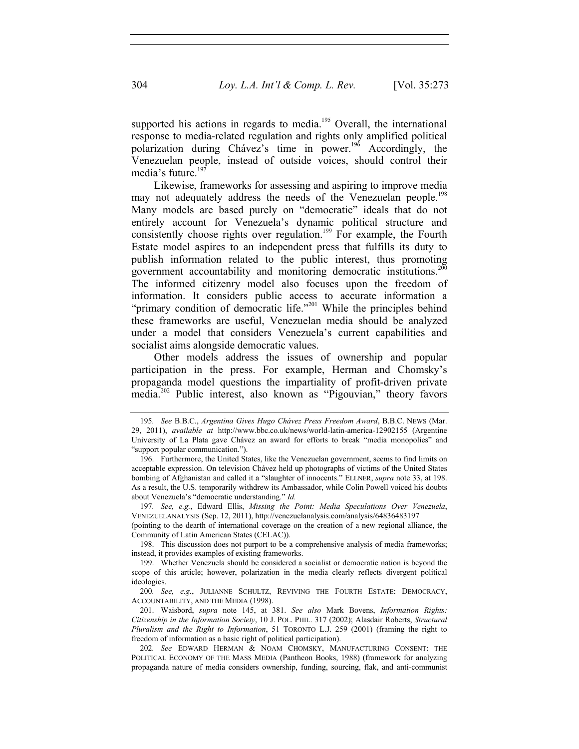supported his actions in regards to media.[195] Overall, the international response to media-related regulation and rights only amplified political polarization during Chávez's time in power.[196] Accordingly, the Venezuelan people, instead of outside voices, should control their media's future.[197]

Likewise, frameworks for assessing and aspiring to improve media may not adequately address the needs of the Venezuelan people.[198] Many models are based purely on "democratic" ideals that do not entirely account for Venezuela's dynamic political structure and consistently choose rights over regulation.[199] For example, the Fourth Estate model aspires to an independent press that fulfills its duty to publish information related to the public interest, thus promoting government accountability and monitoring democratic institutions.[200] The informed citizenry model also focuses upon the freedom of information. It considers public access to accurate information a "primary condition of democratic life."[201] While the principles behind these frameworks are useful, Venezuelan media should be analyzed under a model that considers Venezuela's current capabilities and socialist aims alongside democratic values.

Other models address the issues of ownership and popular participation in the press. For example, Herman and Chomsky's propaganda model questions the impartiality of profit-driven private media.[202] Public interest, also known as "Pigouvian," theory favors

---

195. *See* B.B.C., *Argentina Gives Hugo Chávez Press Freedom Award*, B.B.C. NEWS (Mar. 29, 2011), *available at* http://www.bbc.co.uk/news/world-latin-america-12902155 (Argentine University of La Plata gave Chávez an award for efforts to break "media monopolies" and "support popular communication.").

196. Furthermore, the United States, like the Venezuelan government, seems to find limits on acceptable expression. On television Chávez held up photographs of victims of the United States bombing of Afghanistan and called it a "slaughter of innocents." ELLNER, *supra* note 33, at 198. As a result, the U.S. temporarily withdrew its Ambassador, while Colin Powell voiced his doubts about Venezuela's "democratic understanding." *Id.*

197. *See, e.g.*, Edward Ellis, *Missing the Point: Media Speculations Over Venezuela*, VENEZUELANALYSIS (Sep. 12, 2011), http://venezuelanalysis.com/analysis/64836483197 (pointing to the dearth of international coverage on the creation of a new regional alliance, the Community of Latin American States (CELAC)).

198. This discussion does not purport to be a comprehensive analysis of media frameworks; instead, it provides examples of existing frameworks.

199. Whether Venezuela should be considered a socialist or democratic nation is beyond the scope of this article; however, polarization in the media clearly reflects divergent political ideologies.

200. *See, e.g.*, JULIANNE SCHULTZ, REVIVING THE FOURTH ESTATE: DEMOCRACY, ACCOUNTABILITY, AND THE MEDIA (1998).

201. Waisbord, *supra* note 145, at 381. *See also* Mark Bovens, *Information Rights: Citizenship in the Information Society*, 10 J. POL. PHIL. 317 (2002); Alasdair Roberts, *Structural Pluralism and the Right to Information*, 51 TORONTO L.J. 259 (2001) (framing the right to freedom of information as a basic right of political participation).

202. *See* EDWARD HERMAN & NOAM CHOMSKY, MANUFACTURING CONSENT: THE POLITICAL ECONOMY OF THE MASS MEDIA (Pantheon Books, 1988) (framework for analyzing propaganda nature of media considers ownership, funding, sourcing, flak, and anti-communist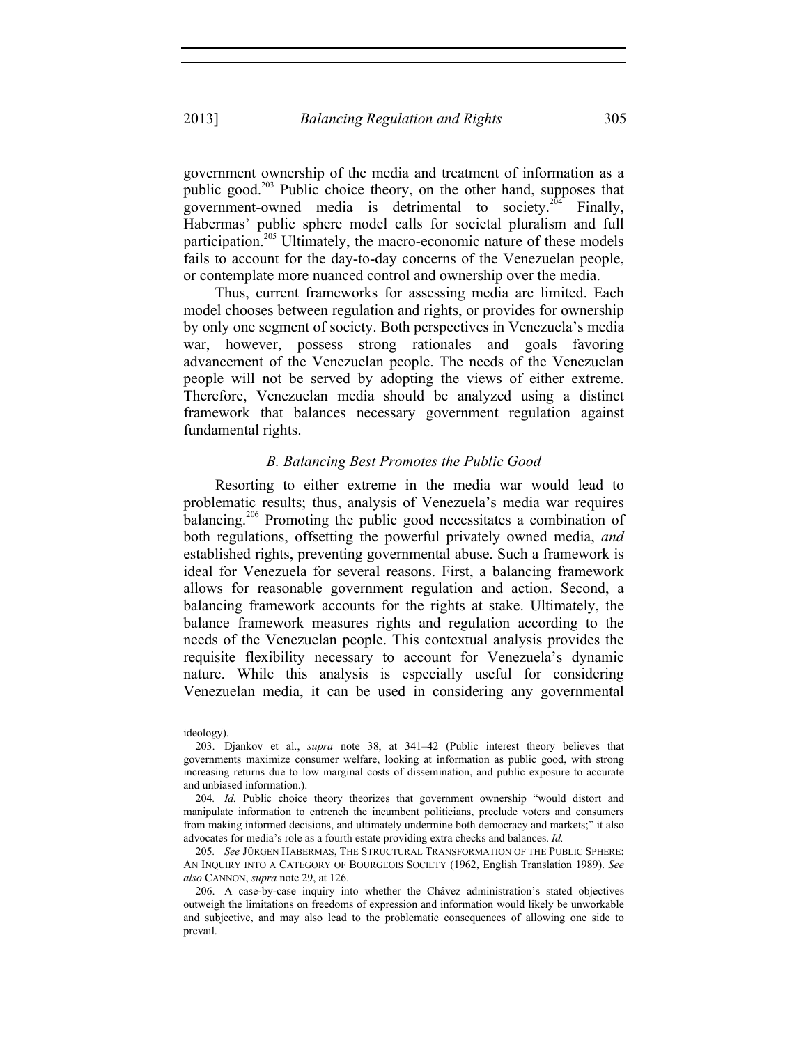government ownership of the media and treatment of information as a public good.[203] Public choice theory, on the other hand, supposes that government-owned media is detrimental to society.[204] Finally, Habermas' public sphere model calls for societal pluralism and full participation.[205] Ultimately, the macro-economic nature of these models fails to account for the day-to-day concerns of the Venezuelan people, or contemplate more nuanced control and ownership over the media.

Thus, current frameworks for assessing media are limited. Each model chooses between regulation and rights, or provides for ownership by only one segment of society. Both perspectives in Venezuela's media war, however, possess strong rationales and goals favoring advancement of the Venezuelan people. The needs of the Venezuelan people will not be served by adopting the views of either extreme. Therefore, Venezuelan media should be analyzed using a distinct framework that balances necessary government regulation against fundamental rights.

### *B. Balancing Best Promotes the Public Good*

Resorting to either extreme in the media war would lead to problematic results; thus, analysis of Venezuela's media war requires balancing.[206] Promoting the public good necessitates a combination of both regulations, offsetting the powerful privately owned media, *and* established rights, preventing governmental abuse. Such a framework is ideal for Venezuela for several reasons. First, a balancing framework allows for reasonable government regulation and action. Second, a balancing framework accounts for the rights at stake. Ultimately, the balance framework measures rights and regulation according to the needs of the Venezuelan people. This contextual analysis provides the requisite flexibility necessary to account for Venezuela's dynamic nature. While this analysis is especially useful for considering Venezuelan media, it can be used in considering any governmental

---

ideology).

203. Djankov et al., *supra* note 38, at 341–42 (Public interest theory believes that governments maximize consumer welfare, looking at information as public good, with strong increasing returns due to low marginal costs of dissemination, and public exposure to accurate and unbiased information.).

204. *Id.* Public choice theory theorizes that government ownership "would distort and manipulate information to entrench the incumbent politicians, preclude voters and consumers from making informed decisions, and ultimately undermine both democracy and markets;" it also advocates for media's role as a fourth estate providing extra checks and balances. *Id.*

205. *See* JÜRGEN HABERMAS, THE STRUCTURAL TRANSFORMATION OF THE PUBLIC SPHERE: AN INQUIRY INTO A CATEGORY OF BOURGEOIS SOCIETY (1962, English Translation 1989). *See also* CANNON, *supra* note 29, at 126.

206. A case-by-case inquiry into whether the Chávez administration's stated objectives outweigh the limitations on freedoms of expression and information would likely be unworkable and subjective, and may also lead to the problematic consequences of allowing one side to prevail.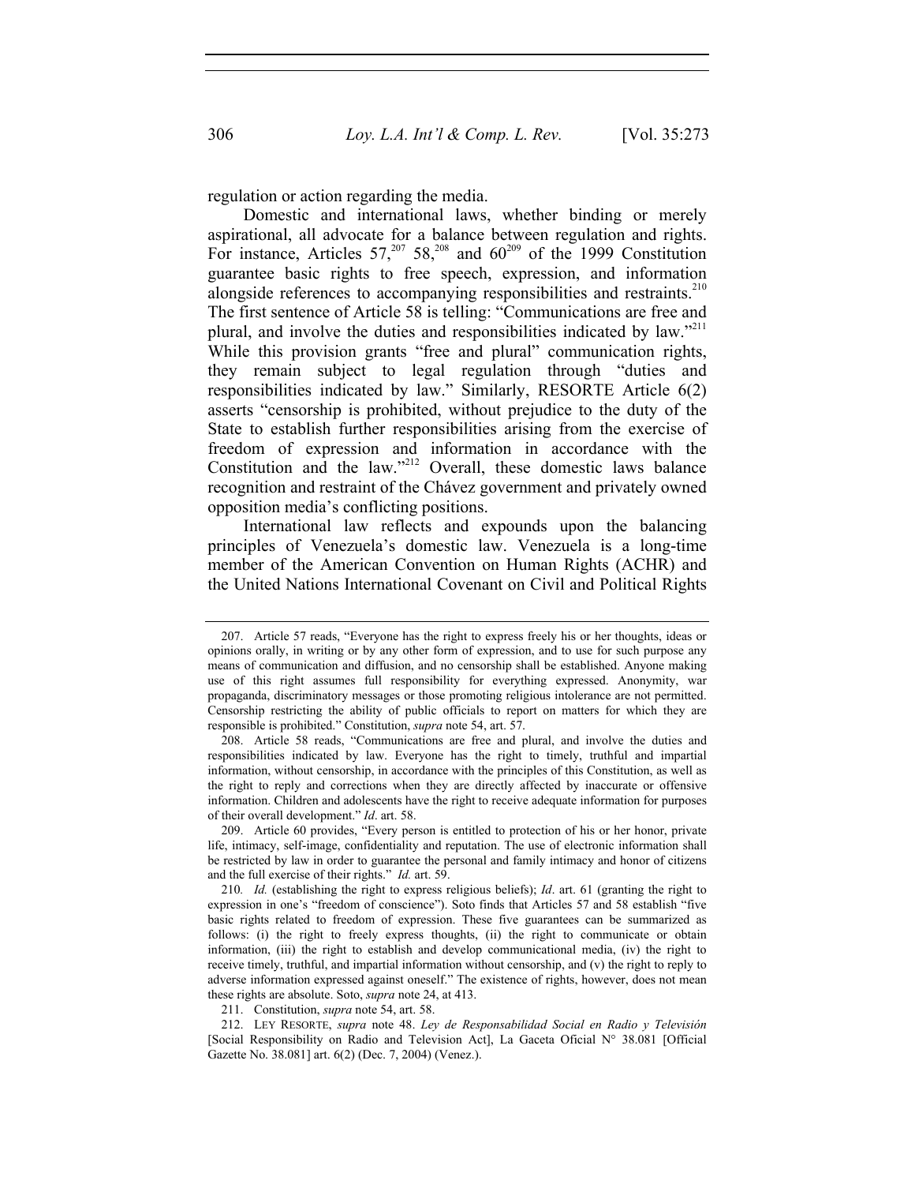regulation or action regarding the media.

Domestic and international laws, whether binding or merely aspirational, all advocate for a balance between regulation and rights. For instance, Articles 57,[207] 58,[208] and 60[209] of the 1999 Constitution guarantee basic rights to free speech, expression, and information alongside references to accompanying responsibilities and restraints.[210] The first sentence of Article 58 is telling: "Communications are free and plural, and involve the duties and responsibilities indicated by law."[211] While this provision grants "free and plural" communication rights, they remain subject to legal regulation through "duties and responsibilities indicated by law." Similarly, RESORTE Article 6(2) asserts "censorship is prohibited, without prejudice to the duty of the State to establish further responsibilities arising from the exercise of freedom of expression and information in accordance with the Constitution and the law."[212] Overall, these domestic laws balance recognition and restraint of the Chávez government and privately owned opposition media's conflicting positions.

International law reflects and expounds upon the balancing principles of Venezuela's domestic law. Venezuela is a long-time member of the American Convention on Human Rights (ACHR) and the United Nations International Covenant on Civil and Political Rights

---

207. Article 57 reads, "Everyone has the right to express freely his or her thoughts, ideas or opinions orally, in writing or by any other form of expression, and to use for such purpose any means of communication and diffusion, and no censorship shall be established. Anyone making use of this right assumes full responsibility for everything expressed. Anonymity, war propaganda, discriminatory messages or those promoting religious intolerance are not permitted. Censorship restricting the ability of public officials to report on matters for which they are responsible is prohibited." Constitution, *supra* note 54, art. 57.

208. Article 58 reads, "Communications are free and plural, and involve the duties and responsibilities indicated by law. Everyone has the right to timely, truthful and impartial information, without censorship, in accordance with the principles of this Constitution, as well as the right to reply and corrections when they are directly affected by inaccurate or offensive information. Children and adolescents have the right to receive adequate information for purposes of their overall development." *Id*. art. 58.

209. Article 60 provides, "Every person is entitled to protection of his or her honor, private life, intimacy, self-image, confidentiality and reputation. The use of electronic information shall be restricted by law in order to guarantee the personal and family intimacy and honor of citizens and the full exercise of their rights." *Id.* art. 59.

210. *Id.* (establishing the right to express religious beliefs); *Id*. art. 61 (granting the right to expression in one's "freedom of conscience"). Soto finds that Articles 57 and 58 establish "five basic rights related to freedom of expression. These five guarantees can be summarized as follows: (i) the right to freely express thoughts, (ii) the right to communicate or obtain information, (iii) the right to establish and develop communicational media, (iv) the right to receive timely, truthful, and impartial information without censorship, and (v) the right to reply to adverse information expressed against oneself." The existence of rights, however, does not mean these rights are absolute. Soto, *supra* note 24, at 413.

211. Constitution, *supra* note 54, art. 58.

212. LEY RESORTE, *supra* note 48. *Ley de Responsabilidad Social en Radio y Televisión* [Social Responsibility on Radio and Television Act], La Gaceta Oficial N° 38.081 [Official Gazette No. 38.081] art. 6(2) (Dec. 7, 2004) (Venez.).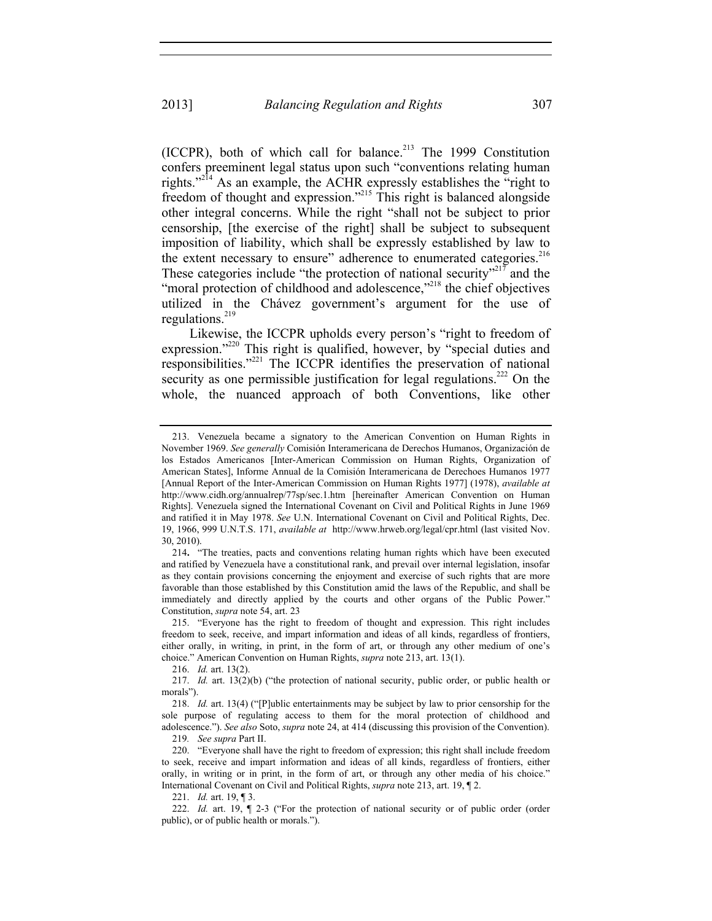(ICCPR), both of which call for balance.[213] The 1999 Constitution confers preeminent legal status upon such "conventions relating human rights."[214] As an example, the ACHR expressly establishes the "right to freedom of thought and expression."[215] This right is balanced alongside other integral concerns. While the right "shall not be subject to prior censorship, [the exercise of the right] shall be subject to subsequent imposition of liability, which shall be expressly established by law to the extent necessary to ensure" adherence to enumerated categories.[216] These categories include "the protection of national security"[217] and the "moral protection of childhood and adolescence,"[218] the chief objectives utilized in the Chávez government's argument for the use of regulations.[219]

Likewise, the ICCPR upholds every person's "right to freedom of expression."[220] This right is qualified, however, by "special duties and responsibilities."[221] The ICCPR identifies the preservation of national security as one permissible justification for legal regulations.[222] On the whole, the nuanced approach of both Conventions, like other

---

213. Venezuela became a signatory to the American Convention on Human Rights in November 1969. *See generally* Comisión Interamericana de Derechos Humanos, Organización de los Estados Americanos [Inter-American Commission on Human Rights, Organization of American States], Informe Annual de la Comisión Interamericana de Derechoes Humanos 1977 [Annual Report of the Inter-American Commission on Human Rights 1977] (1978), *available at* http://www.cidh.org/annualrep/77sp/sec.1.htm [hereinafter American Convention on Human Rights]. Venezuela signed the International Covenant on Civil and Political Rights in June 1969 and ratified it in May 1978. *See* U.N. International Covenant on Civil and Political Rights, Dec. 19, 1966, 999 U.N.T.S. 171, *available at* http://www.hrweb.org/legal/cpr.html (last visited Nov. 30, 2010).

214. "The treaties, pacts and conventions relating human rights which have been executed and ratified by Venezuela have a constitutional rank, and prevail over internal legislation, insofar as they contain provisions concerning the enjoyment and exercise of such rights that are more favorable than those established by this Constitution amid the laws of the Republic, and shall be immediately and directly applied by the courts and other organs of the Public Power." Constitution, *supra* note 54, art. 23

215. "Everyone has the right to freedom of thought and expression. This right includes freedom to seek, receive, and impart information and ideas of all kinds, regardless of frontiers, either orally, in writing, in print, in the form of art, or through any other medium of one's choice." American Convention on Human Rights, *supra* note 213, art. 13(1).

216. *Id.* art. 13(2).

217. *Id.* art. 13(2)(b) ("the protection of national security, public order, or public health or morals").

218. *Id.* art. 13(4) ("[P]ublic entertainments may be subject by law to prior censorship for the sole purpose of regulating access to them for the moral protection of childhood and adolescence."). *See also* Soto, *supra* note 24, at 414 (discussing this provision of the Convention).

219. *See supra* Part II.

220. "Everyone shall have the right to freedom of expression; this right shall include freedom to seek, receive and impart information and ideas of all kinds, regardless of frontiers, either orally, in writing or in print, in the form of art, or through any other media of his choice." International Covenant on Civil and Political Rights, *supra* note 213, art. 19, ¶ 2.

221. *Id.* art. 19, ¶ 3.

222. *Id.* art. 19, ¶ 2-3 ("For the protection of national security or of public order (order public), or of public health or morals.").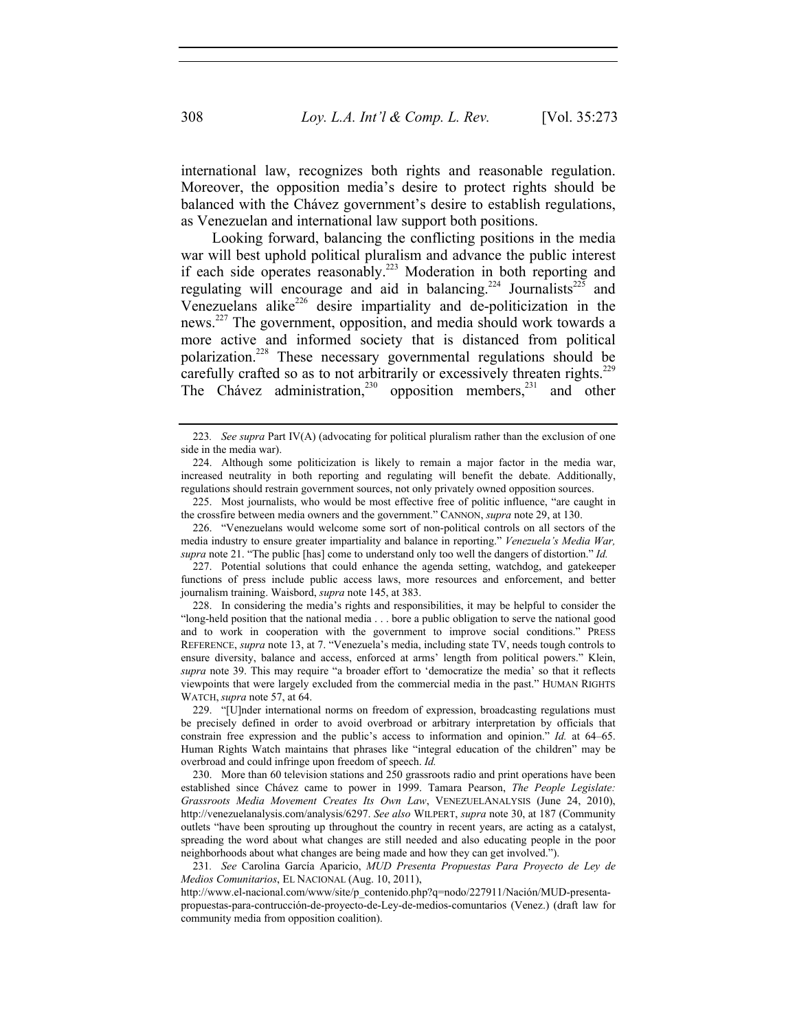international law, recognizes both rights and reasonable regulation. Moreover, the opposition media's desire to protect rights should be balanced with the Chávez government's desire to establish regulations, as Venezuelan and international law support both positions.

Looking forward, balancing the conflicting positions in the media war will best uphold political pluralism and advance the public interest if each side operates reasonably.[223] Moderation in both reporting and regulating will encourage and aid in balancing.[224] Journalists[225] and Venezuelans alike[226] desire impartiality and de-politicization in the news.[227] The government, opposition, and media should work towards a more active and informed society that is distanced from political polarization.[228] These necessary governmental regulations should be carefully crafted so as to not arbitrarily or excessively threaten rights.[229] The Chávez administration,[230] opposition members,[231] and other

---

223. *See supra* Part IV(A) (advocating for political pluralism rather than the exclusion of one side in the media war).

224. Although some politicization is likely to remain a major factor in the media war, increased neutrality in both reporting and regulating will benefit the debate. Additionally, regulations should restrain government sources, not only privately owned opposition sources.

225. Most journalists, who would be most effective free of politic influence, "are caught in the crossfire between media owners and the government." CANNON, *supra* note 29, at 130.

226. "Venezuelans would welcome some sort of non-political controls on all sectors of the media industry to ensure greater impartiality and balance in reporting." *Venezuela's Media War, supra* note 21. "The public [has] come to understand only too well the dangers of distortion." *Id.*

227. Potential solutions that could enhance the agenda setting, watchdog, and gatekeeper functions of press include public access laws, more resources and enforcement, and better journalism training. Waisbord, *supra* note 145, at 383.

228. In considering the media's rights and responsibilities, it may be helpful to consider the "long-held position that the national media . . . bore a public obligation to serve the national good and to work in cooperation with the government to improve social conditions." PRESS REFERENCE, *supra* note 13, at 7. "Venezuela's media, including state TV, needs tough controls to ensure diversity, balance and access, enforced at arms' length from political powers." Klein, *supra* note 39. This may require "a broader effort to 'democratize the media' so that it reflects viewpoints that were largely excluded from the commercial media in the past." HUMAN RIGHTS WATCH, *supra* note 57, at 64.

229. "[U]nder international norms on freedom of expression, broadcasting regulations must be precisely defined in order to avoid overbroad or arbitrary interpretation by officials that constrain free expression and the public's access to information and opinion." *Id.* at 64–65. Human Rights Watch maintains that phrases like "integral education of the children" may be overbroad and could infringe upon freedom of speech. *Id.*

230. More than 60 television stations and 250 grassroots radio and print operations have been established since Chávez came to power in 1999. Tamara Pearson, *The People Legislate: Grassroots Media Movement Creates Its Own Law*, VENEZUELANALYSIS (June 24, 2010), http://venezuelanalysis.com/analysis/6297. *See also* WILPERT, *supra* note 30, at 187 (Community outlets "have been sprouting up throughout the country in recent years, are acting as a catalyst, spreading the word about what changes are still needed and also educating people in the poor neighborhoods about what changes are being made and how they can get involved.").

231. *See* Carolina García Aparicio, *MUD Presenta Propuestas Para Proyecto de Ley de Medios Comunitarios*, EL NACIONAL (Aug. 10, 2011), http://www.el-nacional.com/www/site/p_contenido.php?q=nodo/227911/Nación/MUD-presenta-propuestas-para-contrucción-de-proyecto-de-Ley-de-medios-comuntarios (Venez.) (draft law for community media from opposition coalition).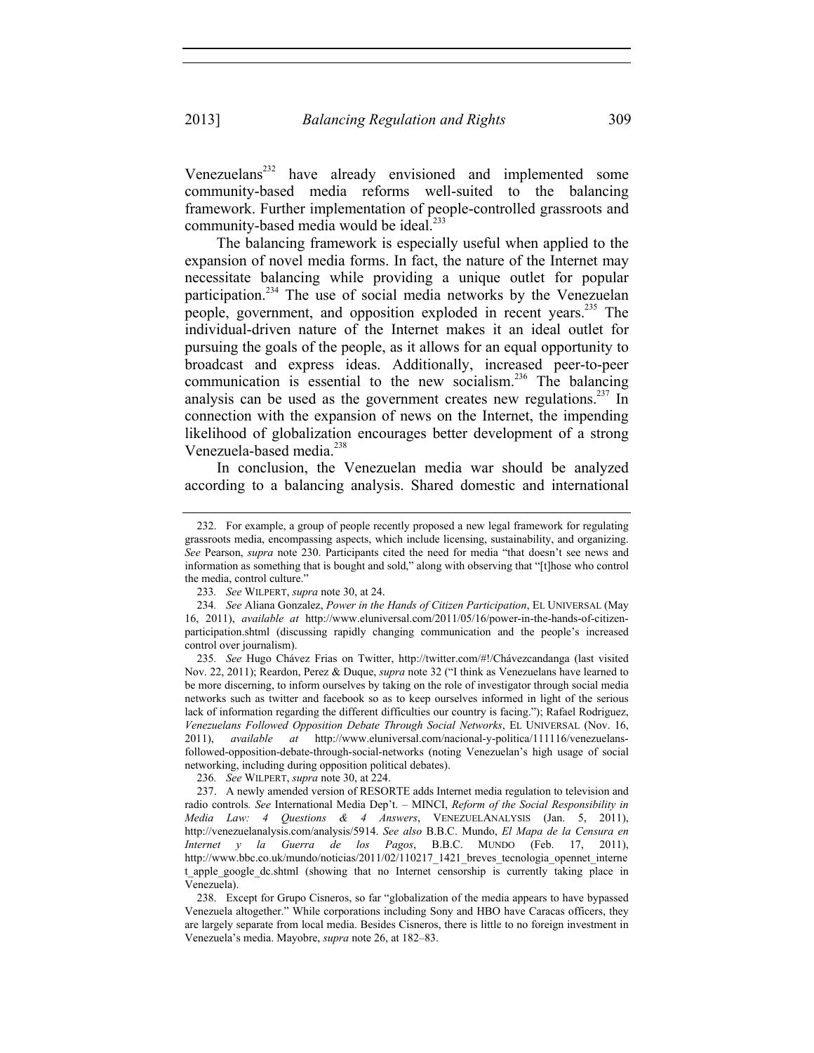Venezuelans[232] have already envisioned and implemented some community-based media reforms well-suited to the balancing framework. Further implementation of people-controlled grassroots and community-based media would be ideal.[233]

The balancing framework is especially useful when applied to the expansion of novel media forms. In fact, the nature of the Internet may necessitate balancing while providing a unique outlet for popular participation.[234] The use of social media networks by the Venezuelan people, government, and opposition exploded in recent years.[235] The individual-driven nature of the Internet makes it an ideal outlet for pursuing the goals of the people, as it allows for an equal opportunity to broadcast and express ideas. Additionally, increased peer-to-peer communication is essential to the new socialism.[236] The balancing analysis can be used as the government creates new regulations.[237] In connection with the expansion of news on the Internet, the impending likelihood of globalization encourages better development of a strong Venezuela-based media.[238]

In conclusion, the Venezuelan media war should be analyzed according to a balancing analysis. Shared domestic and international

---

232. For example, a group of people recently proposed a new legal framework for regulating grassroots media, encompassing aspects, which include licensing, sustainability, and organizing. *See* Pearson, *supra* note 230. Participants cited the need for media "that doesn't see news and information as something that is bought and sold," along with observing that "[t]hose who control the media, control culture."

233. *See* WILPERT, *supra* note 30, at 24.

234. *See* Aliana Gonzalez, *Power in the Hands of Citizen Participation*, EL UNIVERSAL (May 16, 2011), *available at* http://www.eluniversal.com/2011/05/16/power-in-the-hands-of-citizen-participation.shtml (discussing rapidly changing communication and the people's increased control over journalism).

235. *See* Hugo Chávez Frias on Twitter, http://twitter.com/#!/Chávezcandanga (last visited Nov. 22, 2011); Reardon, Perez & Duque, *supra* note 32 ("I think as Venezuelans have learned to be more discerning, to inform ourselves by taking on the role of investigator through social media networks such as twitter and facebook so as to keep ourselves informed in light of the serious lack of information regarding the different difficulties our country is facing."); Rafael Rodriguez, *Venezuelans Followed Opposition Debate Through Social Networks*, EL UNIVERSAL (Nov. 16, 2011), *available at* http://www.eluniversal.com/nacional-y-politica/111116/venezuelans-followed-opposition-debate-through-social-networks (noting Venezuelan's high usage of social networking, including during opposition political debates).

236. *See* WILPERT, *supra* note 30, at 224.

237. A newly amended version of RESORTE adds Internet media regulation to television and radio controls. *See* International Media Dep't. – MINCI, *Reform of the Social Responsibility in Media Law: 4 Questions & 4 Answers*, VENEZUELANALYSIS (Jan. 5, 2011), http://venezuelanalysis.com/analysis/5914. *See also* B.B.C. Mundo, *El Mapa de la Censura en Internet y la Guerra de los Pagos*, B.B.C. MUNDO (Feb. 17, 2011), http://www.bbc.co.uk/mundo/noticias/2011/02/110217_1421_breves_tecnologia_opennet_internet_apple_google_dc.shtml (showing that no Internet censorship is currently taking place in Venezuela).

238. Except for Grupo Cisneros, so far "globalization of the media appears to have bypassed Venezuela altogether." While corporations including Sony and HBO have Caracas officers, they are largely separate from local media. Besides Cisneros, there is little to no foreign investment in Venezuela's media. Mayobre, *supra* note 26, at 182–83.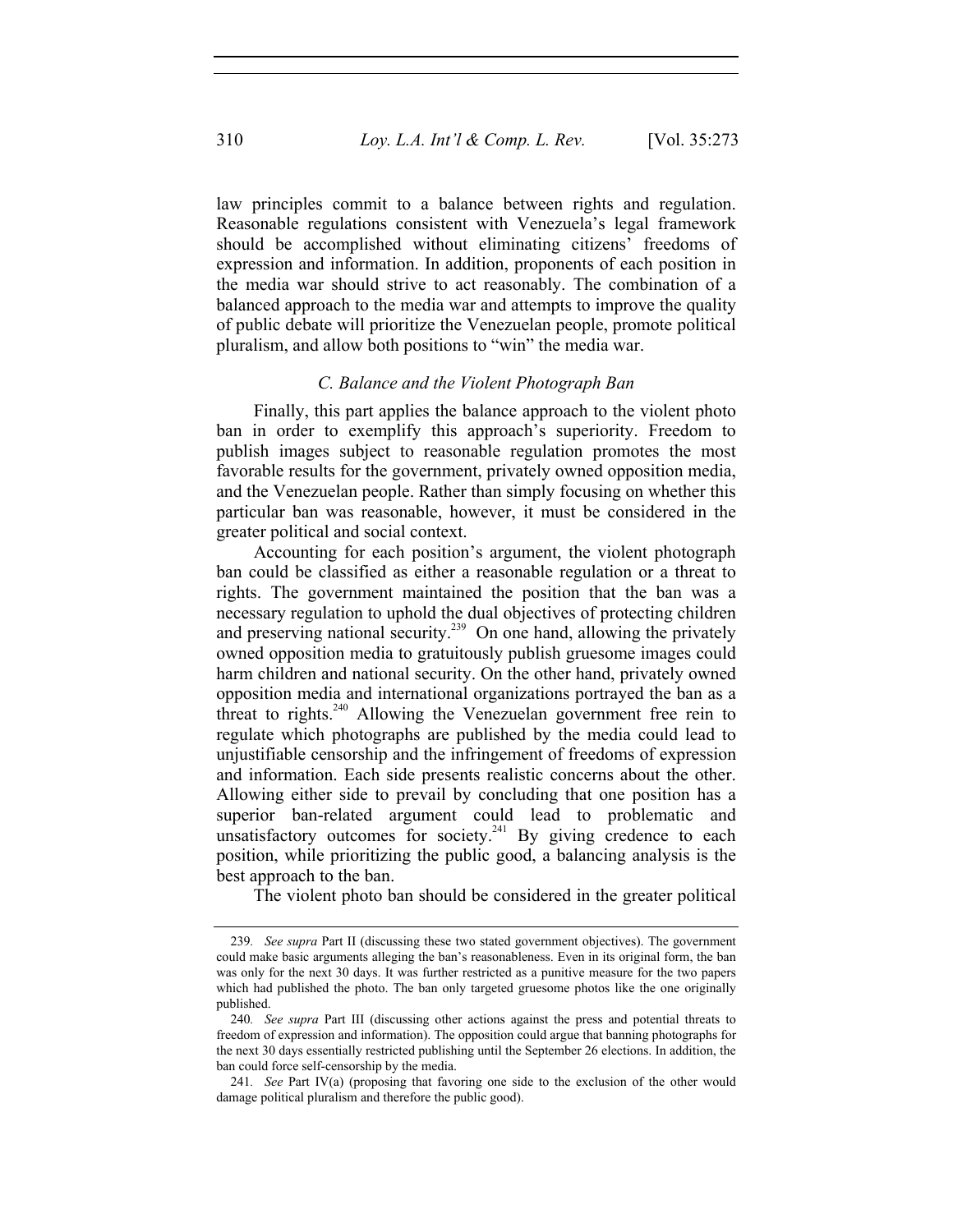law principles commit to a balance between rights and regulation. Reasonable regulations consistent with Venezuela's legal framework should be accomplished without eliminating citizens' freedoms of expression and information. In addition, proponents of each position in the media war should strive to act reasonably. The combination of a balanced approach to the media war and attempts to improve the quality of public debate will prioritize the Venezuelan people, promote political pluralism, and allow both positions to "win" the media war.

### *C. Balance and the Violent Photograph Ban*

Finally, this part applies the balance approach to the violent photo ban in order to exemplify this approach's superiority. Freedom to publish images subject to reasonable regulation promotes the most favorable results for the government, privately owned opposition media, and the Venezuelan people. Rather than simply focusing on whether this particular ban was reasonable, however, it must be considered in the greater political and social context.

Accounting for each position's argument, the violent photograph ban could be classified as either a reasonable regulation or a threat to rights. The government maintained the position that the ban was a necessary regulation to uphold the dual objectives of protecting children and preserving national security.[239] On one hand, allowing the privately owned opposition media to gratuitously publish gruesome images could harm children and national security. On the other hand, privately owned opposition media and international organizations portrayed the ban as a threat to rights.[240] Allowing the Venezuelan government free rein to regulate which photographs are published by the media could lead to unjustifiable censorship and the infringement of freedoms of expression and information. Each side presents realistic concerns about the other. Allowing either side to prevail by concluding that one position has a superior ban-related argument could lead to problematic and unsatisfactory outcomes for society.[241] By giving credence to each position, while prioritizing the public good, a balancing analysis is the best approach to the ban.

The violent photo ban should be considered in the greater political

---

239. *See supra* Part II (discussing these two stated government objectives). The government could make basic arguments alleging the ban's reasonableness. Even in its original form, the ban was only for the next 30 days. It was further restricted as a punitive measure for the two papers which had published the photo. The ban only targeted gruesome photos like the one originally published.

240. *See supra* Part III (discussing other actions against the press and potential threats to freedom of expression and information). The opposition could argue that banning photographs for the next 30 days essentially restricted publishing until the September 26 elections. In addition, the ban could force self-censorship by the media.

241. *See* Part IV(a) (proposing that favoring one side to the exclusion of the other would damage political pluralism and therefore the public good).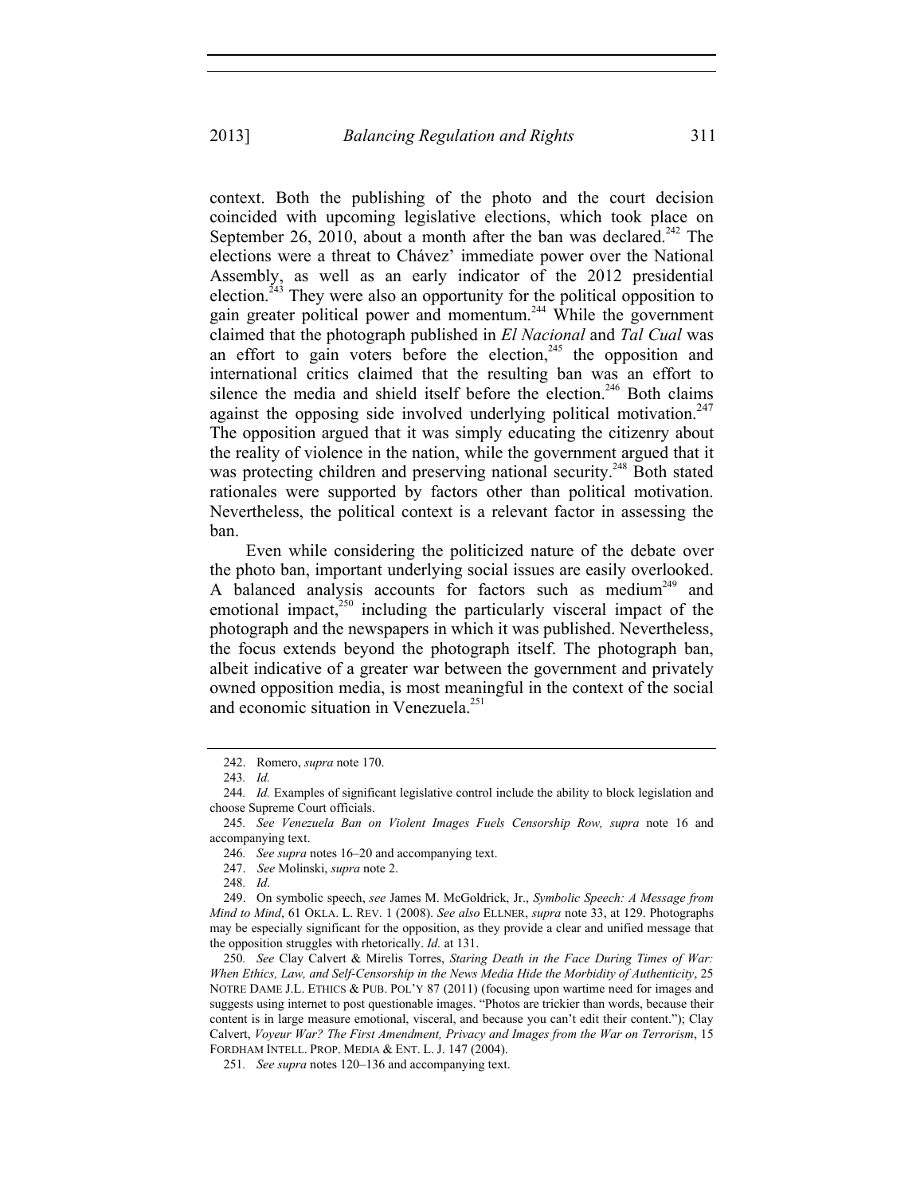context. Both the publishing of the photo and the court decision coincided with upcoming legislative elections, which took place on September 26, 2010, about a month after the ban was declared.[242] The elections were a threat to Chávez' immediate power over the National Assembly, as well as an early indicator of the 2012 presidential election.[243] They were also an opportunity for the political opposition to gain greater political power and momentum.[244] While the government claimed that the photograph published in *El Nacional* and *Tal Cual* was an effort to gain voters before the election,[245] the opposition and international critics claimed that the resulting ban was an effort to silence the media and shield itself before the election.[246] Both claims against the opposing side involved underlying political motivation.[247] The opposition argued that it was simply educating the citizenry about the reality of violence in the nation, while the government argued that it was protecting children and preserving national security.[248] Both stated rationales were supported by factors other than political motivation. Nevertheless, the political context is a relevant factor in assessing the ban.

Even while considering the politicized nature of the debate over the photo ban, important underlying social issues are easily overlooked. A balanced analysis accounts for factors such as medium[249] and emotional impact,[250] including the particularly visceral impact of the photograph and the newspapers in which it was published. Nevertheless, the focus extends beyond the photograph itself. The photograph ban, albeit indicative of a greater war between the government and privately owned opposition media, is most meaningful in the context of the social and economic situation in Venezuela.[251]

---

242. Romero, *supra* note 170.

243. *Id.*

244. *Id.* Examples of significant legislative control include the ability to block legislation and choose Supreme Court officials.

245. *See Venezuela Ban on Violent Images Fuels Censorship Row, supra* note 16 and accompanying text.

246. *See supra* notes 16–20 and accompanying text.

247. *See* Molinski, *supra* note 2.

248. *Id*.

249. On symbolic speech, *see* James M. McGoldrick, Jr., *Symbolic Speech: A Message from Mind to Mind*, 61 OKLA. L. REV. 1 (2008). *See also* ELLNER, *supra* note 33, at 129. Photographs may be especially significant for the opposition, as they provide a clear and unified message that the opposition struggles with rhetorically. *Id.* at 131.

250. *See* Clay Calvert & Mirelis Torres, *Staring Death in the Face During Times of War: When Ethics, Law, and Self-Censorship in the News Media Hide the Morbidity of Authenticity*, 25 NOTRE DAME J.L. ETHICS & PUB. POL'Y 87 (2011) (focusing upon wartime need for images and suggests using internet to post questionable images. "Photos are trickier than words, because their content is in large measure emotional, visceral, and because you can't edit their content."); Clay Calvert, *Voyeur War? The First Amendment, Privacy and Images from the War on Terrorism*, 15 FORDHAM INTELL. PROP. MEDIA & ENT. L. J. 147 (2004).

251. *See supra* notes 120–136 and accompanying text.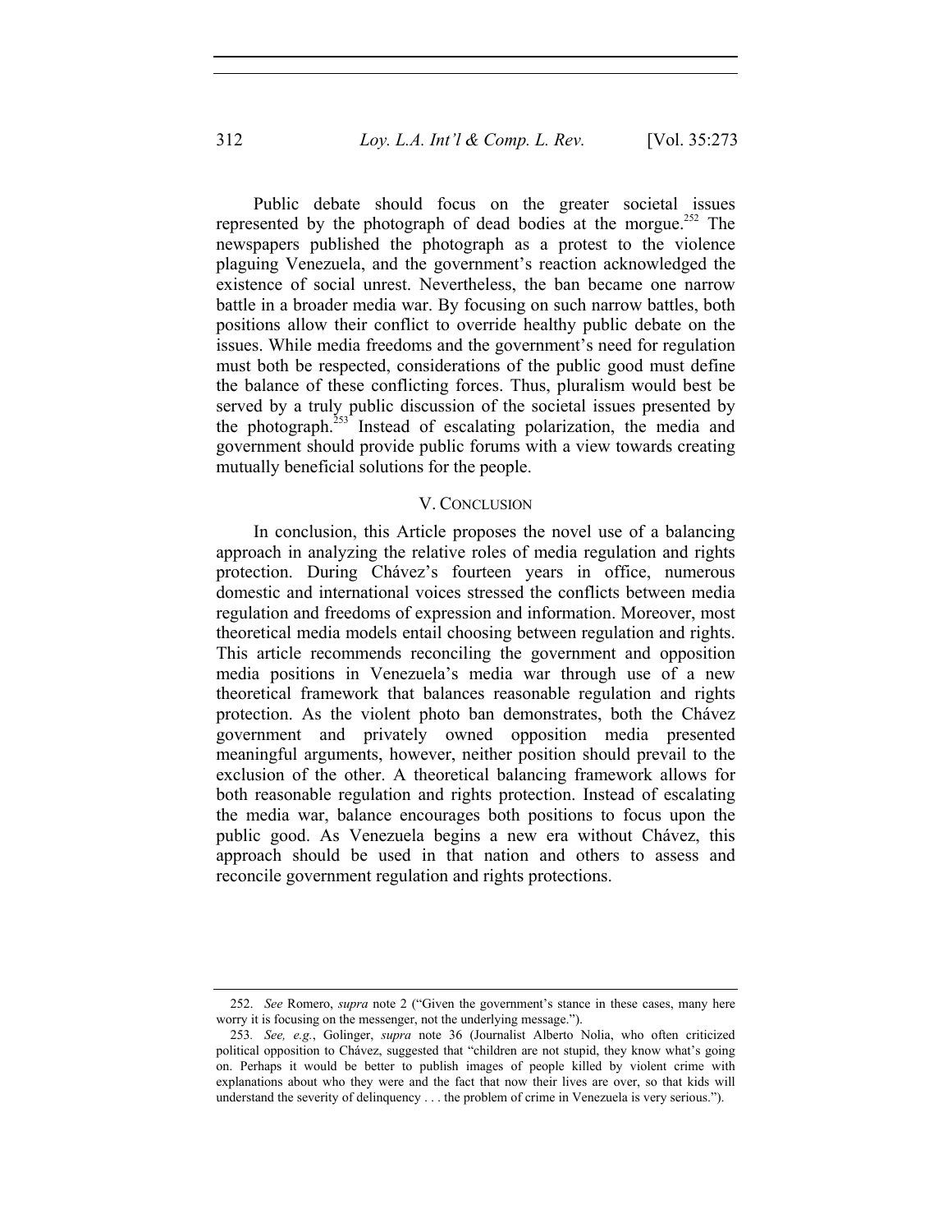Public debate should focus on the greater societal issues represented by the photograph of dead bodies at the morgue.[252] The newspapers published the photograph as a protest to the violence plaguing Venezuela, and the government's reaction acknowledged the existence of social unrest. Nevertheless, the ban became one narrow battle in a broader media war. By focusing on such narrow battles, both positions allow their conflict to override healthy public debate on the issues. While media freedoms and the government's need for regulation must both be respected, considerations of the public good must define the balance of these conflicting forces. Thus, pluralism would best be served by a truly public discussion of the societal issues presented by the photograph.[253] Instead of escalating polarization, the media and government should provide public forums with a view towards creating mutually beneficial solutions for the people.

## V. Conclusion

In conclusion, this Article proposes the novel use of a balancing approach in analyzing the relative roles of media regulation and rights protection. During Chávez's fourteen years in office, numerous domestic and international voices stressed the conflicts between media regulation and freedoms of expression and information. Moreover, most theoretical media models entail choosing between regulation and rights. This article recommends reconciling the government and opposition media positions in Venezuela's media war through use of a new theoretical framework that balances reasonable regulation and rights protection. As the violent photo ban demonstrates, both the Chávez government and privately owned opposition media presented meaningful arguments, however, neither position should prevail to the exclusion of the other. A theoretical balancing framework allows for both reasonable regulation and rights protection. Instead of escalating the media war, balance encourages both positions to focus upon the public good. As Venezuela begins a new era without Chávez, this approach should be used in that nation and others to assess and reconcile government regulation and rights protections.

---

252. *See* Romero, *supra* note 2 ("Given the government's stance in these cases, many here worry it is focusing on the messenger, not the underlying message.").

253. *See, e.g.*, Golinger, *supra* note 36 (Journalist Alberto Nolia, who often criticized political opposition to Chávez, suggested that "children are not stupid, they know what's going on. Perhaps it would be better to publish images of people killed by violent crime with explanations about who they were and the fact that now their lives are over, so that kids will understand the severity of delinquency . . . the problem of crime in Venezuela is very serious.").